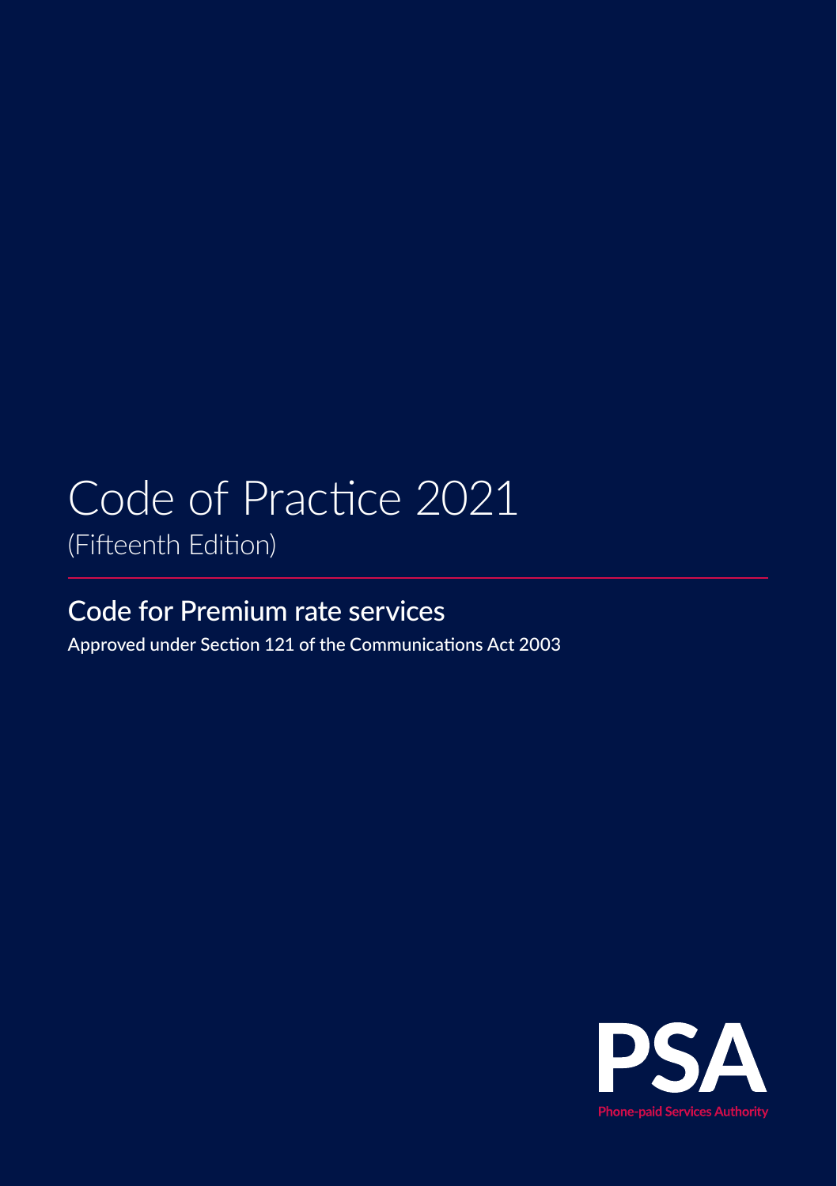# Code of Practice 2021

(Fifteenth Edition)

## Code for Premium rate services

Approved under Section 121 of the Communications Act 2003

PSA

Phone-paid Services Authority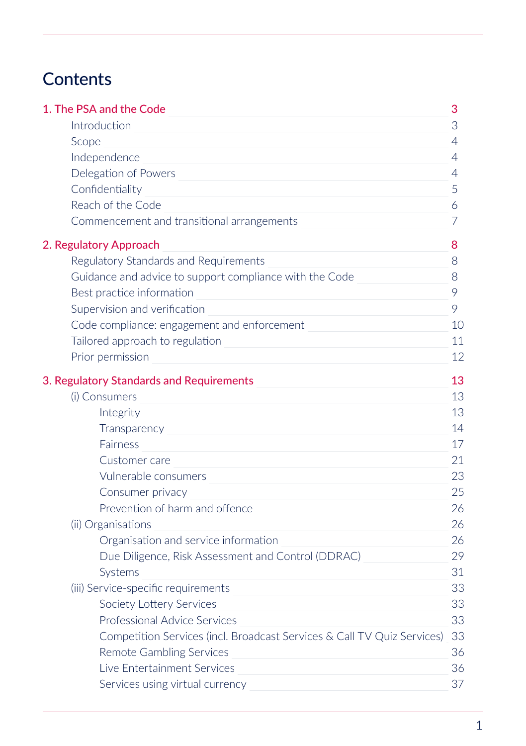# Contents

| | |
|---|---|
| **1. The PSA and the Code** | **3** |
| Introduction | 3 |
| Scope | 4 |
| Independence | 4 |
| Delegation of Powers | 4 |
| Confidentiality | 5 |
| Reach of the Code | 6 |
| Commencement and transitional arrangements | 7 |
| **2. Regulatory Approach** | **8** |
| Regulatory Standards and Requirements | 8 |
| Guidance and advice to support compliance with the Code | 8 |
| Best practice information | 9 |
| Supervision and verification | 9 |
| Code compliance: engagement and enforcement | 10 |
| Tailored approach to regulation | 11 |
| Prior permission | 12 |
| **3. Regulatory Standards and Requirements** | **13** |
| (i) Consumers | 13 |
| Integrity | 13 |
| Transparency | 14 |
| Fairness | 17 |
| Customer care | 21 |
| Vulnerable consumers | 23 |
| Consumer privacy | 25 |
| Prevention of harm and offence | 26 |
| (ii) Organisations | 26 |
| Organisation and service information | 26 |
| Due Diligence, Risk Assessment and Control (DDRAC) | 29 |
| Systems | 31 |
| (iii) Service-specific requirements | 33 |
| Society Lottery Services | 33 |
| Professional Advice Services | 33 |
| Competition Services (incl. Broadcast Services & Call TV Quiz Services) | 33 |
| Remote Gambling Services | 36 |
| Live Entertainment Services | 36 |
| Services using virtual currency | 37 |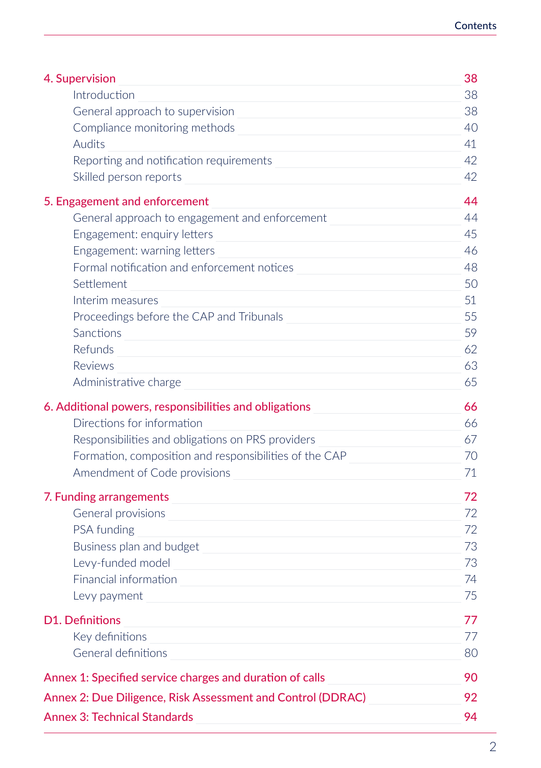| | |
|---|---|
| **4. Supervision** | **38** |
| Introduction | 38 |
| General approach to supervision | 38 |
| Compliance monitoring methods | 40 |
| Audits | 41 |
| Reporting and notification requirements | 42 |
| Skilled person reports | 42 |
| **5. Engagement and enforcement** | **44** |
| General approach to engagement and enforcement | 44 |
| Engagement: enquiry letters | 45 |
| Engagement: warning letters | 46 |
| Formal notification and enforcement notices | 48 |
| Settlement | 50 |
| Interim measures | 51 |
| Proceedings before the CAP and Tribunals | 55 |
| Sanctions | 59 |
| Refunds | 62 |
| Reviews | 63 |
| Administrative charge | 65 |
| **6. Additional powers, responsibilities and obligations** | **66** |
| Directions for information | 66 |
| Responsibilities and obligations on PRS providers | 67 |
| Formation, composition and responsibilities of the CAP | 70 |
| Amendment of Code provisions | 71 |
| **7. Funding arrangements** | **72** |
| General provisions | 72 |
| PSA funding | 72 |
| Business plan and budget | 73 |
| Levy-funded model | 73 |
| Financial information | 74 |
| Levy payment | 75 |
| **D1. Definitions** | **77** |
| Key definitions | 77 |
| General definitions | 80 |
| **Annex 1: Specified service charges and duration of calls** | **90** |
| **Annex 2: Due Diligence, Risk Assessment and Control (DDRAC)** | **92** |
| **Annex 3: Technical Standards** | **94** |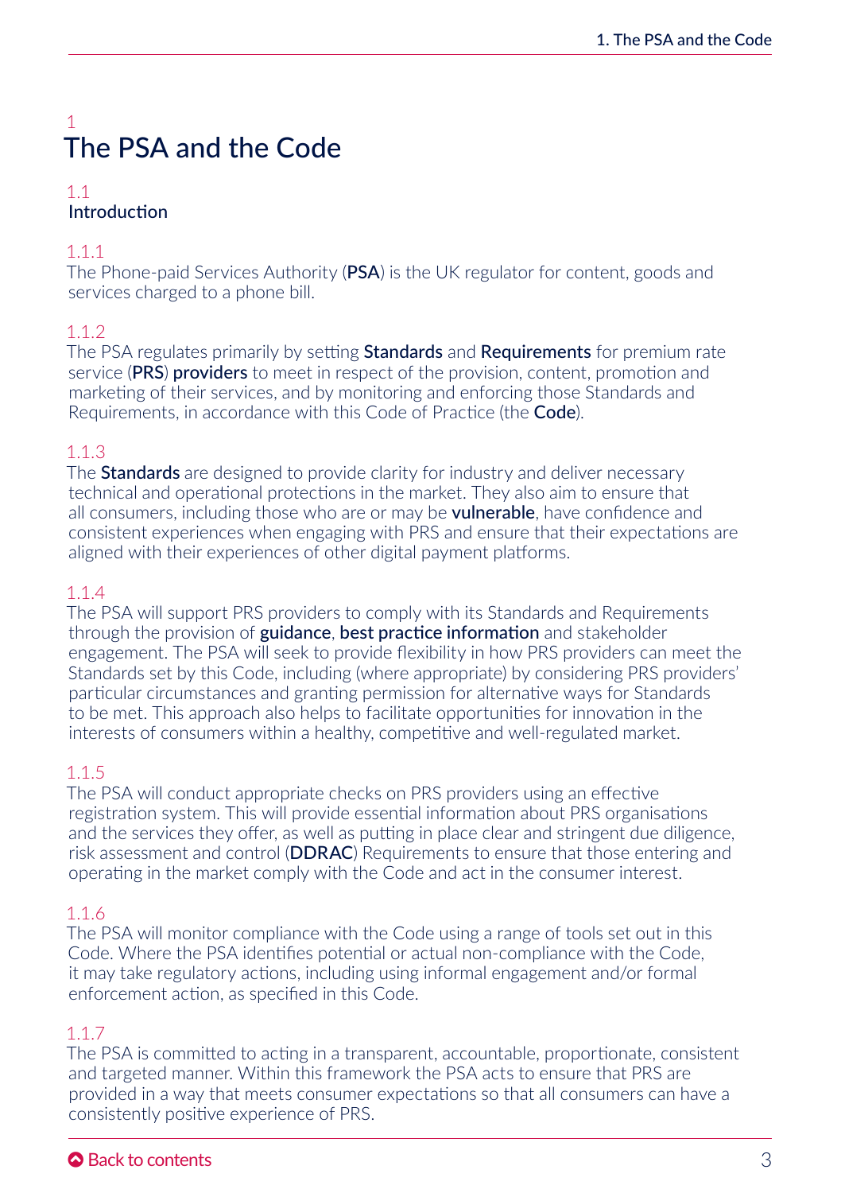# 1 The PSA and the Code

## 1.1 Introduction

**1.1.1**
The Phone-paid Services Authority (**PSA**) is the UK regulator for content, goods and services charged to a phone bill.

**1.1.2**
The PSA regulates primarily by setting **Standards** and **Requirements** for premium rate service (**PRS**) **providers** to meet in respect of the provision, content, promotion and marketing of their services, and by monitoring and enforcing those Standards and Requirements, in accordance with this Code of Practice (the **Code**).

**1.1.3**
The **Standards** are designed to provide clarity for industry and deliver necessary technical and operational protections in the market. They also aim to ensure that all consumers, including those who are or may be **vulnerable**, have confidence and consistent experiences when engaging with PRS and ensure that their expectations are aligned with their experiences of other digital payment platforms.

**1.1.4**
The PSA will support PRS providers to comply with its Standards and Requirements through the provision of **guidance**, **best practice information** and stakeholder engagement. The PSA will seek to provide flexibility in how PRS providers can meet the Standards set by this Code, including (where appropriate) by considering PRS providers' particular circumstances and granting permission for alternative ways for Standards to be met. This approach also helps to facilitate opportunities for innovation in the interests of consumers within a healthy, competitive and well-regulated market.

**1.1.5**
The PSA will conduct appropriate checks on PRS providers using an effective registration system. This will provide essential information about PRS organisations and the services they offer, as well as putting in place clear and stringent due diligence, risk assessment and control (**DDRAC**) Requirements to ensure that those entering and operating in the market comply with the Code and act in the consumer interest.

**1.1.6**
The PSA will monitor compliance with the Code using a range of tools set out in this Code. Where the PSA identifies potential or actual non-compliance with the Code, it may take regulatory actions, including using informal engagement and/or formal enforcement action, as specified in this Code.

**1.1.7**
The PSA is committed to acting in a transparent, accountable, proportionate, consistent and targeted manner. Within this framework the PSA acts to ensure that PRS are provided in a way that meets consumer expectations so that all consumers can have a consistently positive experience of PRS.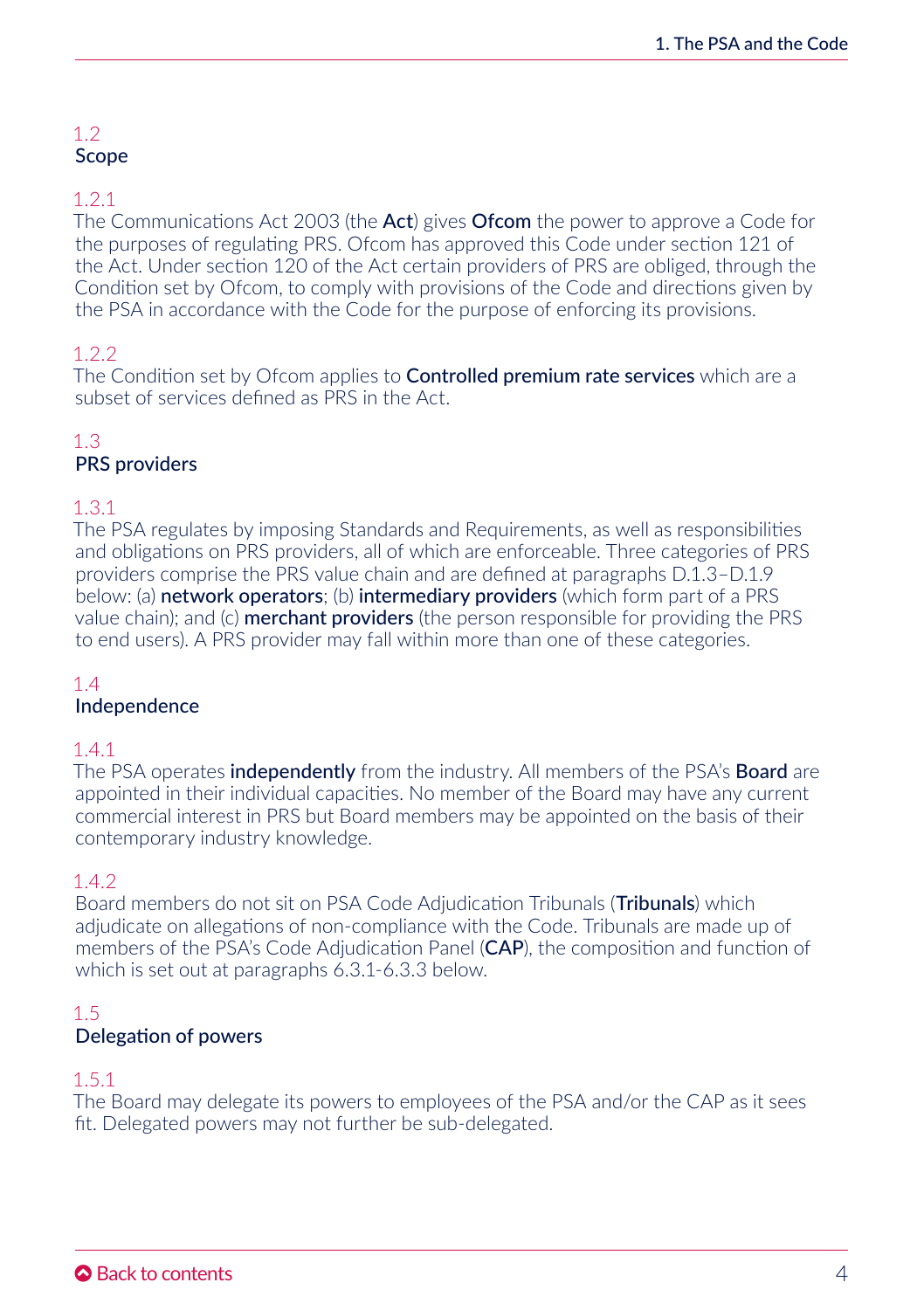## 1.2 Scope

**1.2.1**
The Communications Act 2003 (the **Act**) gives **Ofcom** the power to approve a Code for the purposes of regulating PRS. Ofcom has approved this Code under section 121 of the Act. Under section 120 of the Act certain providers of PRS are obliged, through the Condition set by Ofcom, to comply with provisions of the Code and directions given by the PSA in accordance with the Code for the purpose of enforcing its provisions.

**1.2.2**
The Condition set by Ofcom applies to **Controlled premium rate services** which are a subset of services defined as PRS in the Act.

## 1.3 PRS providers

**1.3.1**
The PSA regulates by imposing Standards and Requirements, as well as responsibilities and obligations on PRS providers, all of which are enforceable. Three categories of PRS providers comprise the PRS value chain and are defined at paragraphs D.1.3–D.1.9 below: (a) **network operators**; (b) **intermediary providers** (which form part of a PRS value chain); and (c) **merchant providers** (the person responsible for providing the PRS to end users). A PRS provider may fall within more than one of these categories.

## 1.4 Independence

**1.4.1**
The PSA operates **independently** from the industry. All members of the PSA's **Board** are appointed in their individual capacities. No member of the Board may have any current commercial interest in PRS but Board members may be appointed on the basis of their contemporary industry knowledge.

**1.4.2**
Board members do not sit on PSA Code Adjudication Tribunals (**Tribunals**) which adjudicate on allegations of non-compliance with the Code. Tribunals are made up of members of the PSA's Code Adjudication Panel (**CAP**), the composition and function of which is set out at paragraphs 6.3.1-6.3.3 below.

## 1.5 Delegation of powers

**1.5.1**
The Board may delegate its powers to employees of the PSA and/or the CAP as it sees fit. Delegated powers may not further be sub-delegated.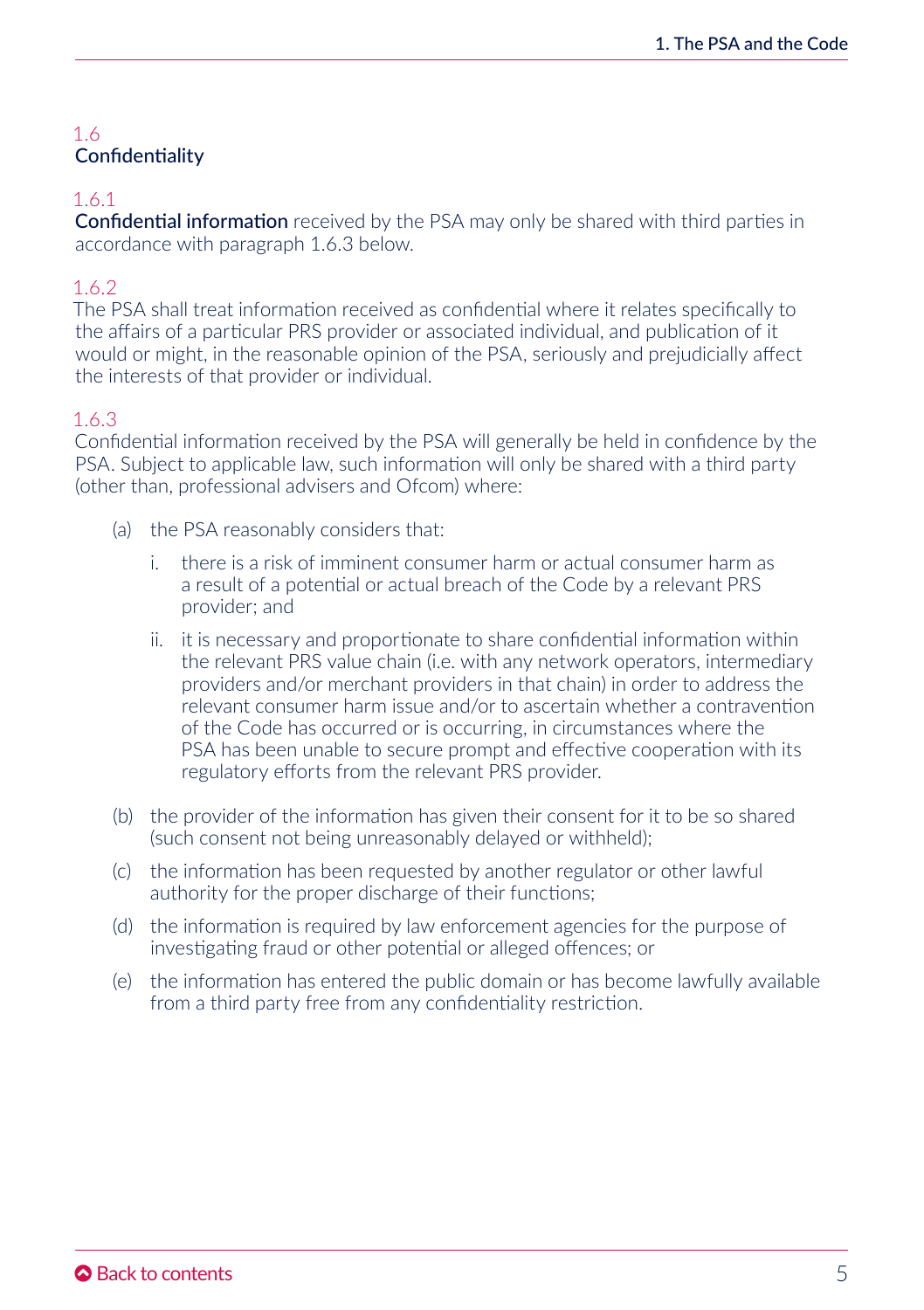## 1.6 Confidentiality

### 1.6.1

**Confidential information** received by the PSA may only be shared with third parties in accordance with paragraph 1.6.3 below.

### 1.6.2

The PSA shall treat information received as confidential where it relates specifically to the affairs of a particular PRS provider or associated individual, and publication of it would or might, in the reasonable opinion of the PSA, seriously and prejudicially affect the interests of that provider or individual.

### 1.6.3

Confidential information received by the PSA will generally be held in confidence by the PSA. Subject to applicable law, such information will only be shared with a third party (other than, professional advisers and Ofcom) where:

(a) the PSA reasonably considers that:

i. there is a risk of imminent consumer harm or actual consumer harm as a result of a potential or actual breach of the Code by a relevant PRS provider; and

ii. it is necessary and proportionate to share confidential information within the relevant PRS value chain (i.e. with any network operators, intermediary providers and/or merchant providers in that chain) in order to address the relevant consumer harm issue and/or to ascertain whether a contravention of the Code has occurred or is occurring, in circumstances where the PSA has been unable to secure prompt and effective cooperation with its regulatory efforts from the relevant PRS provider.

(b) the provider of the information has given their consent for it to be so shared (such consent not being unreasonably delayed or withheld);

(c) the information has been requested by another regulator or other lawful authority for the proper discharge of their functions;

(d) the information is required by law enforcement agencies for the purpose of investigating fraud or other potential or alleged offences; or

(e) the information has entered the public domain or has become lawfully available from a third party free from any confidentiality restriction.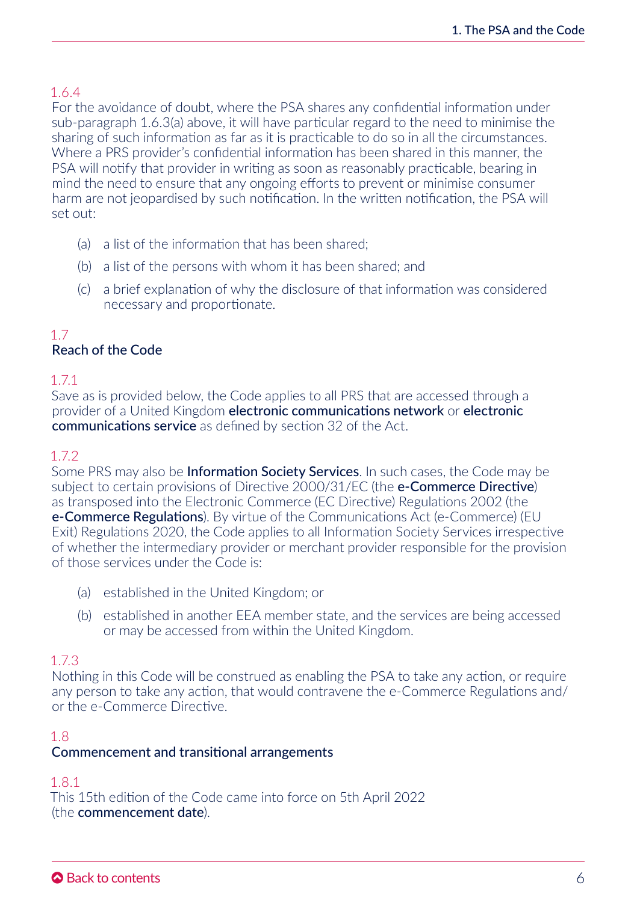1.6.4

For the avoidance of doubt, where the PSA shares any confidential information under sub-paragraph 1.6.3(a) above, it will have particular regard to the need to minimise the sharing of such information as far as it is practicable to do so in all the circumstances. Where a PRS provider's confidential information has been shared in this manner, the PSA will notify that provider in writing as soon as reasonably practicable, bearing in mind the need to ensure that any ongoing efforts to prevent or minimise consumer harm are not jeopardised by such notification. In the written notification, the PSA will set out:

(a) a list of the information that has been shared;

(b) a list of the persons with whom it has been shared; and

(c) a brief explanation of why the disclosure of that information was considered necessary and proportionate.

## 1.7 Reach of the Code

1.7.1

Save as is provided below, the Code applies to all PRS that are accessed through a provider of a United Kingdom **electronic communications network** or **electronic communications service** as defined by section 32 of the Act.

1.7.2

Some PRS may also be **Information Society Services**. In such cases, the Code may be subject to certain provisions of Directive 2000/31/EC (the **e-Commerce Directive**) as transposed into the Electronic Commerce (EC Directive) Regulations 2002 (the **e-Commerce Regulations**). By virtue of the Communications Act (e-Commerce) (EU Exit) Regulations 2020, the Code applies to all Information Society Services irrespective of whether the intermediary provider or merchant provider responsible for the provision of those services under the Code is:

(a) established in the United Kingdom; or

(b) established in another EEA member state, and the services are being accessed or may be accessed from within the United Kingdom.

1.7.3

Nothing in this Code will be construed as enabling the PSA to take any action, or require any person to take any action, that would contravene the e-Commerce Regulations and/or the e-Commerce Directive.

## 1.8 Commencement and transitional arrangements

1.8.1

This 15th edition of the Code came into force on 5th April 2022 (the **commencement date**).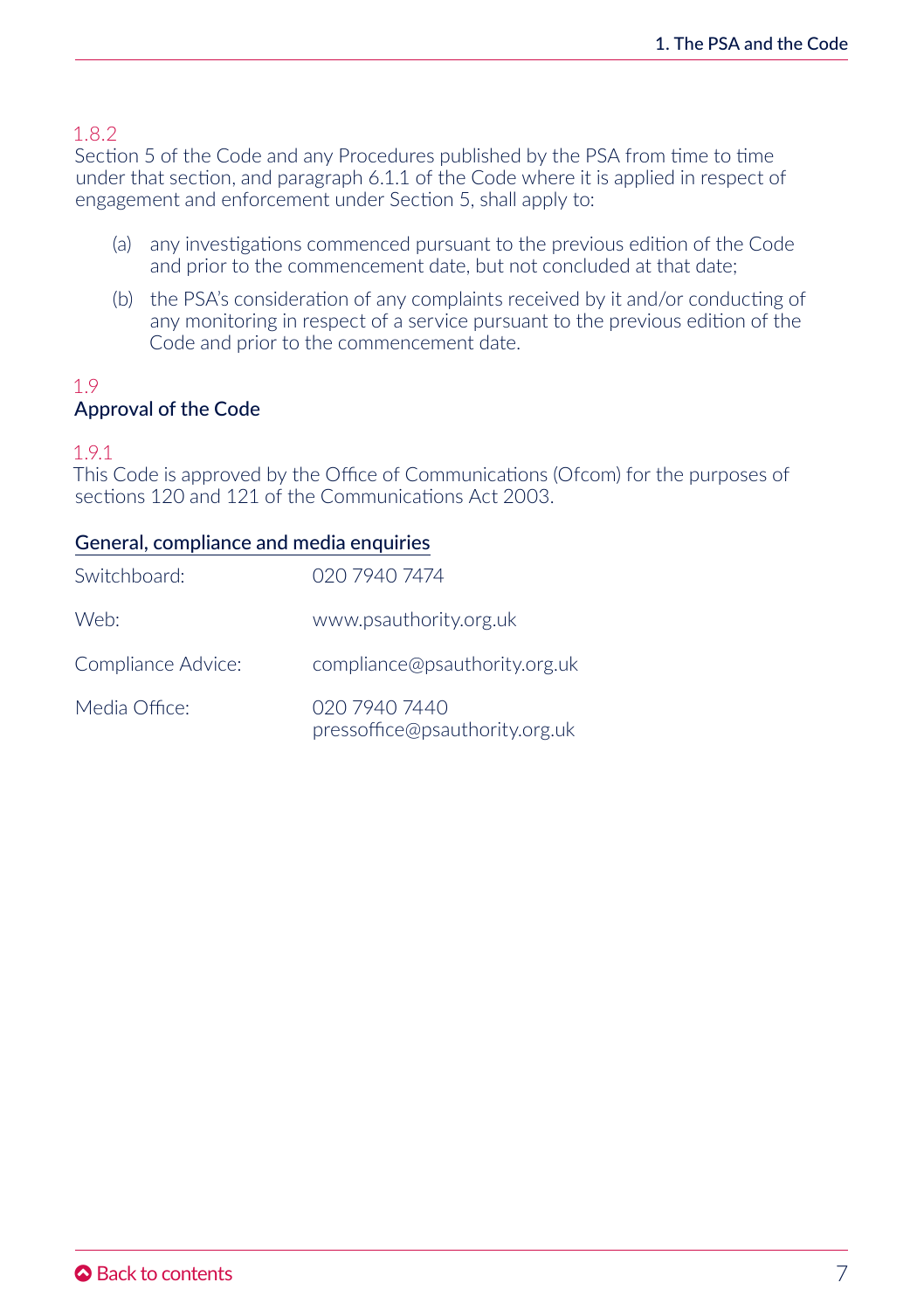1.8.2
Section 5 of the Code and any Procedures published by the PSA from time to time under that section, and paragraph 6.1.1 of the Code where it is applied in respect of engagement and enforcement under Section 5, shall apply to:

(a) any investigations commenced pursuant to the previous edition of the Code and prior to the commencement date, but not concluded at that date;

(b) the PSA's consideration of any complaints received by it and/or conducting of any monitoring in respect of a service pursuant to the previous edition of the Code and prior to the commencement date.

## 1.9
## Approval of the Code

1.9.1
This Code is approved by the Office of Communications (Ofcom) for the purposes of sections 120 and 121 of the Communications Act 2003.

### General, compliance and media enquiries

| | |
|---|---|
| Switchboard: | 020 7940 7474 |
| Web: | www.psauthority.org.uk |
| Compliance Advice: | compliance@psauthority.org.uk |
| Media Office: | 020 7940 7440<br>pressoffice@psauthority.org.uk |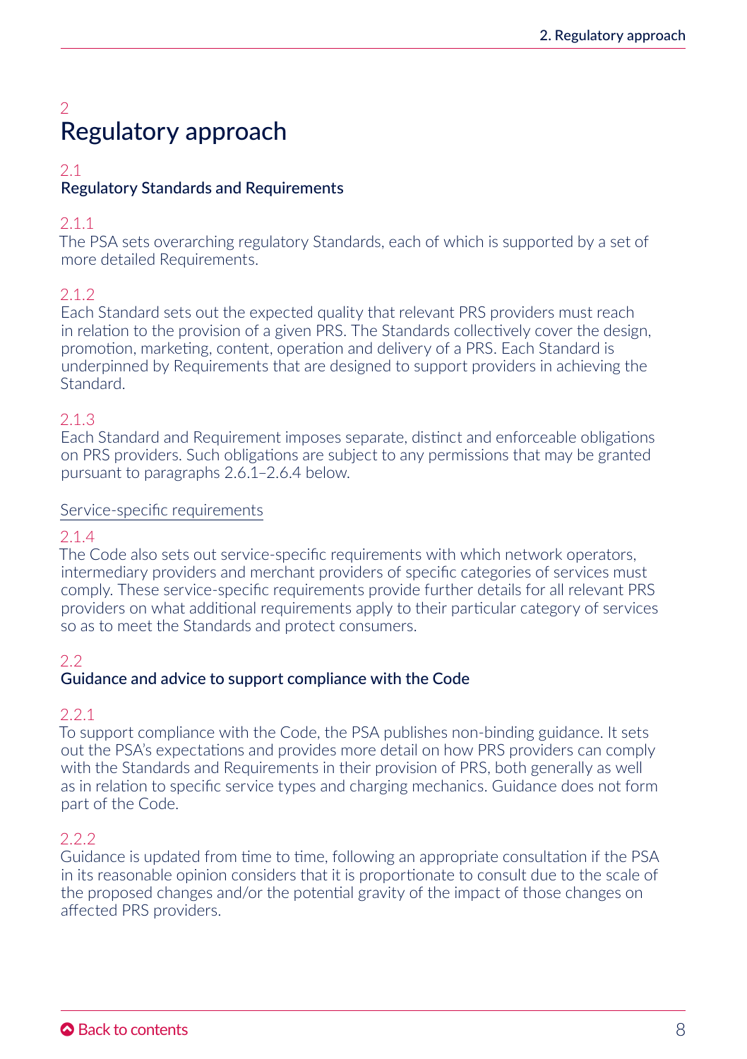# 2 Regulatory approach

## 2.1 Regulatory Standards and Requirements

2.1.1
The PSA sets overarching regulatory Standards, each of which is supported by a set of more detailed Requirements.

2.1.2
Each Standard sets out the expected quality that relevant PRS providers must reach in relation to the provision of a given PRS. The Standards collectively cover the design, promotion, marketing, content, operation and delivery of a PRS. Each Standard is underpinned by Requirements that are designed to support providers in achieving the Standard.

2.1.3
Each Standard and Requirement imposes separate, distinct and enforceable obligations on PRS providers. Such obligations are subject to any permissions that may be granted pursuant to paragraphs 2.6.1–2.6.4 below.

### Service-specific requirements

2.1.4
The Code also sets out service-specific requirements with which network operators, intermediary providers and merchant providers of specific categories of services must comply. These service-specific requirements provide further details for all relevant PRS providers on what additional requirements apply to their particular category of services so as to meet the Standards and protect consumers.

## 2.2 Guidance and advice to support compliance with the Code

2.2.1
To support compliance with the Code, the PSA publishes non-binding guidance. It sets out the PSA's expectations and provides more detail on how PRS providers can comply with the Standards and Requirements in their provision of PRS, both generally as well as in relation to specific service types and charging mechanics. Guidance does not form part of the Code.

2.2.2
Guidance is updated from time to time, following an appropriate consultation if the PSA in its reasonable opinion considers that it is proportionate to consult due to the scale of the proposed changes and/or the potential gravity of the impact of those changes on affected PRS providers.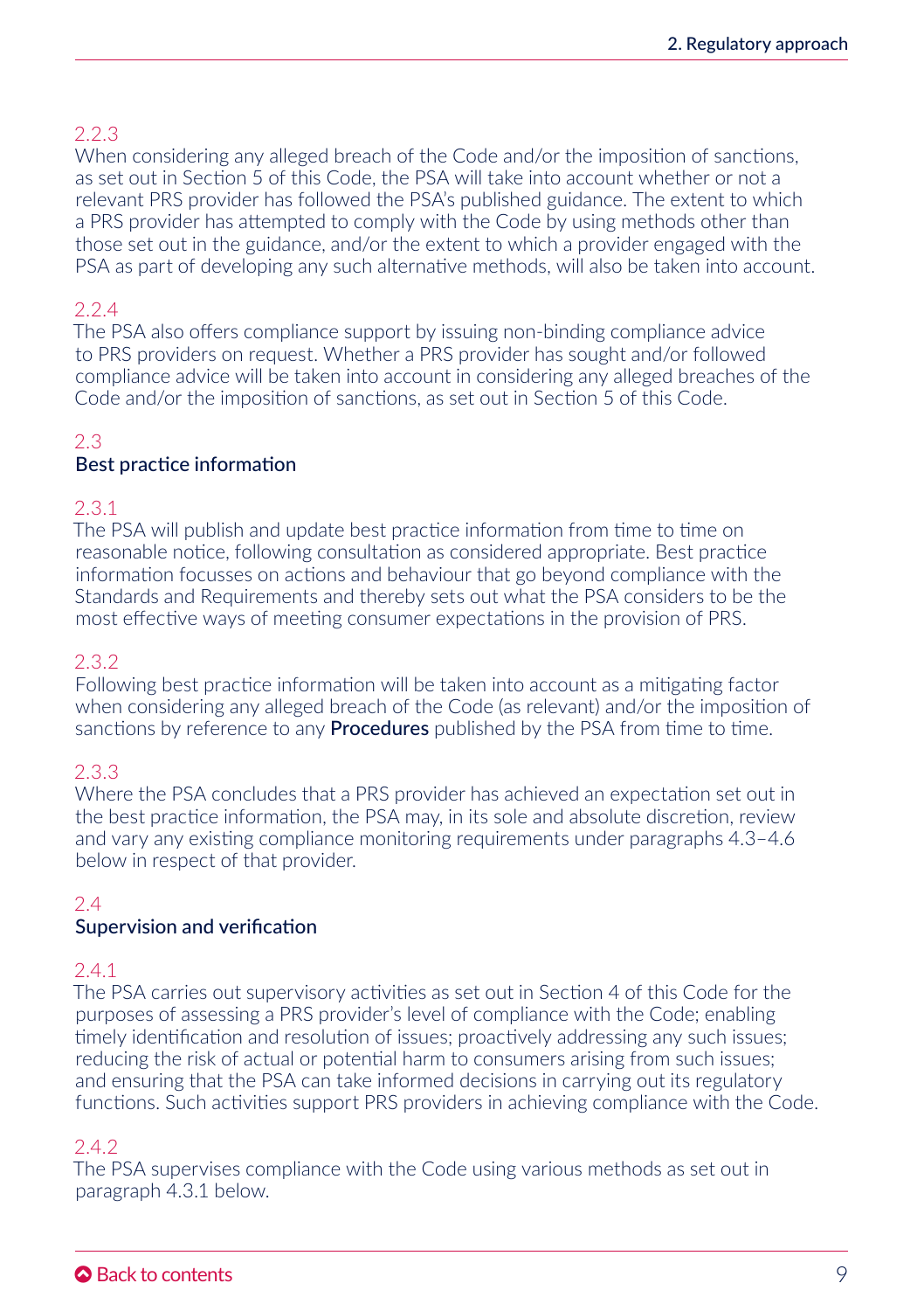2.2.3
When considering any alleged breach of the Code and/or the imposition of sanctions, as set out in Section 5 of this Code, the PSA will take into account whether or not a relevant PRS provider has followed the PSA's published guidance. The extent to which a PRS provider has attempted to comply with the Code by using methods other than those set out in the guidance, and/or the extent to which a provider engaged with the PSA as part of developing any such alternative methods, will also be taken into account.

2.2.4
The PSA also offers compliance support by issuing non-binding compliance advice to PRS providers on request. Whether a PRS provider has sought and/or followed compliance advice will be taken into account in considering any alleged breaches of the Code and/or the imposition of sanctions, as set out in Section 5 of this Code.

## 2.3 Best practice information

2.3.1
The PSA will publish and update best practice information from time to time on reasonable notice, following consultation as considered appropriate. Best practice information focusses on actions and behaviour that go beyond compliance with the Standards and Requirements and thereby sets out what the PSA considers to be the most effective ways of meeting consumer expectations in the provision of PRS.

2.3.2
Following best practice information will be taken into account as a mitigating factor when considering any alleged breach of the Code (as relevant) and/or the imposition of sanctions by reference to any **Procedures** published by the PSA from time to time.

2.3.3
Where the PSA concludes that a PRS provider has achieved an expectation set out in the best practice information, the PSA may, in its sole and absolute discretion, review and vary any existing compliance monitoring requirements under paragraphs 4.3–4.6 below in respect of that provider.

## 2.4 Supervision and verification

2.4.1
The PSA carries out supervisory activities as set out in Section 4 of this Code for the purposes of assessing a PRS provider's level of compliance with the Code; enabling timely identification and resolution of issues; proactively addressing any such issues; reducing the risk of actual or potential harm to consumers arising from such issues; and ensuring that the PSA can take informed decisions in carrying out its regulatory functions. Such activities support PRS providers in achieving compliance with the Code.

2.4.2
The PSA supervises compliance with the Code using various methods as set out in paragraph 4.3.1 below.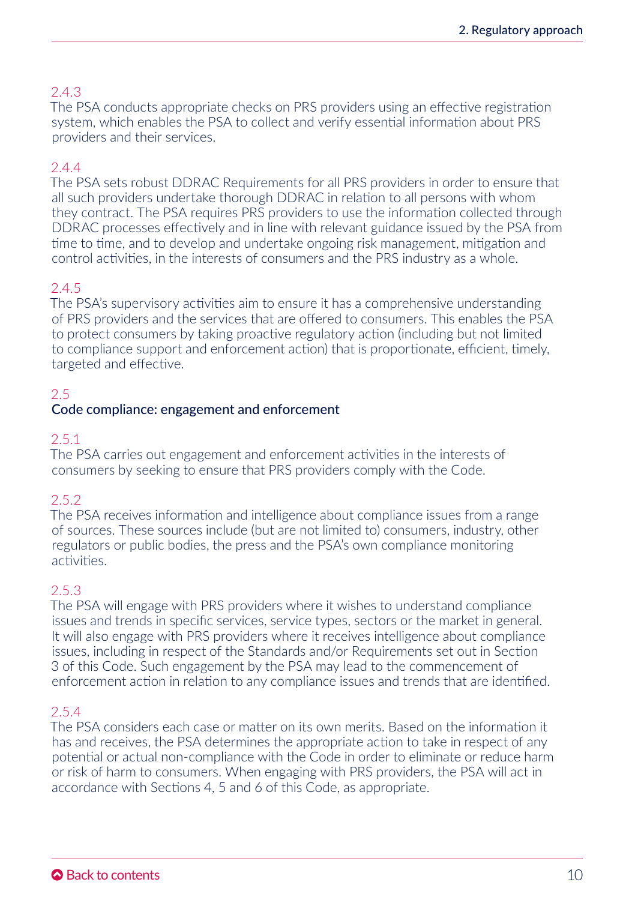2.4.3
The PSA conducts appropriate checks on PRS providers using an effective registration system, which enables the PSA to collect and verify essential information about PRS providers and their services.

2.4.4
The PSA sets robust DDRAC Requirements for all PRS providers in order to ensure that all such providers undertake thorough DDRAC in relation to all persons with whom they contract. The PSA requires PRS providers to use the information collected through DDRAC processes effectively and in line with relevant guidance issued by the PSA from time to time, and to develop and undertake ongoing risk management, mitigation and control activities, in the interests of consumers and the PRS industry as a whole.

2.4.5
The PSA's supervisory activities aim to ensure it has a comprehensive understanding of PRS providers and the services that are offered to consumers. This enables the PSA to protect consumers by taking proactive regulatory action (including but not limited to compliance support and enforcement action) that is proportionate, efficient, timely, targeted and effective.

## 2.5 Code compliance: engagement and enforcement

2.5.1
The PSA carries out engagement and enforcement activities in the interests of consumers by seeking to ensure that PRS providers comply with the Code.

2.5.2
The PSA receives information and intelligence about compliance issues from a range of sources. These sources include (but are not limited to) consumers, industry, other regulators or public bodies, the press and the PSA's own compliance monitoring activities.

2.5.3
The PSA will engage with PRS providers where it wishes to understand compliance issues and trends in specific services, service types, sectors or the market in general. It will also engage with PRS providers where it receives intelligence about compliance issues, including in respect of the Standards and/or Requirements set out in Section 3 of this Code. Such engagement by the PSA may lead to the commencement of enforcement action in relation to any compliance issues and trends that are identified.

2.5.4
The PSA considers each case or matter on its own merits. Based on the information it has and receives, the PSA determines the appropriate action to take in respect of any potential or actual non-compliance with the Code in order to eliminate or reduce harm or risk of harm to consumers. When engaging with PRS providers, the PSA will act in accordance with Sections 4, 5 and 6 of this Code, as appropriate.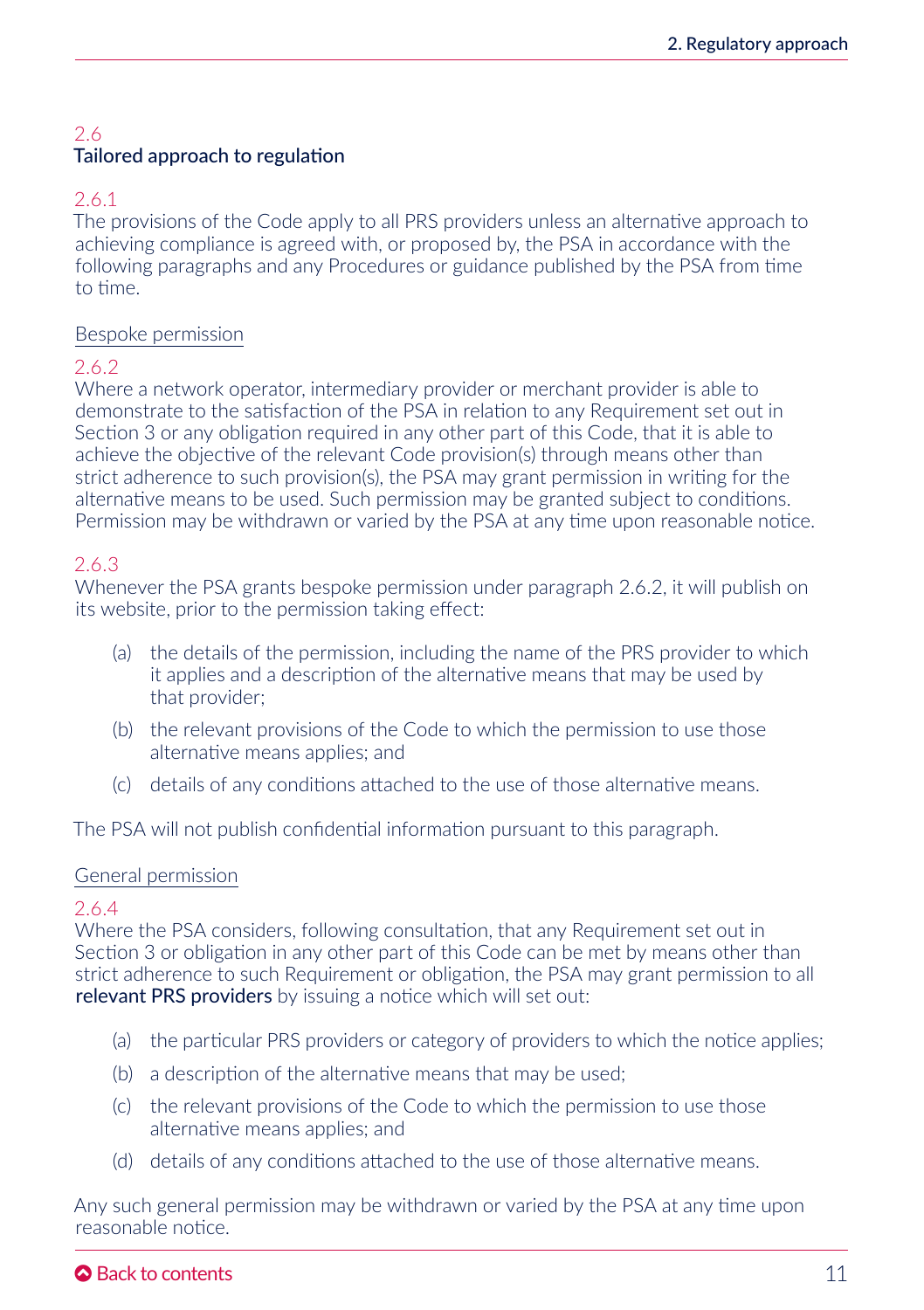## 2.6 Tailored approach to regulation

2.6.1
The provisions of the Code apply to all PRS providers unless an alternative approach to achieving compliance is agreed with, or proposed by, the PSA in accordance with the following paragraphs and any Procedures or guidance published by the PSA from time to time.

### Bespoke permission

2.6.2
Where a network operator, intermediary provider or merchant provider is able to demonstrate to the satisfaction of the PSA in relation to any Requirement set out in Section 3 or any obligation required in any other part of this Code, that it is able to achieve the objective of the relevant Code provision(s) through means other than strict adherence to such provision(s), the PSA may grant permission in writing for the alternative means to be used. Such permission may be granted subject to conditions. Permission may be withdrawn or varied by the PSA at any time upon reasonable notice.

2.6.3
Whenever the PSA grants bespoke permission under paragraph 2.6.2, it will publish on its website, prior to the permission taking effect:

(a) the details of the permission, including the name of the PRS provider to which it applies and a description of the alternative means that may be used by that provider;

(b) the relevant provisions of the Code to which the permission to use those alternative means applies; and

(c) details of any conditions attached to the use of those alternative means.

The PSA will not publish confidential information pursuant to this paragraph.

### General permission

2.6.4
Where the PSA considers, following consultation, that any Requirement set out in Section 3 or obligation in any other part of this Code can be met by means other than strict adherence to such Requirement or obligation, the PSA may grant permission to all **relevant PRS providers** by issuing a notice which will set out:

(a) the particular PRS providers or category of providers to which the notice applies;

(b) a description of the alternative means that may be used;

(c) the relevant provisions of the Code to which the permission to use those alternative means applies; and

(d) details of any conditions attached to the use of those alternative means.

Any such general permission may be withdrawn or varied by the PSA at any time upon reasonable notice.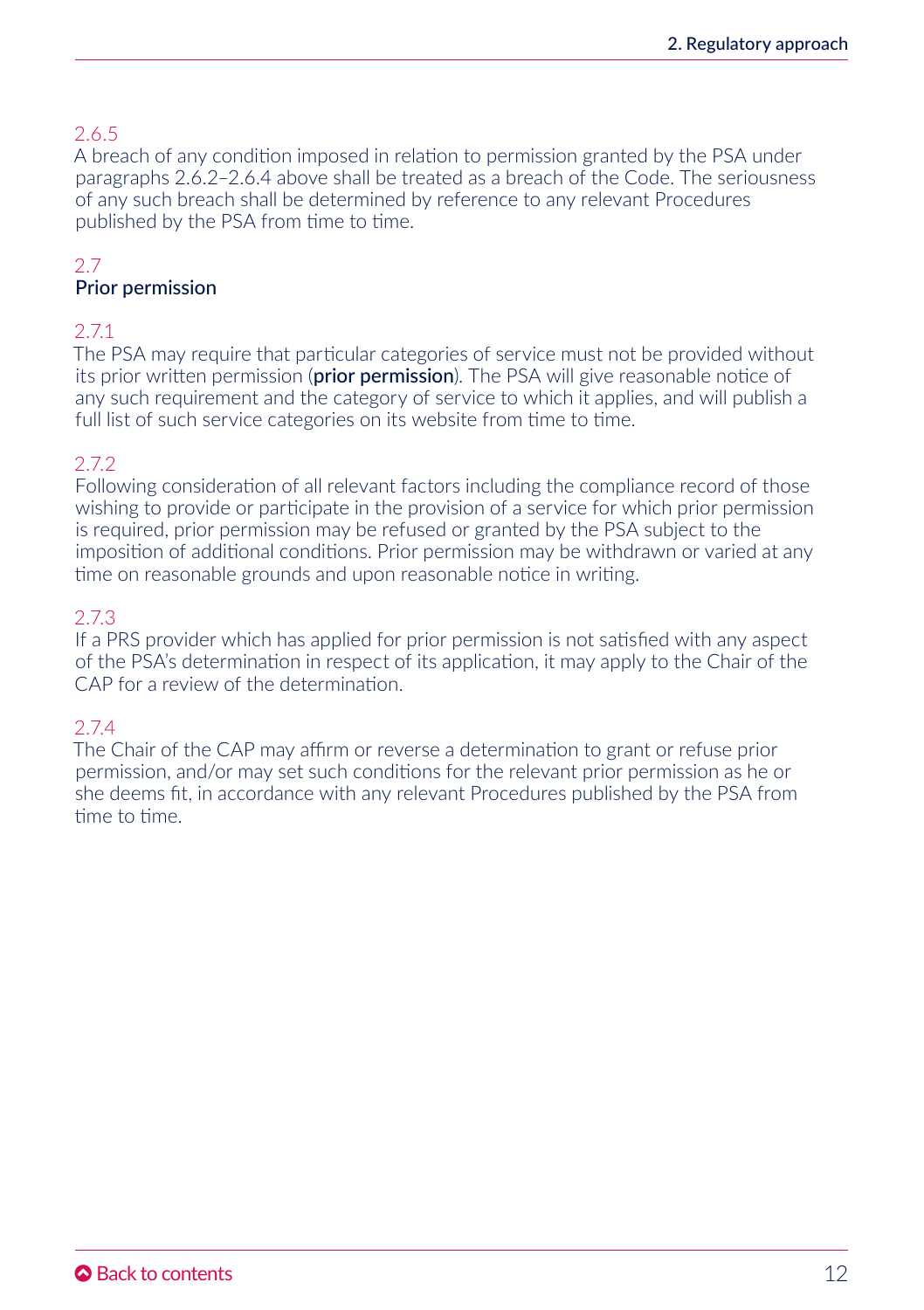2.6.5
A breach of any condition imposed in relation to permission granted by the PSA under paragraphs 2.6.2–2.6.4 above shall be treated as a breach of the Code. The seriousness of any such breach shall be determined by reference to any relevant Procedures published by the PSA from time to time.

## 2.7 Prior permission

2.7.1
The PSA may require that particular categories of service must not be provided without its prior written permission (**prior permission**). The PSA will give reasonable notice of any such requirement and the category of service to which it applies, and will publish a full list of such service categories on its website from time to time.

2.7.2
Following consideration of all relevant factors including the compliance record of those wishing to provide or participate in the provision of a service for which prior permission is required, prior permission may be refused or granted by the PSA subject to the imposition of additional conditions. Prior permission may be withdrawn or varied at any time on reasonable grounds and upon reasonable notice in writing.

2.7.3
If a PRS provider which has applied for prior permission is not satisfied with any aspect of the PSA's determination in respect of its application, it may apply to the Chair of the CAP for a review of the determination.

2.7.4
The Chair of the CAP may affirm or reverse a determination to grant or refuse prior permission, and/or may set such conditions for the relevant prior permission as he or she deems fit, in accordance with any relevant Procedures published by the PSA from time to time.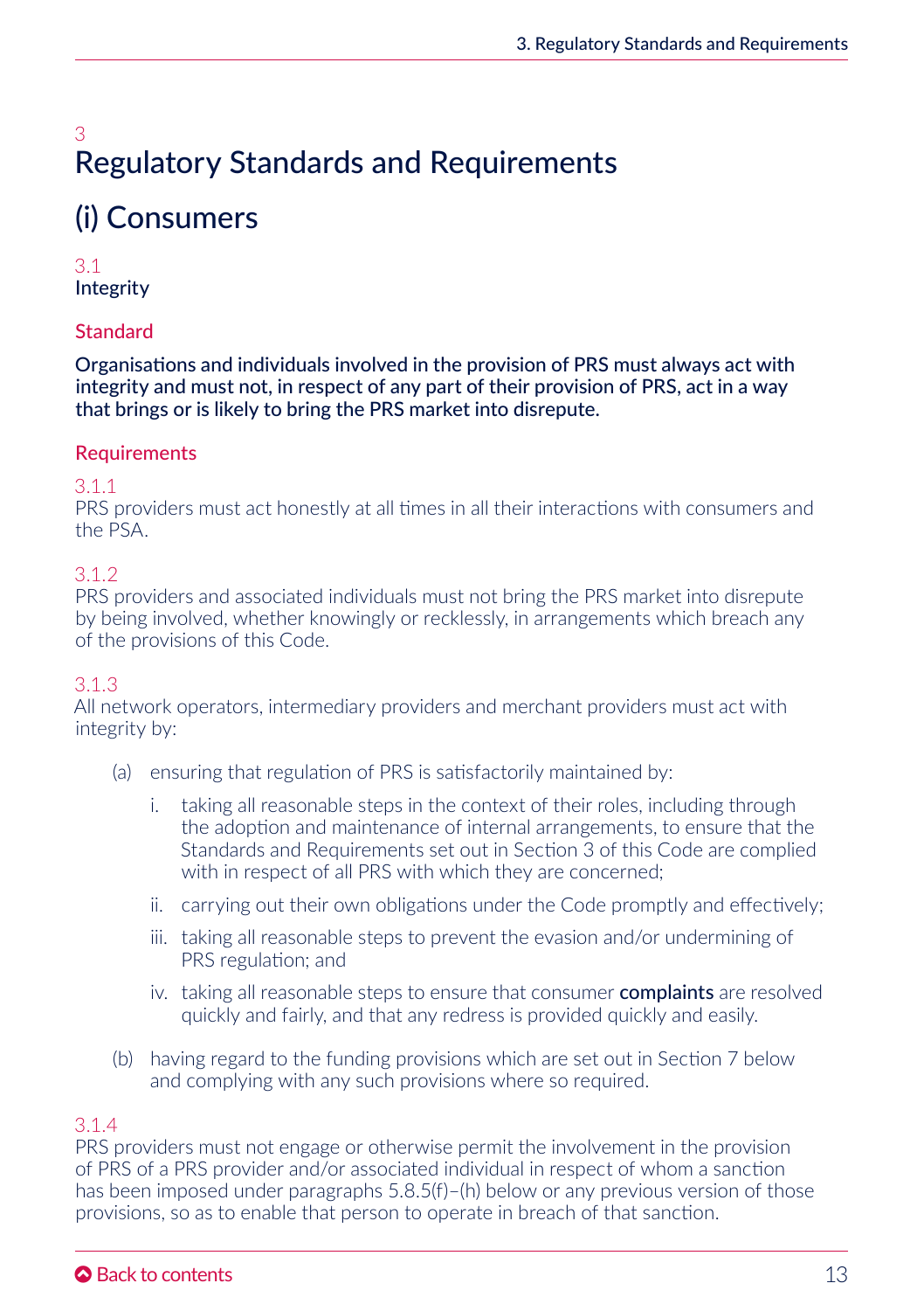# 3 Regulatory Standards and Requirements

## (i) Consumers

### 3.1 Integrity

#### Standard

**Organisations and individuals involved in the provision of PRS must always act with integrity and must not, in respect of any part of their provision of PRS, act in a way that brings or is likely to bring the PRS market into disrepute.**

#### Requirements

3.1.1
PRS providers must act honestly at all times in all their interactions with consumers and the PSA.

3.1.2
PRS providers and associated individuals must not bring the PRS market into disrepute by being involved, whether knowingly or recklessly, in arrangements which breach any of the provisions of this Code.

3.1.3
All network operators, intermediary providers and merchant providers must act with integrity by:

(a) ensuring that regulation of PRS is satisfactorily maintained by:

  i. taking all reasonable steps in the context of their roles, including through the adoption and maintenance of internal arrangements, to ensure that the Standards and Requirements set out in Section 3 of this Code are complied with in respect of all PRS with which they are concerned;

  ii. carrying out their own obligations under the Code promptly and effectively;

  iii. taking all reasonable steps to prevent the evasion and/or undermining of PRS regulation; and

  iv. taking all reasonable steps to ensure that consumer **complaints** are resolved quickly and fairly, and that any redress is provided quickly and easily.

(b) having regard to the funding provisions which are set out in Section 7 below and complying with any such provisions where so required.

3.1.4
PRS providers must not engage or otherwise permit the involvement in the provision of PRS of a PRS provider and/or associated individual in respect of whom a sanction has been imposed under paragraphs 5.8.5(f)–(h) below or any previous version of those provisions, so as to enable that person to operate in breach of that sanction.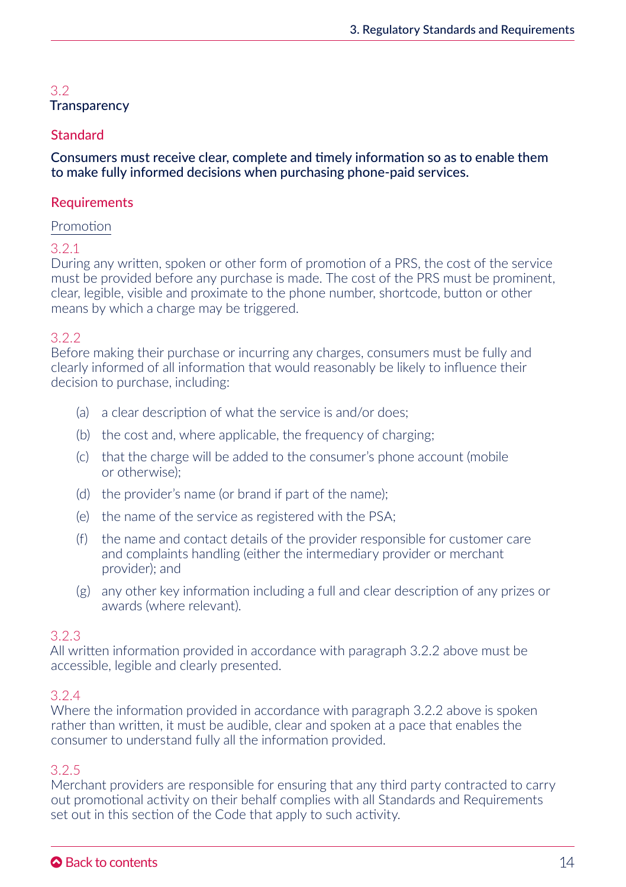## 3.2 Transparency

### Standard

**Consumers must receive clear, complete and timely information so as to enable them to make fully informed decisions when purchasing phone-paid services.**

### Requirements

Promotion

3.2.1
During any written, spoken or other form of promotion of a PRS, the cost of the service must be provided before any purchase is made. The cost of the PRS must be prominent, clear, legible, visible and proximate to the phone number, shortcode, button or other means by which a charge may be triggered.

3.2.2
Before making their purchase or incurring any charges, consumers must be fully and clearly informed of all information that would reasonably be likely to influence their decision to purchase, including:

(a) a clear description of what the service is and/or does;

(b) the cost and, where applicable, the frequency of charging;

(c) that the charge will be added to the consumer's phone account (mobile or otherwise);

(d) the provider's name (or brand if part of the name);

(e) the name of the service as registered with the PSA;

(f) the name and contact details of the provider responsible for customer care and complaints handling (either the intermediary provider or merchant provider); and

(g) any other key information including a full and clear description of any prizes or awards (where relevant).

3.2.3
All written information provided in accordance with paragraph 3.2.2 above must be accessible, legible and clearly presented.

3.2.4
Where the information provided in accordance with paragraph 3.2.2 above is spoken rather than written, it must be audible, clear and spoken at a pace that enables the consumer to understand fully all the information provided.

3.2.5
Merchant providers are responsible for ensuring that any third party contracted to carry out promotional activity on their behalf complies with all Standards and Requirements set out in this section of the Code that apply to such activity.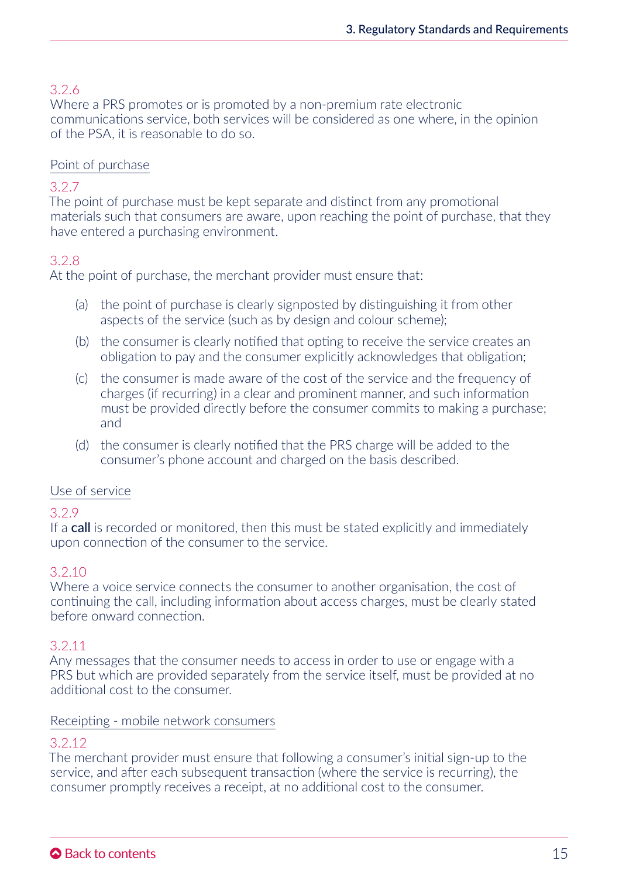3.2.6
Where a PRS promotes or is promoted by a non-premium rate electronic communications service, both services will be considered as one where, in the opinion of the PSA, it is reasonable to do so.

Point of purchase

3.2.7
The point of purchase must be kept separate and distinct from any promotional materials such that consumers are aware, upon reaching the point of purchase, that they have entered a purchasing environment.

3.2.8
At the point of purchase, the merchant provider must ensure that:

(a) the point of purchase is clearly signposted by distinguishing it from other aspects of the service (such as by design and colour scheme);

(b) the consumer is clearly notified that opting to receive the service creates an obligation to pay and the consumer explicitly acknowledges that obligation;

(c) the consumer is made aware of the cost of the service and the frequency of charges (if recurring) in a clear and prominent manner, and such information must be provided directly before the consumer commits to making a purchase; and

(d) the consumer is clearly notified that the PRS charge will be added to the consumer's phone account and charged on the basis described.

Use of service

3.2.9
If a **call** is recorded or monitored, then this must be stated explicitly and immediately upon connection of the consumer to the service.

3.2.10
Where a voice service connects the consumer to another organisation, the cost of continuing the call, including information about access charges, must be clearly stated before onward connection.

3.2.11
Any messages that the consumer needs to access in order to use or engage with a PRS but which are provided separately from the service itself, must be provided at no additional cost to the consumer.

Receipting - mobile network consumers

3.2.12
The merchant provider must ensure that following a consumer's initial sign-up to the service, and after each subsequent transaction (where the service is recurring), the consumer promptly receives a receipt, at no additional cost to the consumer.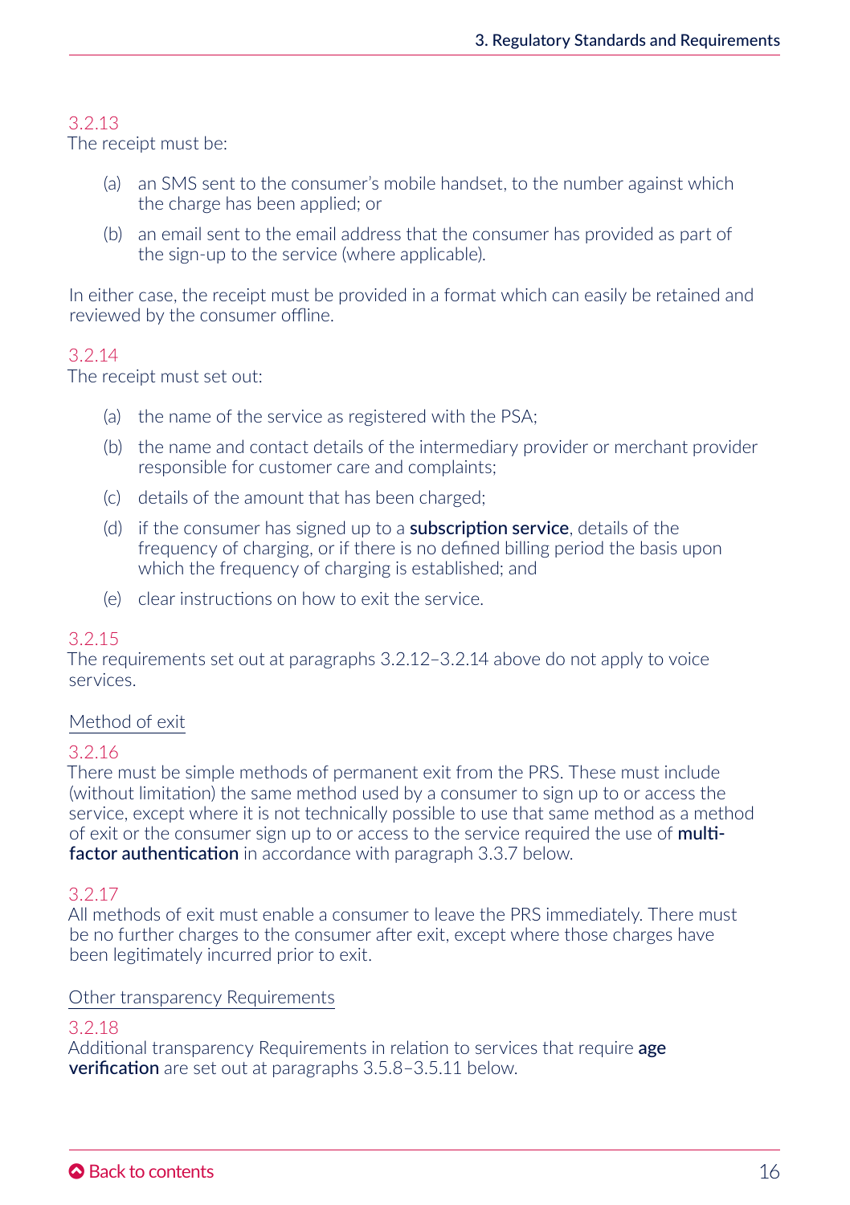3.2.13

The receipt must be:

(a) an SMS sent to the consumer's mobile handset, to the number against which the charge has been applied; or

(b) an email sent to the email address that the consumer has provided as part of the sign-up to the service (where applicable).

In either case, the receipt must be provided in a format which can easily be retained and reviewed by the consumer offline.

3.2.14

The receipt must set out:

(a) the name of the service as registered with the PSA;

(b) the name and contact details of the intermediary provider or merchant provider responsible for customer care and complaints;

(c) details of the amount that has been charged;

(d) if the consumer has signed up to a **subscription service**, details of the frequency of charging, or if there is no defined billing period the basis upon which the frequency of charging is established; and

(e) clear instructions on how to exit the service.

3.2.15

The requirements set out at paragraphs 3.2.12–3.2.14 above do not apply to voice services.

### Method of exit

3.2.16

There must be simple methods of permanent exit from the PRS. These must include (without limitation) the same method used by a consumer to sign up to or access the service, except where it is not technically possible to use that same method as a method of exit or the consumer sign up to or access to the service required the use of **multi-factor authentication** in accordance with paragraph 3.3.7 below.

3.2.17

All methods of exit must enable a consumer to leave the PRS immediately. There must be no further charges to the consumer after exit, except where those charges have been legitimately incurred prior to exit.

### Other transparency Requirements

3.2.18

Additional transparency Requirements in relation to services that require **age verification** are set out at paragraphs 3.5.8–3.5.11 below.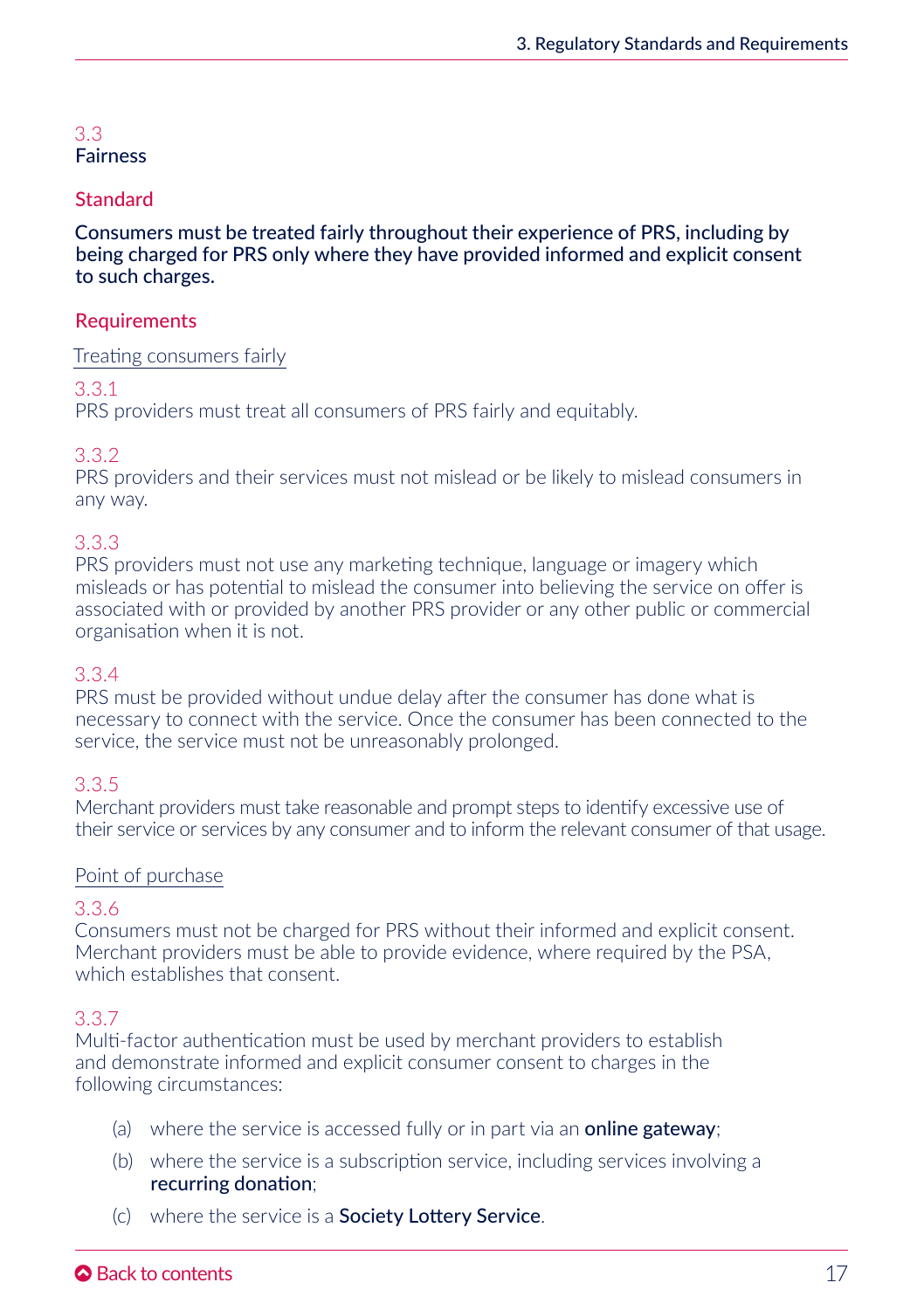## 3.3 Fairness

### Standard

**Consumers must be treated fairly throughout their experience of PRS, including by being charged for PRS only where they have provided informed and explicit consent to such charges.**

### Requirements

Treating consumers fairly

3.3.1
PRS providers must treat all consumers of PRS fairly and equitably.

3.3.2
PRS providers and their services must not mislead or be likely to mislead consumers in any way.

3.3.3
PRS providers must not use any marketing technique, language or imagery which misleads or has potential to mislead the consumer into believing the service on offer is associated with or provided by another PRS provider or any other public or commercial organisation when it is not.

3.3.4
PRS must be provided without undue delay after the consumer has done what is necessary to connect with the service. Once the consumer has been connected to the service, the service must not be unreasonably prolonged.

3.3.5
Merchant providers must take reasonable and prompt steps to identify excessive use of their service or services by any consumer and to inform the relevant consumer of that usage.

Point of purchase

3.3.6
Consumers must not be charged for PRS without their informed and explicit consent. Merchant providers must be able to provide evidence, where required by the PSA, which establishes that consent.

3.3.7
Multi-factor authentication must be used by merchant providers to establish and demonstrate informed and explicit consumer consent to charges in the following circumstances:

(a) where the service is accessed fully or in part via an **online gateway**;

(b) where the service is a subscription service, including services involving a **recurring donation**;

(c) where the service is a **Society Lottery Service**.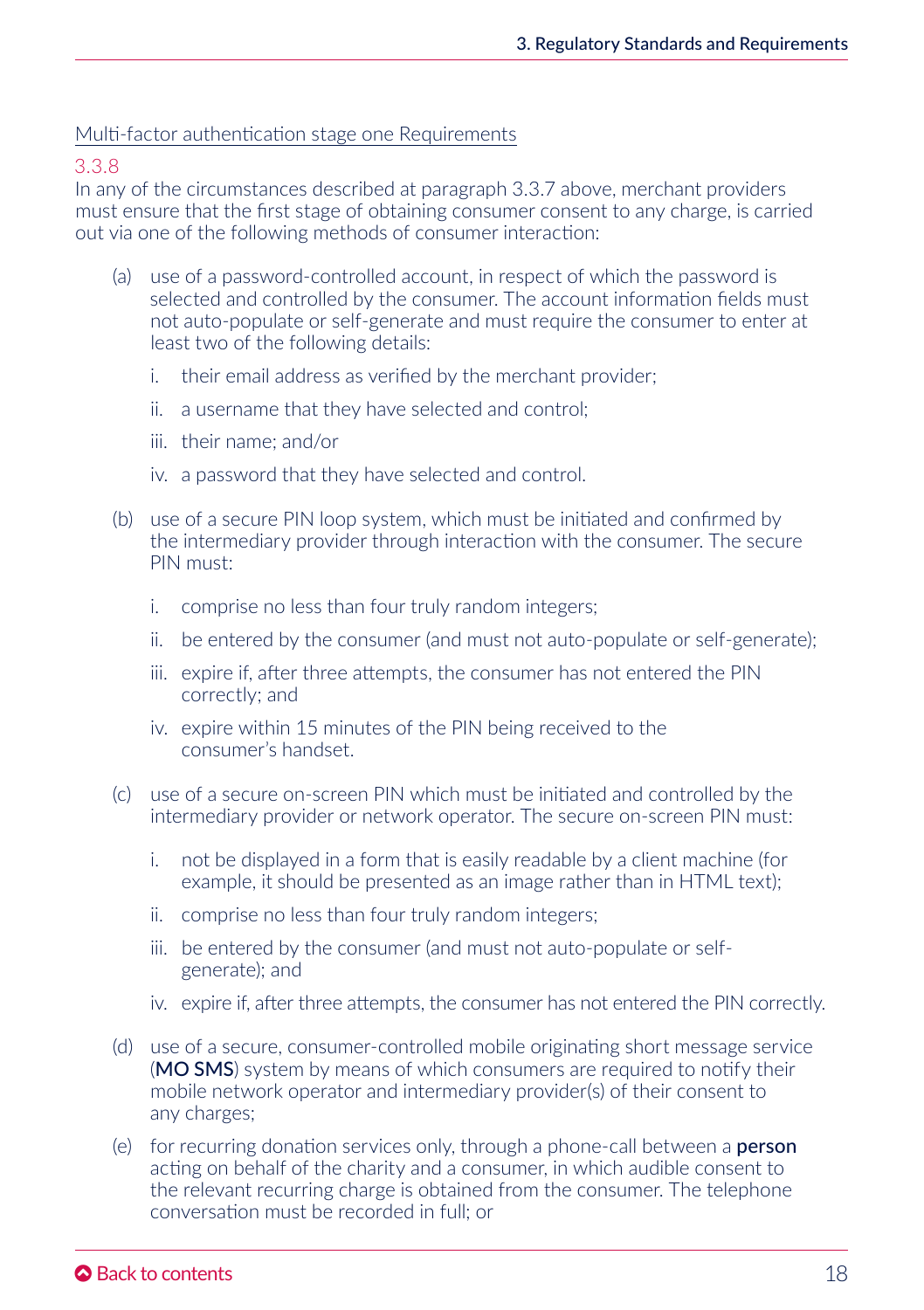Multi-factor authentication stage one Requirements

3.3.8

In any of the circumstances described at paragraph 3.3.7 above, merchant providers must ensure that the first stage of obtaining consumer consent to any charge, is carried out via one of the following methods of consumer interaction:

(a) use of a password-controlled account, in respect of which the password is selected and controlled by the consumer. The account information fields must not auto-populate or self-generate and must require the consumer to enter at least two of the following details:

  i. their email address as verified by the merchant provider;

  ii. a username that they have selected and control;

  iii. their name; and/or

  iv. a password that they have selected and control.

(b) use of a secure PIN loop system, which must be initiated and confirmed by the intermediary provider through interaction with the consumer. The secure PIN must:

  i. comprise no less than four truly random integers;

  ii. be entered by the consumer (and must not auto-populate or self-generate);

  iii. expire if, after three attempts, the consumer has not entered the PIN correctly; and

  iv. expire within 15 minutes of the PIN being received to the consumer's handset.

(c) use of a secure on-screen PIN which must be initiated and controlled by the intermediary provider or network operator. The secure on-screen PIN must:

  i. not be displayed in a form that is easily readable by a client machine (for example, it should be presented as an image rather than in HTML text);

  ii. comprise no less than four truly random integers;

  iii. be entered by the consumer (and must not auto-populate or self-generate); and

  iv. expire if, after three attempts, the consumer has not entered the PIN correctly.

(d) use of a secure, consumer-controlled mobile originating short message service (**MO SMS**) system by means of which consumers are required to notify their mobile network operator and intermediary provider(s) of their consent to any charges;

(e) for recurring donation services only, through a phone-call between a **person** acting on behalf of the charity and a consumer, in which audible consent to the relevant recurring charge is obtained from the consumer. The telephone conversation must be recorded in full; or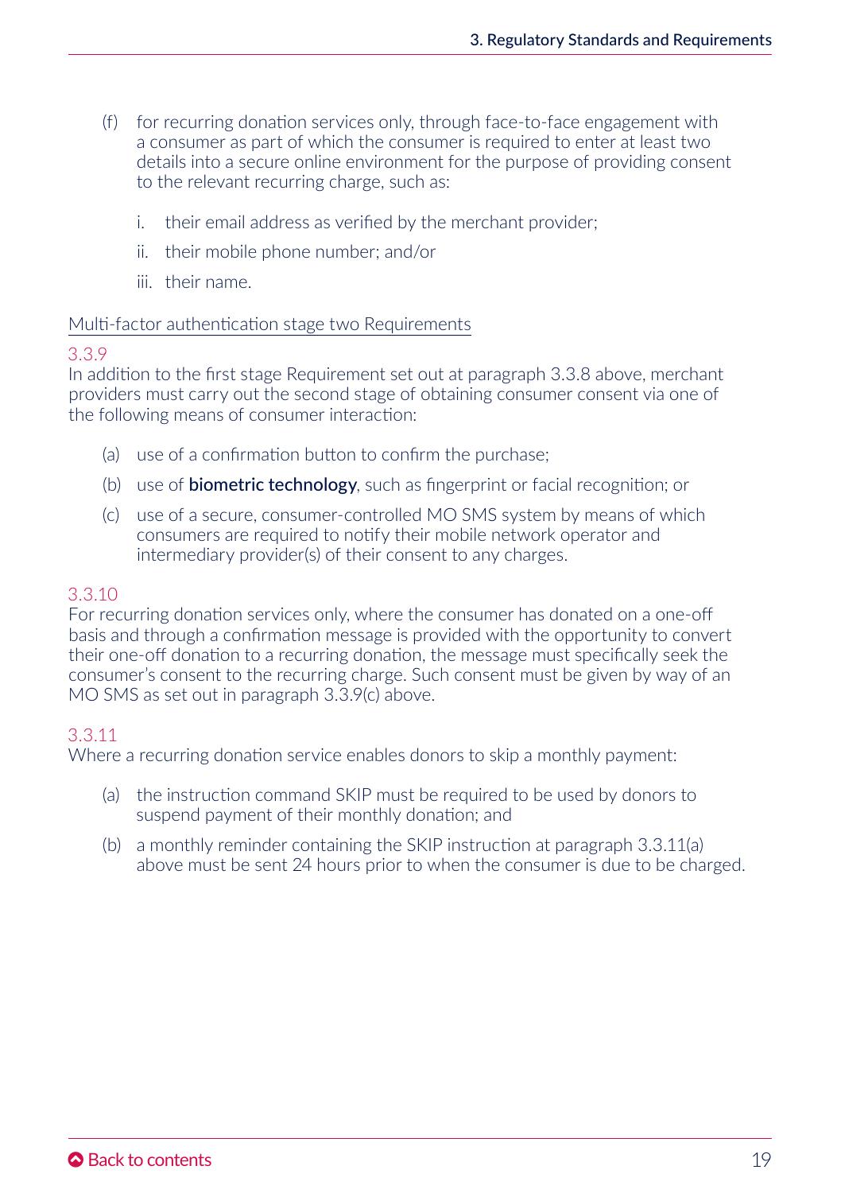(f) for recurring donation services only, through face-to-face engagement with a consumer as part of which the consumer is required to enter at least two details into a secure online environment for the purpose of providing consent to the relevant recurring charge, such as:

   i. their email address as verified by the merchant provider;

   ii. their mobile phone number; and/or

   iii. their name.

<u>Multi-factor authentication stage two Requirements</u>

3.3.9
In addition to the first stage Requirement set out at paragraph 3.3.8 above, merchant providers must carry out the second stage of obtaining consumer consent via one of the following means of consumer interaction:

(a) use of a confirmation button to confirm the purchase;

(b) use of **biometric technology**, such as fingerprint or facial recognition; or

(c) use of a secure, consumer-controlled MO SMS system by means of which consumers are required to notify their mobile network operator and intermediary provider(s) of their consent to any charges.

3.3.10
For recurring donation services only, where the consumer has donated on a one-off basis and through a confirmation message is provided with the opportunity to convert their one-off donation to a recurring donation, the message must specifically seek the consumer's consent to the recurring charge. Such consent must be given by way of an MO SMS as set out in paragraph 3.3.9(c) above.

3.3.11
Where a recurring donation service enables donors to skip a monthly payment:

(a) the instruction command SKIP must be required to be used by donors to suspend payment of their monthly donation; and

(b) a monthly reminder containing the SKIP instruction at paragraph 3.3.11(a) above must be sent 24 hours prior to when the consumer is due to be charged.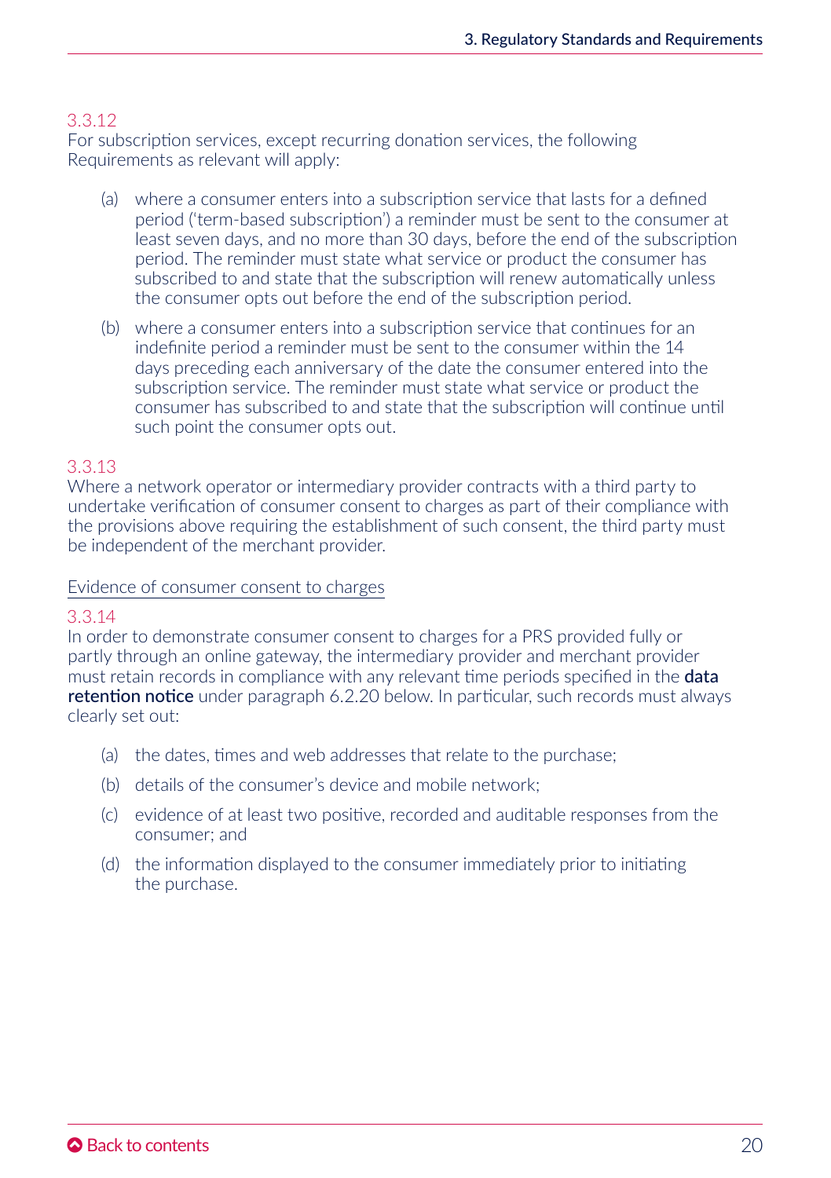3.3.12
For subscription services, except recurring donation services, the following Requirements as relevant will apply:

(a) where a consumer enters into a subscription service that lasts for a defined period ('term-based subscription') a reminder must be sent to the consumer at least seven days, and no more than 30 days, before the end of the subscription period. The reminder must state what service or product the consumer has subscribed to and state that the subscription will renew automatically unless the consumer opts out before the end of the subscription period.

(b) where a consumer enters into a subscription service that continues for an indefinite period a reminder must be sent to the consumer within the 14 days preceding each anniversary of the date the consumer entered into the subscription service. The reminder must state what service or product the consumer has subscribed to and state that the subscription will continue until such point the consumer opts out.

3.3.13
Where a network operator or intermediary provider contracts with a third party to undertake verification of consumer consent to charges as part of their compliance with the provisions above requiring the establishment of such consent, the third party must be independent of the merchant provider.

Evidence of consumer consent to charges

3.3.14
In order to demonstrate consumer consent to charges for a PRS provided fully or partly through an online gateway, the intermediary provider and merchant provider must retain records in compliance with any relevant time periods specified in the **data retention notice** under paragraph 6.2.20 below. In particular, such records must always clearly set out:

(a) the dates, times and web addresses that relate to the purchase;

(b) details of the consumer's device and mobile network;

(c) evidence of at least two positive, recorded and auditable responses from the consumer; and

(d) the information displayed to the consumer immediately prior to initiating the purchase.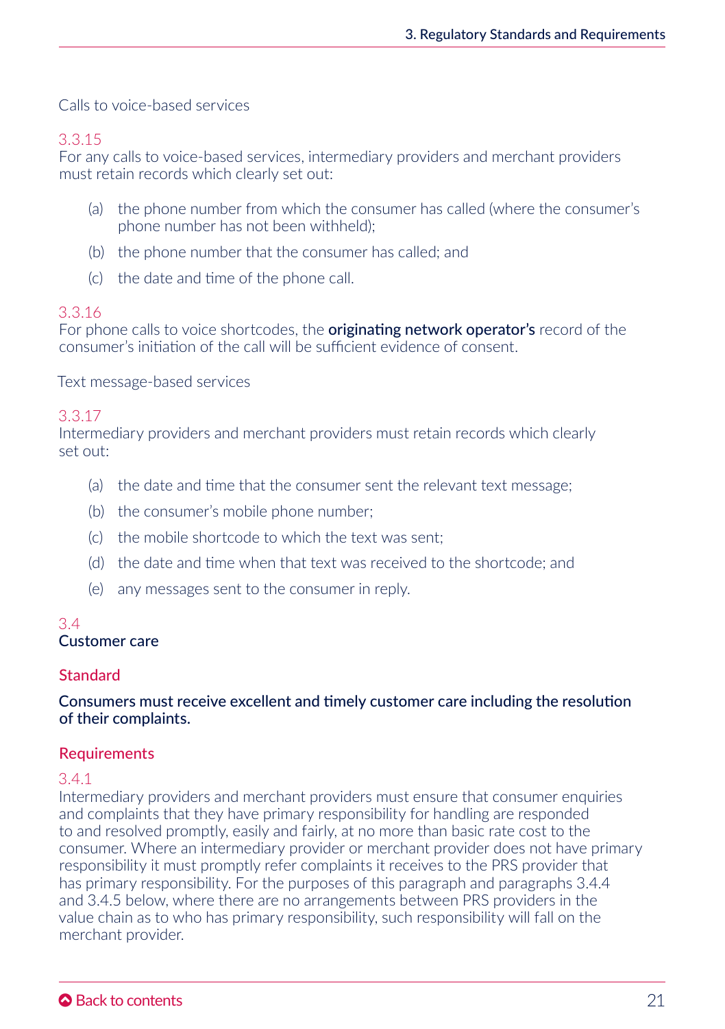Calls to voice-based services

3.3.15
For any calls to voice-based services, intermediary providers and merchant providers must retain records which clearly set out:

(a) the phone number from which the consumer has called (where the consumer's phone number has not been withheld);

(b) the phone number that the consumer has called; and

(c) the date and time of the phone call.

3.3.16
For phone calls to voice shortcodes, the **originating network operator's** record of the consumer's initiation of the call will be sufficient evidence of consent.

Text message-based services

3.3.17
Intermediary providers and merchant providers must retain records which clearly set out:

(a) the date and time that the consumer sent the relevant text message;

(b) the consumer's mobile phone number;

(c) the mobile shortcode to which the text was sent;

(d) the date and time when that text was received to the shortcode; and

(e) any messages sent to the consumer in reply.

## 3.4 Customer care

### Standard

**Consumers must receive excellent and timely customer care including the resolution of their complaints.**

### Requirements

3.4.1
Intermediary providers and merchant providers must ensure that consumer enquiries and complaints that they have primary responsibility for handling are responded to and resolved promptly, easily and fairly, at no more than basic rate cost to the consumer. Where an intermediary provider or merchant provider does not have primary responsibility it must promptly refer complaints it receives to the PRS provider that has primary responsibility. For the purposes of this paragraph and paragraphs 3.4.4 and 3.4.5 below, where there are no arrangements between PRS providers in the value chain as to who has primary responsibility, such responsibility will fall on the merchant provider.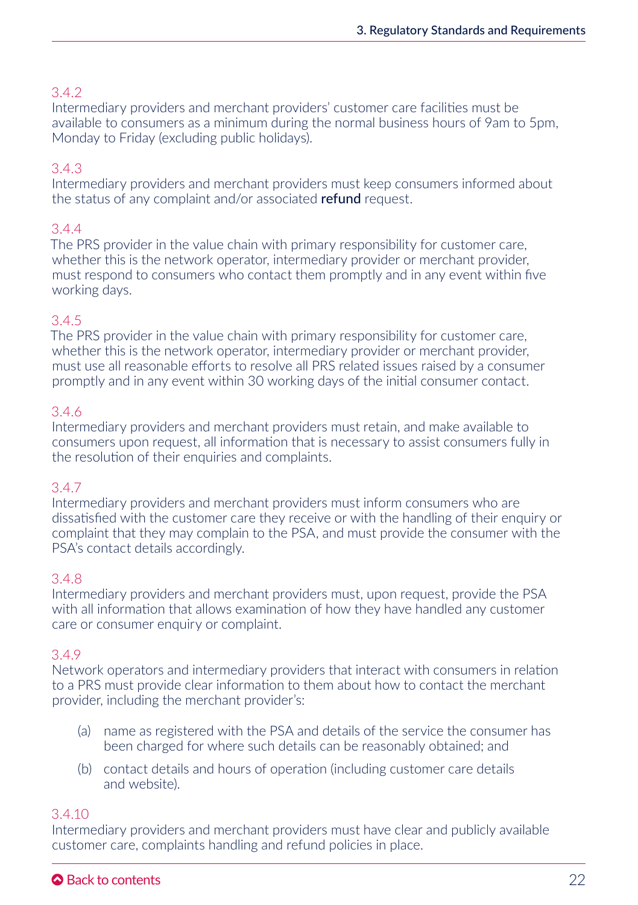3.4.2
Intermediary providers and merchant providers' customer care facilities must be available to consumers as a minimum during the normal business hours of 9am to 5pm, Monday to Friday (excluding public holidays).

3.4.3
Intermediary providers and merchant providers must keep consumers informed about the status of any complaint and/or associated **refund** request.

3.4.4
The PRS provider in the value chain with primary responsibility for customer care, whether this is the network operator, intermediary provider or merchant provider, must respond to consumers who contact them promptly and in any event within five working days.

3.4.5
The PRS provider in the value chain with primary responsibility for customer care, whether this is the network operator, intermediary provider or merchant provider, must use all reasonable efforts to resolve all PRS related issues raised by a consumer promptly and in any event within 30 working days of the initial consumer contact.

3.4.6
Intermediary providers and merchant providers must retain, and make available to consumers upon request, all information that is necessary to assist consumers fully in the resolution of their enquiries and complaints.

3.4.7
Intermediary providers and merchant providers must inform consumers who are dissatisfied with the customer care they receive or with the handling of their enquiry or complaint that they may complain to the PSA, and must provide the consumer with the PSA's contact details accordingly.

3.4.8
Intermediary providers and merchant providers must, upon request, provide the PSA with all information that allows examination of how they have handled any customer care or consumer enquiry or complaint.

3.4.9
Network operators and intermediary providers that interact with consumers in relation to a PRS must provide clear information to them about how to contact the merchant provider, including the merchant provider's:

(a) name as registered with the PSA and details of the service the consumer has been charged for where such details can be reasonably obtained; and

(b) contact details and hours of operation (including customer care details and website).

3.4.10
Intermediary providers and merchant providers must have clear and publicly available customer care, complaints handling and refund policies in place.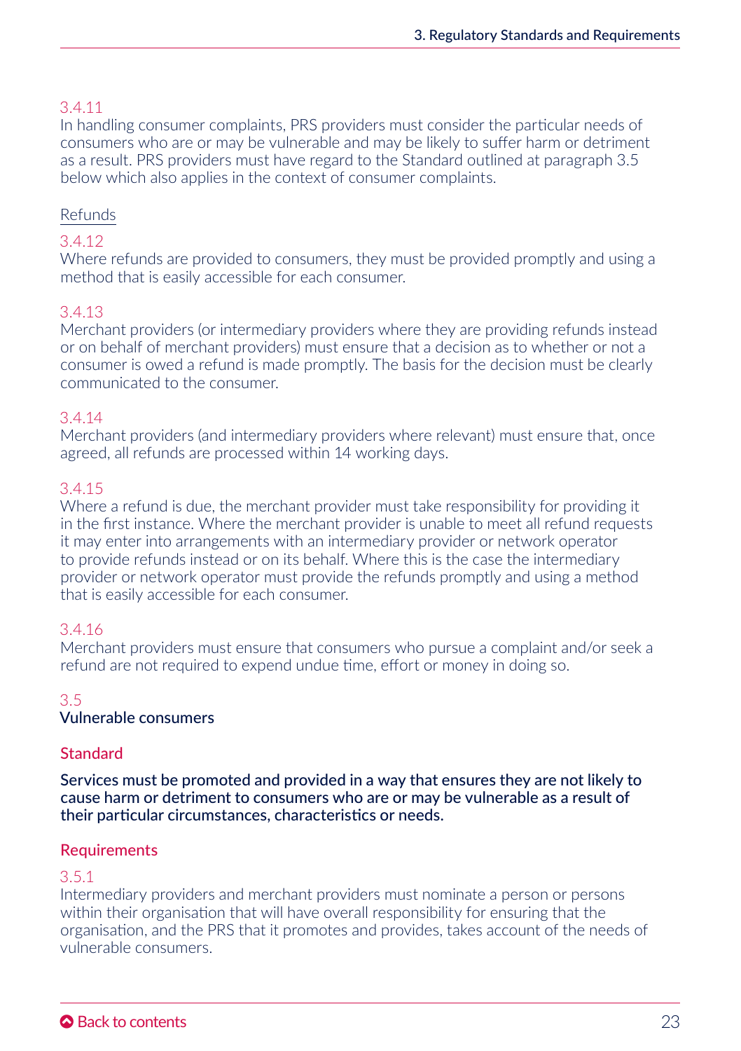3.4.11

In handling consumer complaints, PRS providers must consider the particular needs of consumers who are or may be vulnerable and may be likely to suffer harm or detriment as a result. PRS providers must have regard to the Standard outlined at paragraph 3.5 below which also applies in the context of consumer complaints.

Refunds

3.4.12

Where refunds are provided to consumers, they must be provided promptly and using a method that is easily accessible for each consumer.

3.4.13

Merchant providers (or intermediary providers where they are providing refunds instead or on behalf of merchant providers) must ensure that a decision as to whether or not a consumer is owed a refund is made promptly. The basis for the decision must be clearly communicated to the consumer.

3.4.14

Merchant providers (and intermediary providers where relevant) must ensure that, once agreed, all refunds are processed within 14 working days.

3.4.15

Where a refund is due, the merchant provider must take responsibility for providing it in the first instance. Where the merchant provider is unable to meet all refund requests it may enter into arrangements with an intermediary provider or network operator to provide refunds instead or on its behalf. Where this is the case the intermediary provider or network operator must provide the refunds promptly and using a method that is easily accessible for each consumer.

3.4.16

Merchant providers must ensure that consumers who pursue a complaint and/or seek a refund are not required to expend undue time, effort or money in doing so.

## 3.5 Vulnerable consumers

### Standard

**Services must be promoted and provided in a way that ensures they are not likely to cause harm or detriment to consumers who are or may be vulnerable as a result of their particular circumstances, characteristics or needs.**

### Requirements

3.5.1

Intermediary providers and merchant providers must nominate a person or persons within their organisation that will have overall responsibility for ensuring that the organisation, and the PRS that it promotes and provides, takes account of the needs of vulnerable consumers.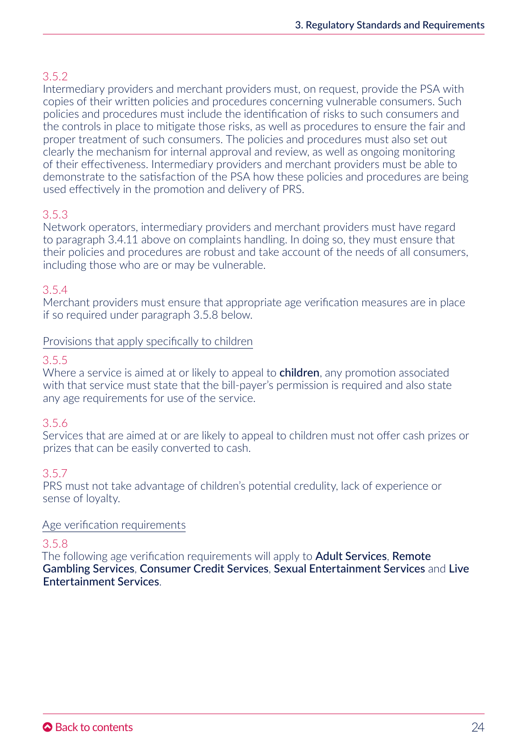3.5.2

Intermediary providers and merchant providers must, on request, provide the PSA with copies of their written policies and procedures concerning vulnerable consumers. Such policies and procedures must include the identification of risks to such consumers and the controls in place to mitigate those risks, as well as procedures to ensure the fair and proper treatment of such consumers. The policies and procedures must also set out clearly the mechanism for internal approval and review, as well as ongoing monitoring of their effectiveness. Intermediary providers and merchant providers must be able to demonstrate to the satisfaction of the PSA how these policies and procedures are being used effectively in the promotion and delivery of PRS.

3.5.3

Network operators, intermediary providers and merchant providers must have regard to paragraph 3.4.11 above on complaints handling. In doing so, they must ensure that their policies and procedures are robust and take account of the needs of all consumers, including those who are or may be vulnerable.

3.5.4

Merchant providers must ensure that appropriate age verification measures are in place if so required under paragraph 3.5.8 below.

Provisions that apply specifically to children

3.5.5

Where a service is aimed at or likely to appeal to **children**, any promotion associated with that service must state that the bill-payer's permission is required and also state any age requirements for use of the service.

3.5.6

Services that are aimed at or are likely to appeal to children must not offer cash prizes or prizes that can be easily converted to cash.

3.5.7

PRS must not take advantage of children's potential credulity, lack of experience or sense of loyalty.

Age verification requirements

3.5.8

The following age verification requirements will apply to **Adult Services**, **Remote Gambling Services**, **Consumer Credit Services**, **Sexual Entertainment Services** and **Live Entertainment Services**.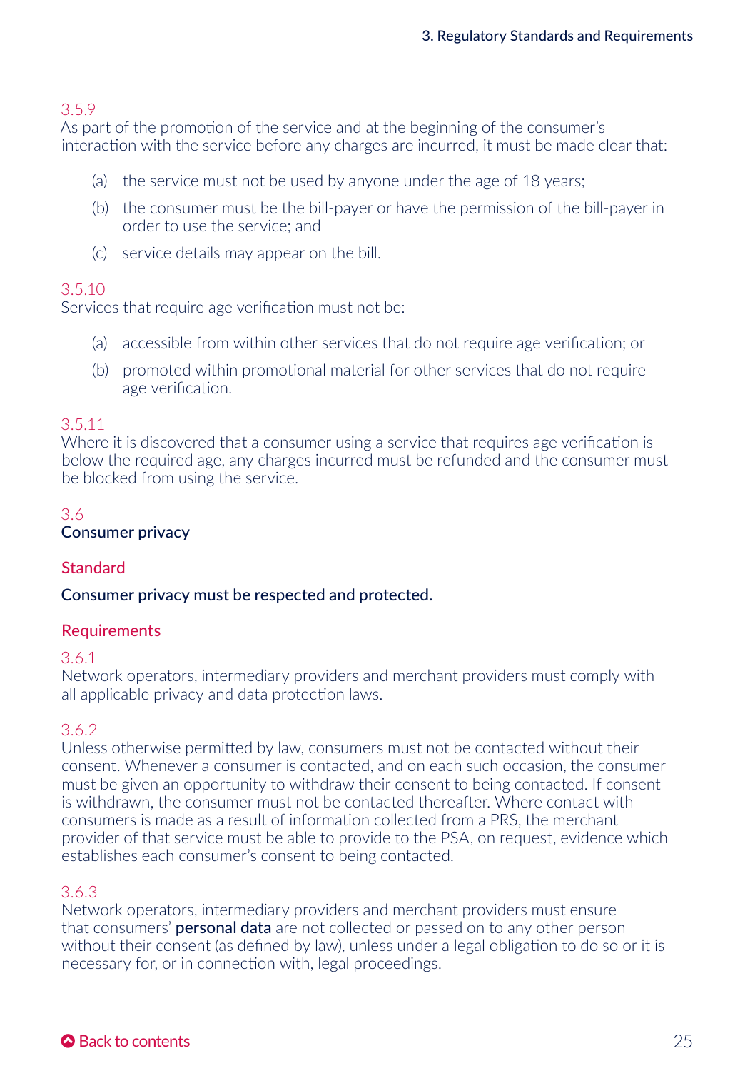3.5.9

As part of the promotion of the service and at the beginning of the consumer's interaction with the service before any charges are incurred, it must be made clear that:

(a) the service must not be used by anyone under the age of 18 years;

(b) the consumer must be the bill-payer or have the permission of the bill-payer in order to use the service; and

(c) service details may appear on the bill.

3.5.10

Services that require age verification must not be:

(a) accessible from within other services that do not require age verification; or

(b) promoted within promotional material for other services that do not require age verification.

3.5.11

Where it is discovered that a consumer using a service that requires age verification is below the required age, any charges incurred must be refunded and the consumer must be blocked from using the service.

## 3.6
## Consumer privacy

### Standard

**Consumer privacy must be respected and protected.**

### Requirements

3.6.1

Network operators, intermediary providers and merchant providers must comply with all applicable privacy and data protection laws.

3.6.2

Unless otherwise permitted by law, consumers must not be contacted without their consent. Whenever a consumer is contacted, and on each such occasion, the consumer must be given an opportunity to withdraw their consent to being contacted. If consent is withdrawn, the consumer must not be contacted thereafter. Where contact with consumers is made as a result of information collected from a PRS, the merchant provider of that service must be able to provide to the PSA, on request, evidence which establishes each consumer's consent to being contacted.

3.6.3

Network operators, intermediary providers and merchant providers must ensure that consumers' **personal data** are not collected or passed on to any other person without their consent (as defined by law), unless under a legal obligation to do so or it is necessary for, or in connection with, legal proceedings.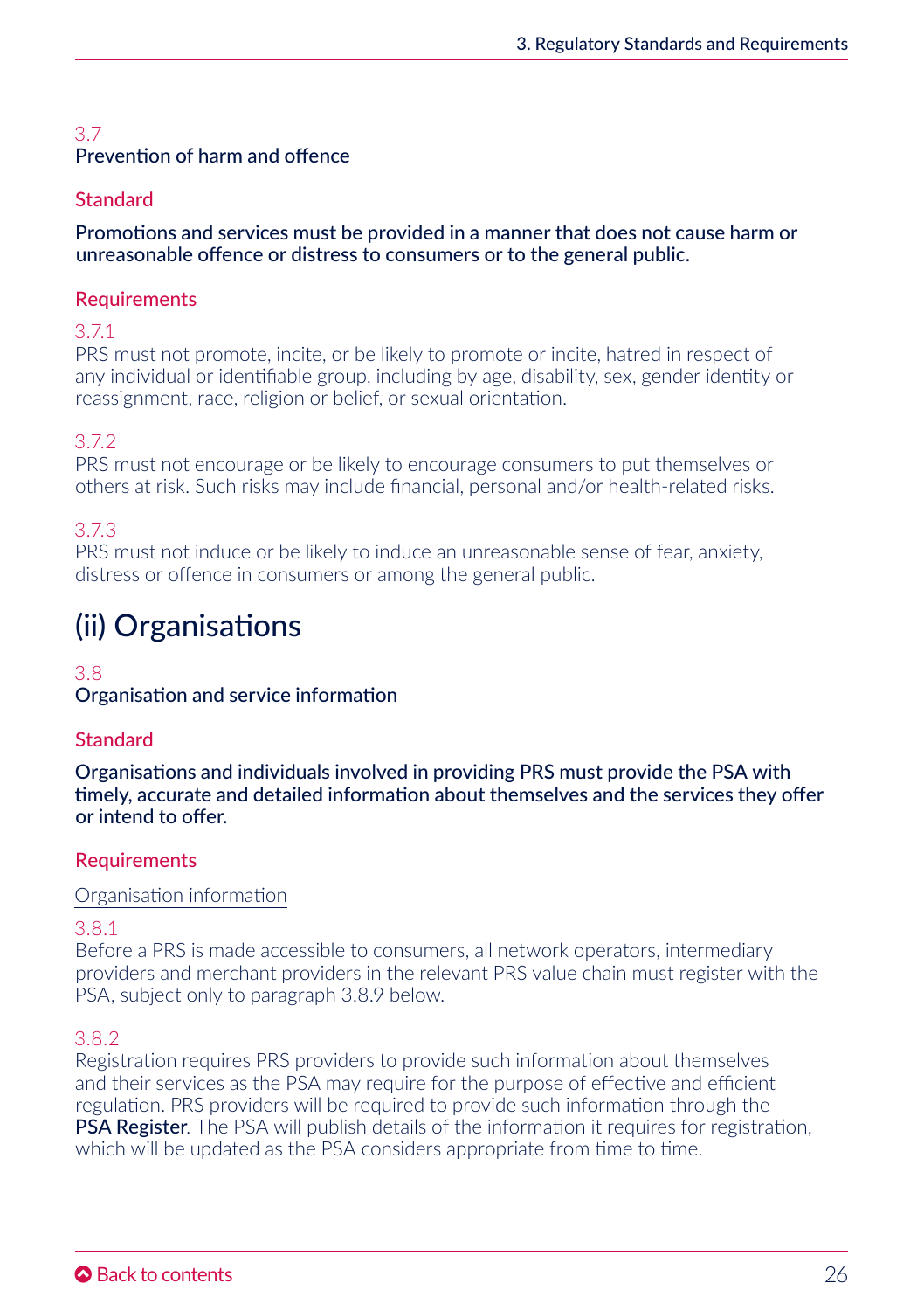### 3.7
### Prevention of harm and offence

#### Standard

**Promotions and services must be provided in a manner that does not cause harm or unreasonable offence or distress to consumers or to the general public.**

#### Requirements

3.7.1
PRS must not promote, incite, or be likely to promote or incite, hatred in respect of any individual or identifiable group, including by age, disability, sex, gender identity or reassignment, race, religion or belief, or sexual orientation.

3.7.2
PRS must not encourage or be likely to encourage consumers to put themselves or others at risk. Such risks may include financial, personal and/or health-related risks.

3.7.3
PRS must not induce or be likely to induce an unreasonable sense of fear, anxiety, distress or offence in consumers or among the general public.

## (ii) Organisations

### 3.8
### Organisation and service information

#### Standard

**Organisations and individuals involved in providing PRS must provide the PSA with timely, accurate and detailed information about themselves and the services they offer or intend to offer.**

#### Requirements

Organisation information

3.8.1
Before a PRS is made accessible to consumers, all network operators, intermediary providers and merchant providers in the relevant PRS value chain must register with the PSA, subject only to paragraph 3.8.9 below.

3.8.2
Registration requires PRS providers to provide such information about themselves and their services as the PSA may require for the purpose of effective and efficient regulation. PRS providers will be required to provide such information through the **PSA Register**. The PSA will publish details of the information it requires for registration, which will be updated as the PSA considers appropriate from time to time.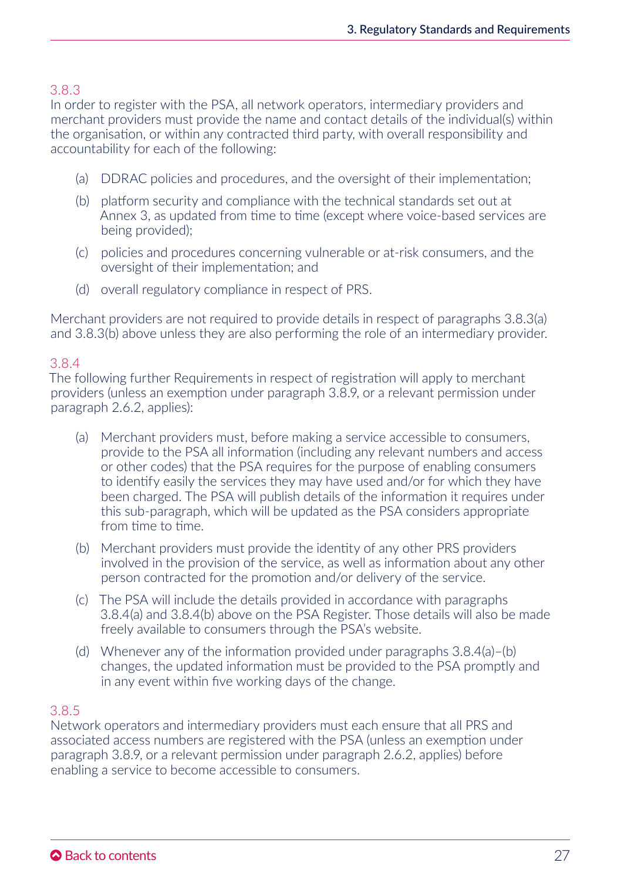### 3.8.3

In order to register with the PSA, all network operators, intermediary providers and merchant providers must provide the name and contact details of the individual(s) within the organisation, or within any contracted third party, with overall responsibility and accountability for each of the following:

(a) DDRAC policies and procedures, and the oversight of their implementation;

(b) platform security and compliance with the technical standards set out at Annex 3, as updated from time to time (except where voice-based services are being provided);

(c) policies and procedures concerning vulnerable or at-risk consumers, and the oversight of their implementation; and

(d) overall regulatory compliance in respect of PRS.

Merchant providers are not required to provide details in respect of paragraphs 3.8.3(a) and 3.8.3(b) above unless they are also performing the role of an intermediary provider.

### 3.8.4

The following further Requirements in respect of registration will apply to merchant providers (unless an exemption under paragraph 3.8.9, or a relevant permission under paragraph 2.6.2, applies):

(a) Merchant providers must, before making a service accessible to consumers, provide to the PSA all information (including any relevant numbers and access or other codes) that the PSA requires for the purpose of enabling consumers to identify easily the services they may have used and/or for which they have been charged. The PSA will publish details of the information it requires under this sub-paragraph, which will be updated as the PSA considers appropriate from time to time.

(b) Merchant providers must provide the identity of any other PRS providers involved in the provision of the service, as well as information about any other person contracted for the promotion and/or delivery of the service.

(c) The PSA will include the details provided in accordance with paragraphs 3.8.4(a) and 3.8.4(b) above on the PSA Register. Those details will also be made freely available to consumers through the PSA's website.

(d) Whenever any of the information provided under paragraphs 3.8.4(a)–(b) changes, the updated information must be provided to the PSA promptly and in any event within five working days of the change.

### 3.8.5

Network operators and intermediary providers must each ensure that all PRS and associated access numbers are registered with the PSA (unless an exemption under paragraph 3.8.9, or a relevant permission under paragraph 2.6.2, applies) before enabling a service to become accessible to consumers.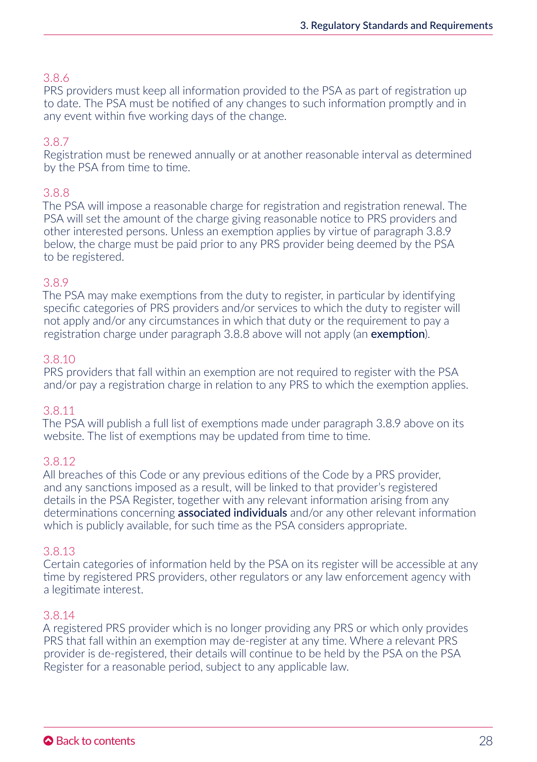3.8.6

PRS providers must keep all information provided to the PSA as part of registration up to date. The PSA must be notified of any changes to such information promptly and in any event within five working days of the change.

3.8.7

Registration must be renewed annually or at another reasonable interval as determined by the PSA from time to time.

3.8.8

The PSA will impose a reasonable charge for registration and registration renewal. The PSA will set the amount of the charge giving reasonable notice to PRS providers and other interested persons. Unless an exemption applies by virtue of paragraph 3.8.9 below, the charge must be paid prior to any PRS provider being deemed by the PSA to be registered.

3.8.9

The PSA may make exemptions from the duty to register, in particular by identifying specific categories of PRS providers and/or services to which the duty to register will not apply and/or any circumstances in which that duty or the requirement to pay a registration charge under paragraph 3.8.8 above will not apply (an **exemption**).

3.8.10

PRS providers that fall within an exemption are not required to register with the PSA and/or pay a registration charge in relation to any PRS to which the exemption applies.

3.8.11

The PSA will publish a full list of exemptions made under paragraph 3.8.9 above on its website. The list of exemptions may be updated from time to time.

3.8.12

All breaches of this Code or any previous editions of the Code by a PRS provider, and any sanctions imposed as a result, will be linked to that provider's registered details in the PSA Register, together with any relevant information arising from any determinations concerning **associated individuals** and/or any other relevant information which is publicly available, for such time as the PSA considers appropriate.

3.8.13

Certain categories of information held by the PSA on its register will be accessible at any time by registered PRS providers, other regulators or any law enforcement agency with a legitimate interest.

3.8.14

A registered PRS provider which is no longer providing any PRS or which only provides PRS that fall within an exemption may de-register at any time. Where a relevant PRS provider is de-registered, their details will continue to be held by the PSA on the PSA Register for a reasonable period, subject to any applicable law.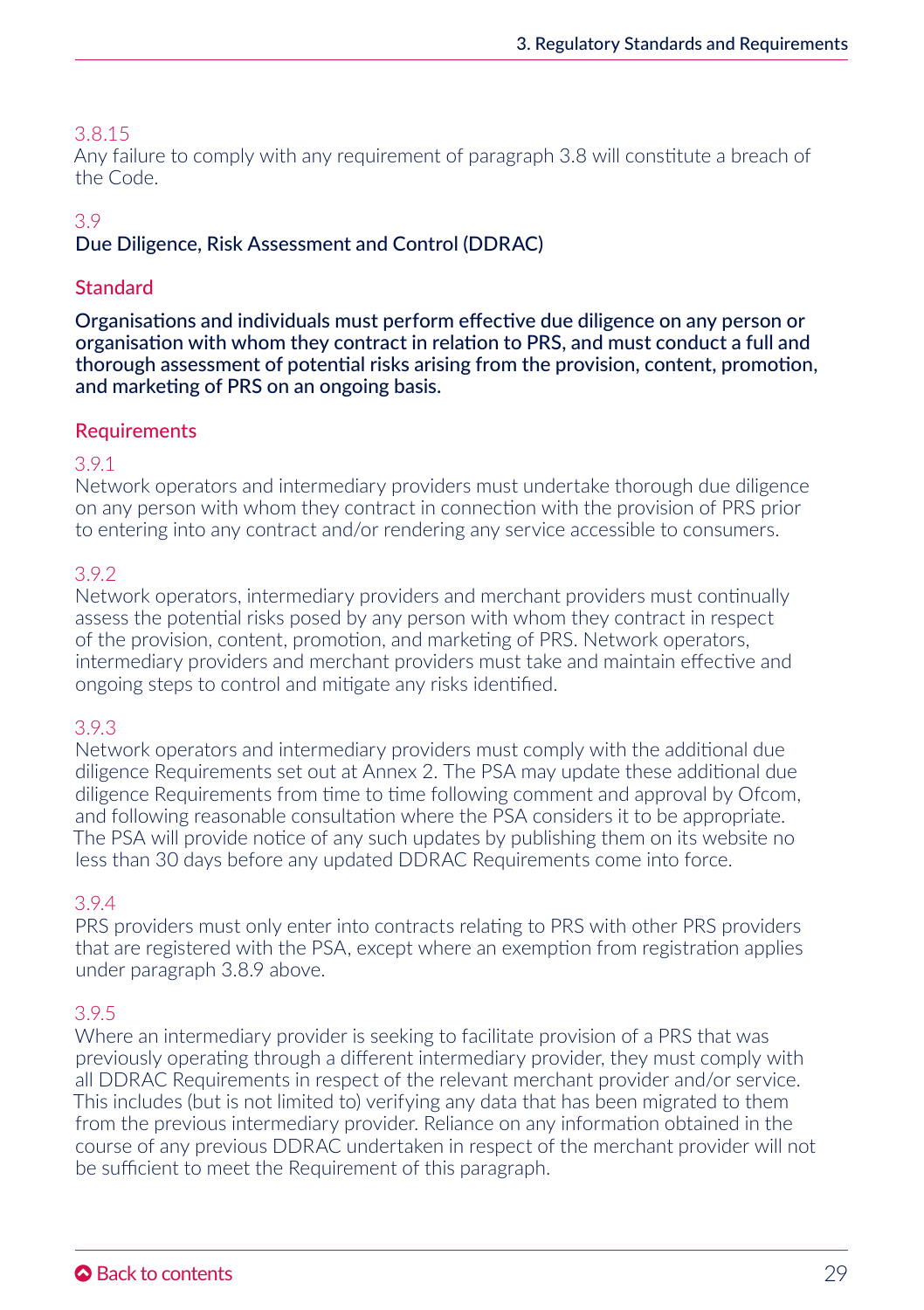3.8.15
Any failure to comply with any requirement of paragraph 3.8 will constitute a breach of the Code.

## 3.9 Due Diligence, Risk Assessment and Control (DDRAC)

### Standard

**Organisations and individuals must perform effective due diligence on any person or organisation with whom they contract in relation to PRS, and must conduct a full and thorough assessment of potential risks arising from the provision, content, promotion, and marketing of PRS on an ongoing basis.**

### Requirements

3.9.1
Network operators and intermediary providers must undertake thorough due diligence on any person with whom they contract in connection with the provision of PRS prior to entering into any contract and/or rendering any service accessible to consumers.

3.9.2
Network operators, intermediary providers and merchant providers must continually assess the potential risks posed by any person with whom they contract in respect of the provision, content, promotion, and marketing of PRS. Network operators, intermediary providers and merchant providers must take and maintain effective and ongoing steps to control and mitigate any risks identified.

3.9.3
Network operators and intermediary providers must comply with the additional due diligence Requirements set out at Annex 2. The PSA may update these additional due diligence Requirements from time to time following comment and approval by Ofcom, and following reasonable consultation where the PSA considers it to be appropriate. The PSA will provide notice of any such updates by publishing them on its website no less than 30 days before any updated DDRAC Requirements come into force.

3.9.4
PRS providers must only enter into contracts relating to PRS with other PRS providers that are registered with the PSA, except where an exemption from registration applies under paragraph 3.8.9 above.

3.9.5
Where an intermediary provider is seeking to facilitate provision of a PRS that was previously operating through a different intermediary provider, they must comply with all DDRAC Requirements in respect of the relevant merchant provider and/or service. This includes (but is not limited to) verifying any data that has been migrated to them from the previous intermediary provider. Reliance on any information obtained in the course of any previous DDRAC undertaken in respect of the merchant provider will not be sufficient to meet the Requirement of this paragraph.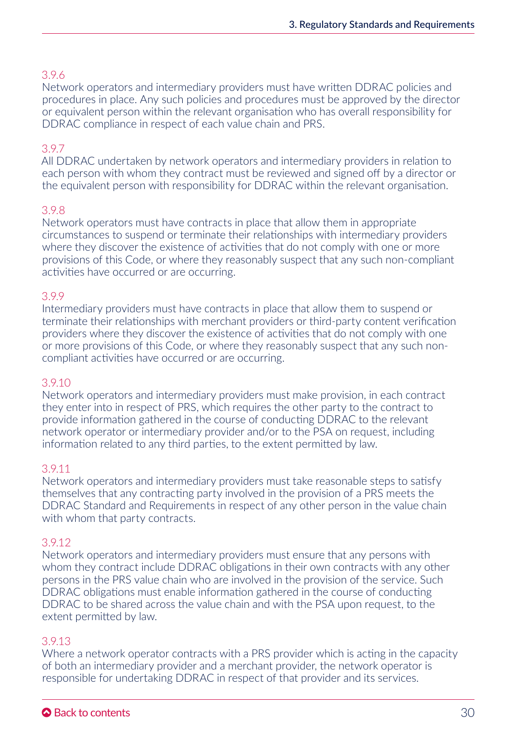3.9.6
Network operators and intermediary providers must have written DDRAC policies and procedures in place. Any such policies and procedures must be approved by the director or equivalent person within the relevant organisation who has overall responsibility for DDRAC compliance in respect of each value chain and PRS.

3.9.7
All DDRAC undertaken by network operators and intermediary providers in relation to each person with whom they contract must be reviewed and signed off by a director or the equivalent person with responsibility for DDRAC within the relevant organisation.

3.9.8
Network operators must have contracts in place that allow them in appropriate circumstances to suspend or terminate their relationships with intermediary providers where they discover the existence of activities that do not comply with one or more provisions of this Code, or where they reasonably suspect that any such non-compliant activities have occurred or are occurring.

3.9.9
Intermediary providers must have contracts in place that allow them to suspend or terminate their relationships with merchant providers or third-party content verification providers where they discover the existence of activities that do not comply with one or more provisions of this Code, or where they reasonably suspect that any such non-compliant activities have occurred or are occurring.

3.9.10
Network operators and intermediary providers must make provision, in each contract they enter into in respect of PRS, which requires the other party to the contract to provide information gathered in the course of conducting DDRAC to the relevant network operator or intermediary provider and/or to the PSA on request, including information related to any third parties, to the extent permitted by law.

3.9.11
Network operators and intermediary providers must take reasonable steps to satisfy themselves that any contracting party involved in the provision of a PRS meets the DDRAC Standard and Requirements in respect of any other person in the value chain with whom that party contracts.

3.9.12
Network operators and intermediary providers must ensure that any persons with whom they contract include DDRAC obligations in their own contracts with any other persons in the PRS value chain who are involved in the provision of the service. Such DDRAC obligations must enable information gathered in the course of conducting DDRAC to be shared across the value chain and with the PSA upon request, to the extent permitted by law.

3.9.13
Where a network operator contracts with a PRS provider which is acting in the capacity of both an intermediary provider and a merchant provider, the network operator is responsible for undertaking DDRAC in respect of that provider and its services.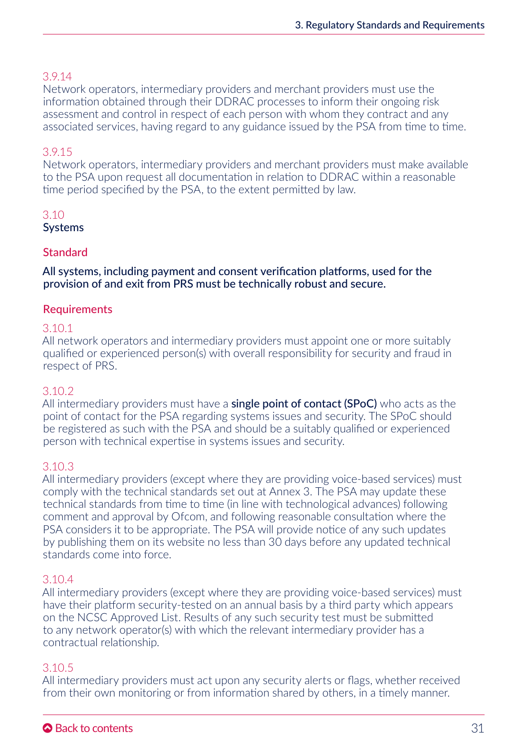3.9.14
Network operators, intermediary providers and merchant providers must use the information obtained through their DDRAC processes to inform their ongoing risk assessment and control in respect of each person with whom they contract and any associated services, having regard to any guidance issued by the PSA from time to time.

3.9.15
Network operators, intermediary providers and merchant providers must make available to the PSA upon request all documentation in relation to DDRAC within a reasonable time period specified by the PSA, to the extent permitted by law.

## 3.10 Systems

### Standard

**All systems, including payment and consent verification platforms, used for the provision of and exit from PRS must be technically robust and secure.**

### Requirements

3.10.1
All network operators and intermediary providers must appoint one or more suitably qualified or experienced person(s) with overall responsibility for security and fraud in respect of PRS.

3.10.2
All intermediary providers must have a **single point of contact (SPoC)** who acts as the point of contact for the PSA regarding systems issues and security. The SPoC should be registered as such with the PSA and should be a suitably qualified or experienced person with technical expertise in systems issues and security.

3.10.3
All intermediary providers (except where they are providing voice-based services) must comply with the technical standards set out at Annex 3. The PSA may update these technical standards from time to time (in line with technological advances) following comment and approval by Ofcom, and following reasonable consultation where the PSA considers it to be appropriate. The PSA will provide notice of any such updates by publishing them on its website no less than 30 days before any updated technical standards come into force.

3.10.4
All intermediary providers (except where they are providing voice-based services) must have their platform security-tested on an annual basis by a third party which appears on the NCSC Approved List. Results of any such security test must be submitted to any network operator(s) with which the relevant intermediary provider has a contractual relationship.

3.10.5
All intermediary providers must act upon any security alerts or flags, whether received from their own monitoring or from information shared by others, in a timely manner.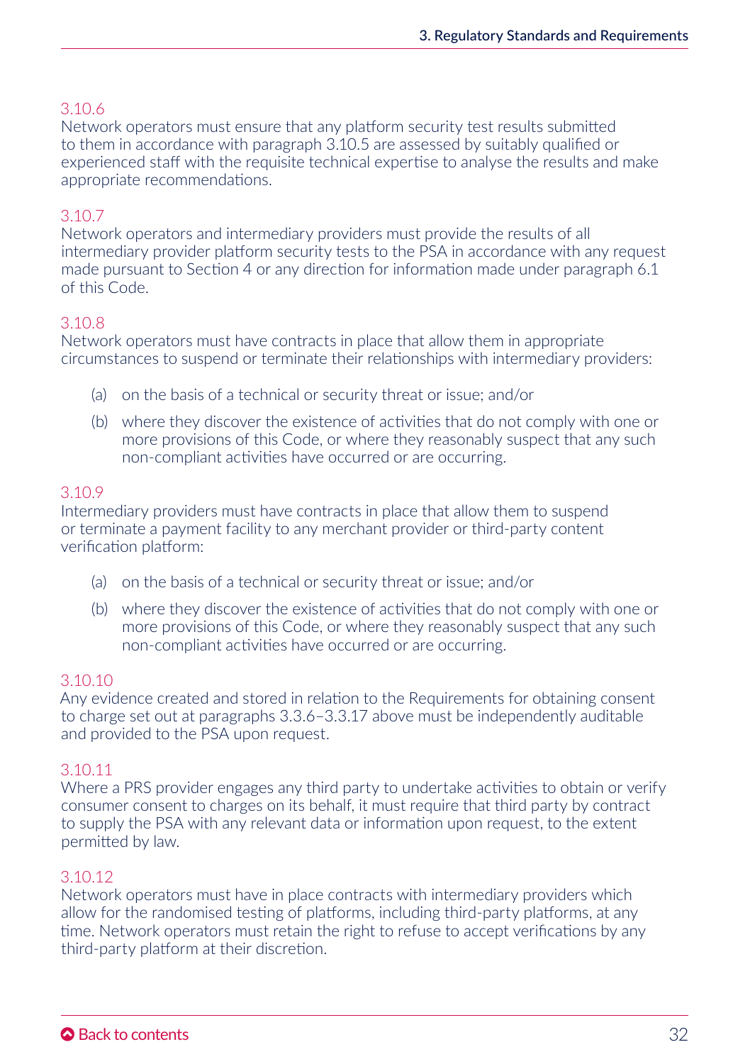3.10.6
Network operators must ensure that any platform security test results submitted to them in accordance with paragraph 3.10.5 are assessed by suitably qualified or experienced staff with the requisite technical expertise to analyse the results and make appropriate recommendations.

3.10.7
Network operators and intermediary providers must provide the results of all intermediary provider platform security tests to the PSA in accordance with any request made pursuant to Section 4 or any direction for information made under paragraph 6.1 of this Code.

3.10.8
Network operators must have contracts in place that allow them in appropriate circumstances to suspend or terminate their relationships with intermediary providers:

(a) on the basis of a technical or security threat or issue; and/or

(b) where they discover the existence of activities that do not comply with one or more provisions of this Code, or where they reasonably suspect that any such non-compliant activities have occurred or are occurring.

3.10.9
Intermediary providers must have contracts in place that allow them to suspend or terminate a payment facility to any merchant provider or third-party content verification platform:

(a) on the basis of a technical or security threat or issue; and/or

(b) where they discover the existence of activities that do not comply with one or more provisions of this Code, or where they reasonably suspect that any such non-compliant activities have occurred or are occurring.

3.10.10
Any evidence created and stored in relation to the Requirements for obtaining consent to charge set out at paragraphs 3.3.6–3.3.17 above must be independently auditable and provided to the PSA upon request.

3.10.11
Where a PRS provider engages any third party to undertake activities to obtain or verify consumer consent to charges on its behalf, it must require that third party by contract to supply the PSA with any relevant data or information upon request, to the extent permitted by law.

3.10.12
Network operators must have in place contracts with intermediary providers which allow for the randomised testing of platforms, including third-party platforms, at any time. Network operators must retain the right to refuse to accept verifications by any third-party platform at their discretion.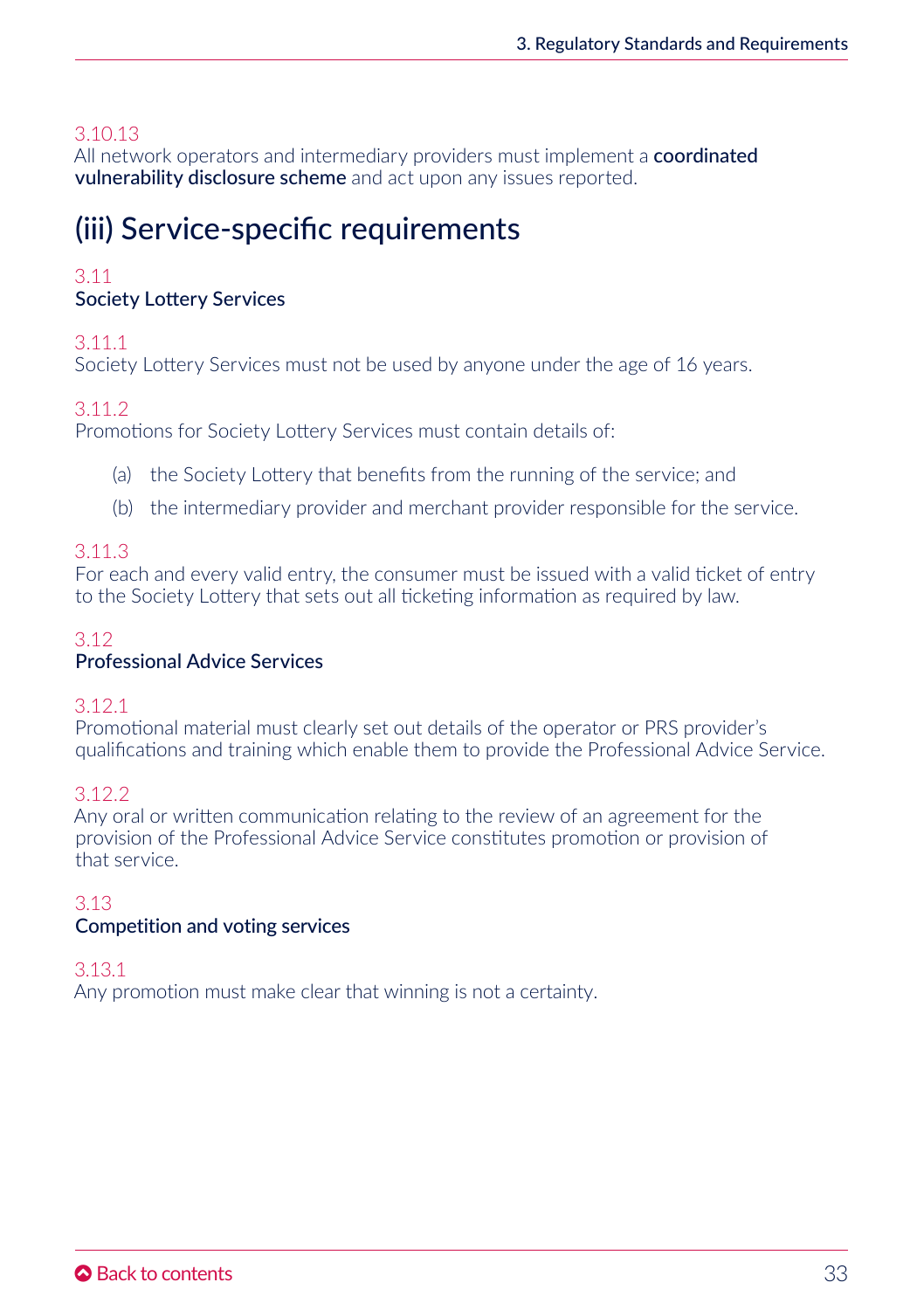3.10.13

All network operators and intermediary providers must implement a **coordinated vulnerability disclosure scheme** and act upon any issues reported.

## (iii) Service-specific requirements

3.11

### Society Lottery Services

3.11.1

Society Lottery Services must not be used by anyone under the age of 16 years.

3.11.2

Promotions for Society Lottery Services must contain details of:

(a) the Society Lottery that benefits from the running of the service; and

(b) the intermediary provider and merchant provider responsible for the service.

3.11.3

For each and every valid entry, the consumer must be issued with a valid ticket of entry to the Society Lottery that sets out all ticketing information as required by law.

3.12

### Professional Advice Services

3.12.1

Promotional material must clearly set out details of the operator or PRS provider's qualifications and training which enable them to provide the Professional Advice Service.

3.12.2

Any oral or written communication relating to the review of an agreement for the provision of the Professional Advice Service constitutes promotion or provision of that service.

3.13

### Competition and voting services

3.13.1

Any promotion must make clear that winning is not a certainty.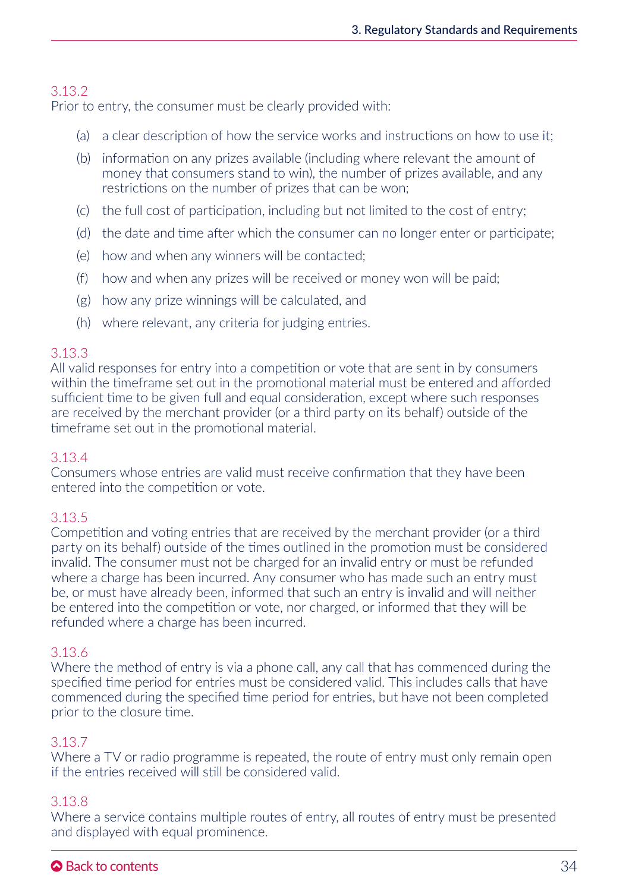3.13.2
Prior to entry, the consumer must be clearly provided with:

(a) a clear description of how the service works and instructions on how to use it;

(b) information on any prizes available (including where relevant the amount of money that consumers stand to win), the number of prizes available, and any restrictions on the number of prizes that can be won;

(c) the full cost of participation, including but not limited to the cost of entry;

(d) the date and time after which the consumer can no longer enter or participate;

(e) how and when any winners will be contacted;

(f) how and when any prizes will be received or money won will be paid;

(g) how any prize winnings will be calculated, and

(h) where relevant, any criteria for judging entries.

3.13.3
All valid responses for entry into a competition or vote that are sent in by consumers within the timeframe set out in the promotional material must be entered and afforded sufficient time to be given full and equal consideration, except where such responses are received by the merchant provider (or a third party on its behalf) outside of the timeframe set out in the promotional material.

3.13.4
Consumers whose entries are valid must receive confirmation that they have been entered into the competition or vote.

3.13.5
Competition and voting entries that are received by the merchant provider (or a third party on its behalf) outside of the times outlined in the promotion must be considered invalid. The consumer must not be charged for an invalid entry or must be refunded where a charge has been incurred. Any consumer who has made such an entry must be, or must have already been, informed that such an entry is invalid and will neither be entered into the competition or vote, nor charged, or informed that they will be refunded where a charge has been incurred.

3.13.6
Where the method of entry is via a phone call, any call that has commenced during the specified time period for entries must be considered valid. This includes calls that have commenced during the specified time period for entries, but have not been completed prior to the closure time.

3.13.7
Where a TV or radio programme is repeated, the route of entry must only remain open if the entries received will still be considered valid.

3.13.8
Where a service contains multiple routes of entry, all routes of entry must be presented and displayed with equal prominence.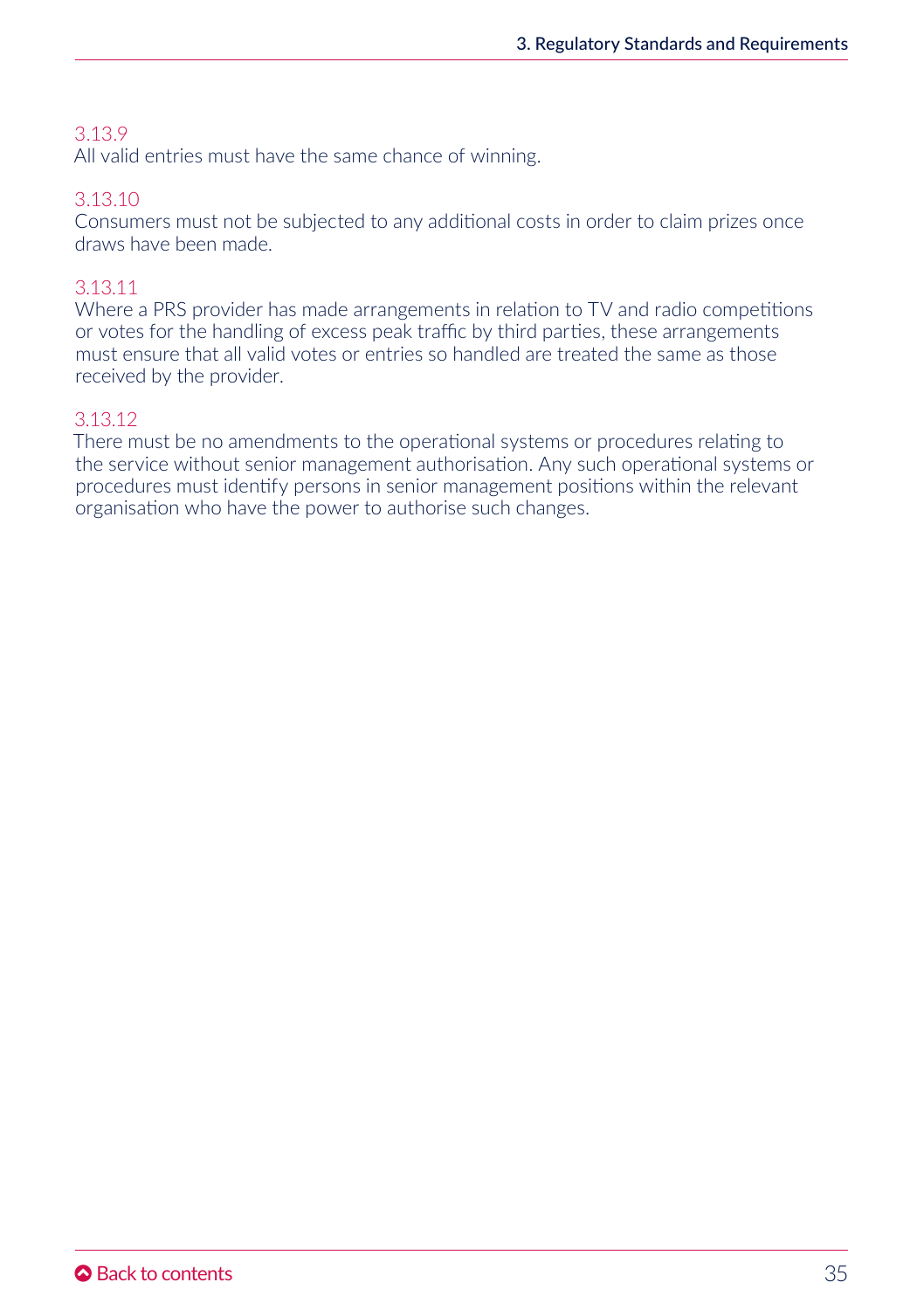3.13.9

All valid entries must have the same chance of winning.

3.13.10

Consumers must not be subjected to any additional costs in order to claim prizes once draws have been made.

3.13.11

Where a PRS provider has made arrangements in relation to TV and radio competitions or votes for the handling of excess peak traffic by third parties, these arrangements must ensure that all valid votes or entries so handled are treated the same as those received by the provider.

3.13.12

There must be no amendments to the operational systems or procedures relating to the service without senior management authorisation. Any such operational systems or procedures must identify persons in senior management positions within the relevant organisation who have the power to authorise such changes.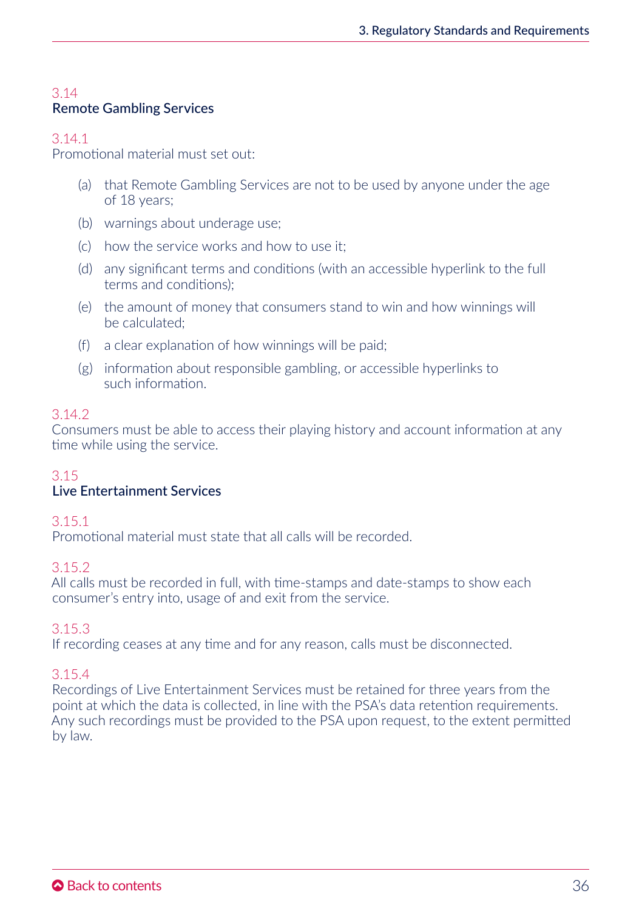## 3.14 Remote Gambling Services

### 3.14.1

Promotional material must set out:

(a) that Remote Gambling Services are not to be used by anyone under the age of 18 years;

(b) warnings about underage use;

(c) how the service works and how to use it;

(d) any significant terms and conditions (with an accessible hyperlink to the full terms and conditions);

(e) the amount of money that consumers stand to win and how winnings will be calculated;

(f) a clear explanation of how winnings will be paid;

(g) information about responsible gambling, or accessible hyperlinks to such information.

### 3.14.2

Consumers must be able to access their playing history and account information at any time while using the service.

## 3.15 Live Entertainment Services

### 3.15.1

Promotional material must state that all calls will be recorded.

### 3.15.2

All calls must be recorded in full, with time-stamps and date-stamps to show each consumer's entry into, usage of and exit from the service.

### 3.15.3

If recording ceases at any time and for any reason, calls must be disconnected.

### 3.15.4

Recordings of Live Entertainment Services must be retained for three years from the point at which the data is collected, in line with the PSA's data retention requirements. Any such recordings must be provided to the PSA upon request, to the extent permitted by law.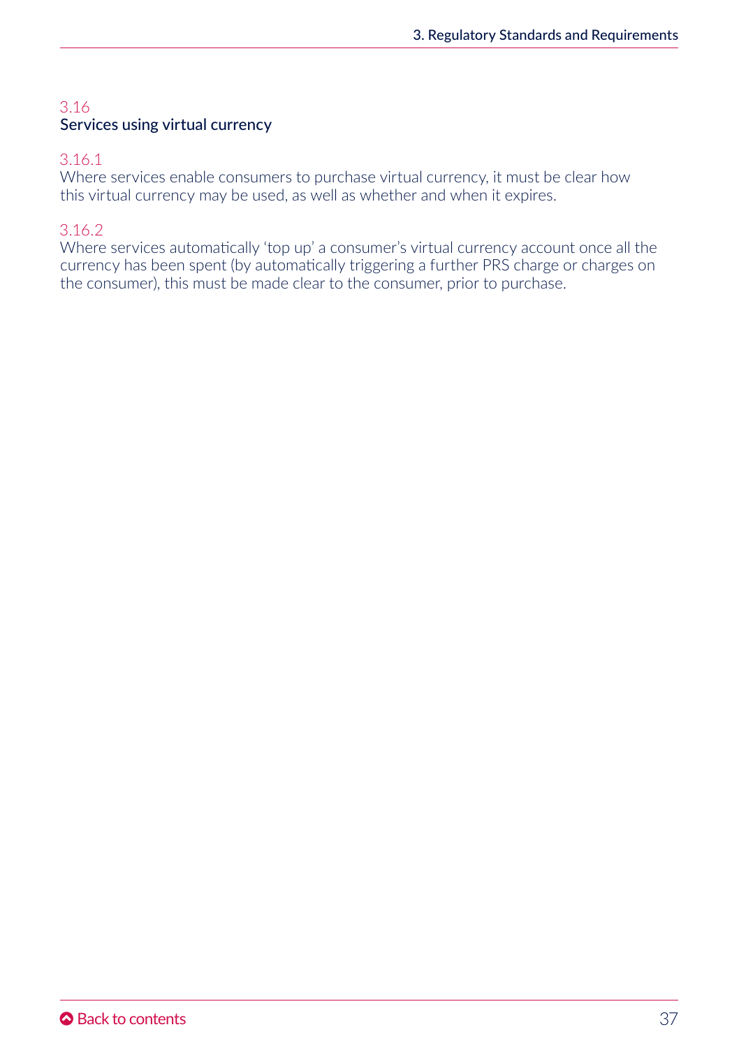## 3.16 Services using virtual currency

3.16.1

Where services enable consumers to purchase virtual currency, it must be clear how this virtual currency may be used, as well as whether and when it expires.

3.16.2

Where services automatically 'top up' a consumer's virtual currency account once all the currency has been spent (by automatically triggering a further PRS charge or charges on the consumer), this must be made clear to the consumer, prior to purchase.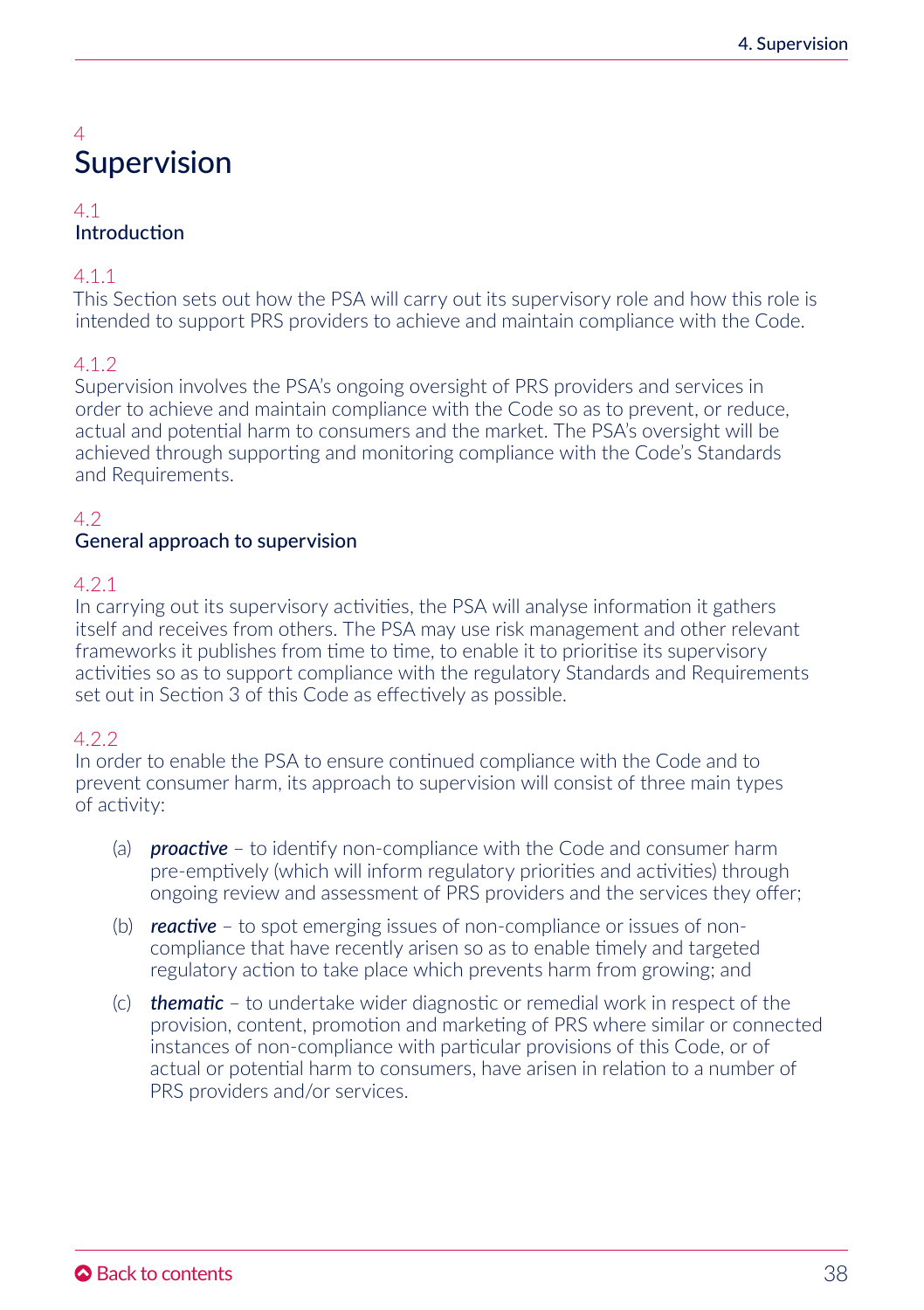# 4 Supervision

## 4.1 Introduction

4.1.1
This Section sets out how the PSA will carry out its supervisory role and how this role is intended to support PRS providers to achieve and maintain compliance with the Code.

4.1.2
Supervision involves the PSA's ongoing oversight of PRS providers and services in order to achieve and maintain compliance with the Code so as to prevent, or reduce, actual and potential harm to consumers and the market. The PSA's oversight will be achieved through supporting and monitoring compliance with the Code's Standards and Requirements.

## 4.2 General approach to supervision

4.2.1
In carrying out its supervisory activities, the PSA will analyse information it gathers itself and receives from others. The PSA may use risk management and other relevant frameworks it publishes from time to time, to enable it to prioritise its supervisory activities so as to support compliance with the regulatory Standards and Requirements set out in Section 3 of this Code as effectively as possible.

4.2.2
In order to enable the PSA to ensure continued compliance with the Code and to prevent consumer harm, its approach to supervision will consist of three main types of activity:

(a) ***proactive*** – to identify non-compliance with the Code and consumer harm pre-emptively (which will inform regulatory priorities and activities) through ongoing review and assessment of PRS providers and the services they offer;

(b) ***reactive*** – to spot emerging issues of non-compliance or issues of non-compliance that have recently arisen so as to enable timely and targeted regulatory action to take place which prevents harm from growing; and

(c) ***thematic*** – to undertake wider diagnostic or remedial work in respect of the provision, content, promotion and marketing of PRS where similar or connected instances of non-compliance with particular provisions of this Code, or of actual or potential harm to consumers, have arisen in relation to a number of PRS providers and/or services.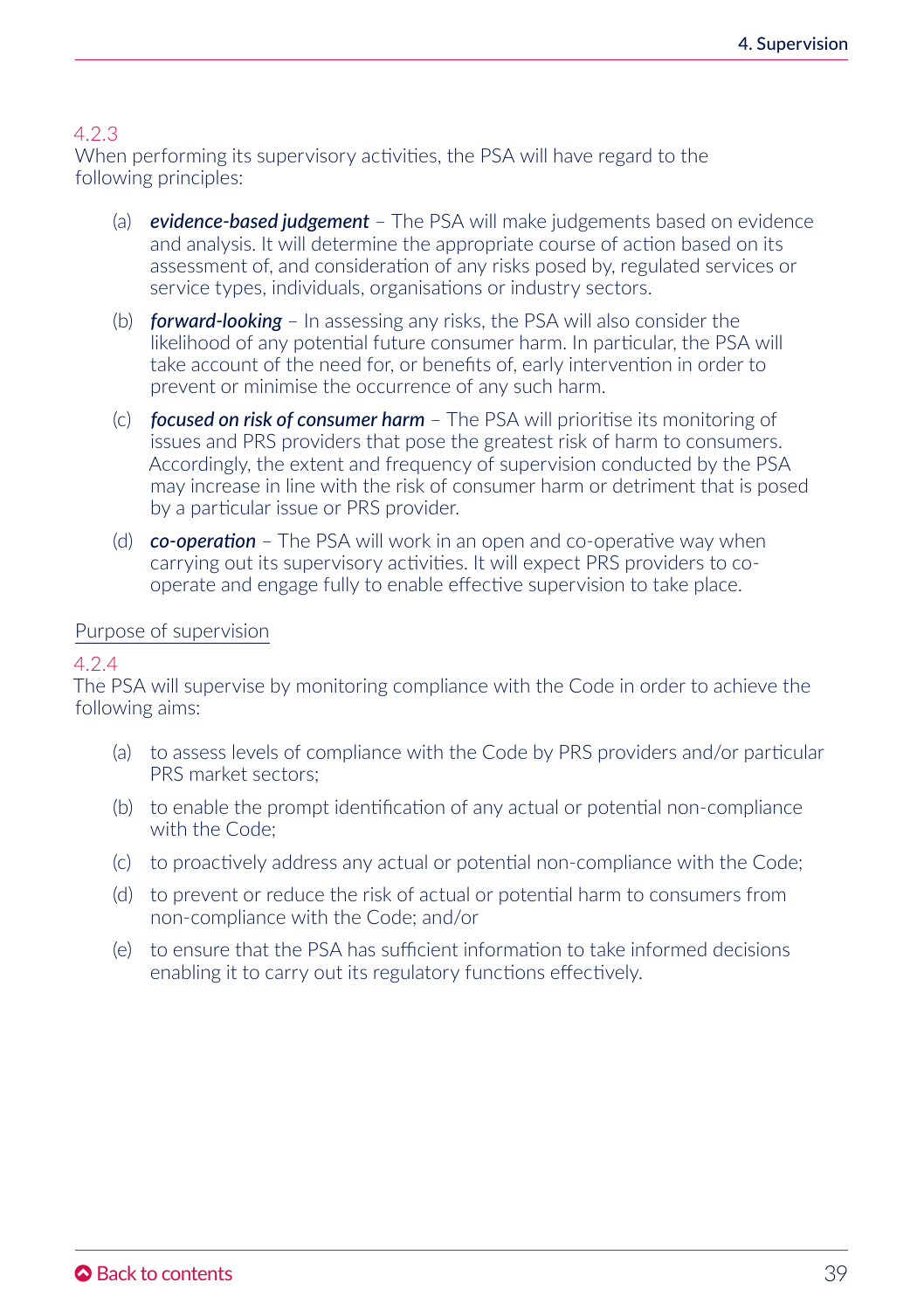4.2.3
When performing its supervisory activities, the PSA will have regard to the following principles:

(a) ***evidence-based judgement*** – The PSA will make judgements based on evidence and analysis. It will determine the appropriate course of action based on its assessment of, and consideration of any risks posed by, regulated services or service types, individuals, organisations or industry sectors.

(b) ***forward-looking*** – In assessing any risks, the PSA will also consider the likelihood of any potential future consumer harm. In particular, the PSA will take account of the need for, or benefits of, early intervention in order to prevent or minimise the occurrence of any such harm.

(c) ***focused on risk of consumer harm*** – The PSA will prioritise its monitoring of issues and PRS providers that pose the greatest risk of harm to consumers. Accordingly, the extent and frequency of supervision conducted by the PSA may increase in line with the risk of consumer harm or detriment that is posed by a particular issue or PRS provider.

(d) ***co-operation*** – The PSA will work in an open and co-operative way when carrying out its supervisory activities. It will expect PRS providers to co-operate and engage fully to enable effective supervision to take place.

### Purpose of supervision

4.2.4
The PSA will supervise by monitoring compliance with the Code in order to achieve the following aims:

(a) to assess levels of compliance with the Code by PRS providers and/or particular PRS market sectors;

(b) to enable the prompt identification of any actual or potential non-compliance with the Code;

(c) to proactively address any actual or potential non-compliance with the Code;

(d) to prevent or reduce the risk of actual or potential harm to consumers from non-compliance with the Code; and/or

(e) to ensure that the PSA has sufficient information to take informed decisions enabling it to carry out its regulatory functions effectively.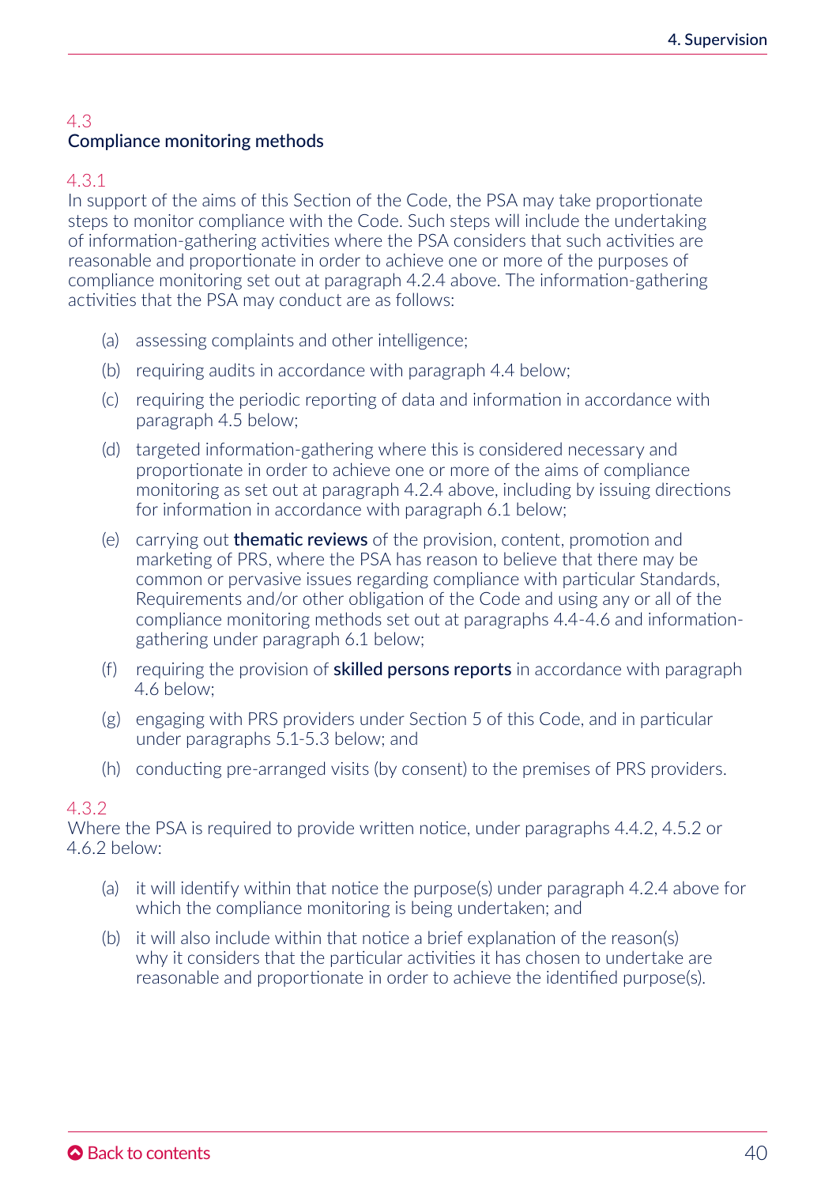## 4.3 Compliance monitoring methods

4.3.1
In support of the aims of this Section of the Code, the PSA may take proportionate steps to monitor compliance with the Code. Such steps will include the undertaking of information-gathering activities where the PSA considers that such activities are reasonable and proportionate in order to achieve one or more of the purposes of compliance monitoring set out at paragraph 4.2.4 above. The information-gathering activities that the PSA may conduct are as follows:

(a) assessing complaints and other intelligence;

(b) requiring audits in accordance with paragraph 4.4 below;

(c) requiring the periodic reporting of data and information in accordance with paragraph 4.5 below;

(d) targeted information-gathering where this is considered necessary and proportionate in order to achieve one or more of the aims of compliance monitoring as set out at paragraph 4.2.4 above, including by issuing directions for information in accordance with paragraph 6.1 below;

(e) carrying out **thematic reviews** of the provision, content, promotion and marketing of PRS, where the PSA has reason to believe that there may be common or pervasive issues regarding compliance with particular Standards, Requirements and/or other obligation of the Code and using any or all of the compliance monitoring methods set out at paragraphs 4.4-4.6 and information-gathering under paragraph 6.1 below;

(f) requiring the provision of **skilled persons reports** in accordance with paragraph 4.6 below;

(g) engaging with PRS providers under Section 5 of this Code, and in particular under paragraphs 5.1-5.3 below; and

(h) conducting pre-arranged visits (by consent) to the premises of PRS providers.

4.3.2
Where the PSA is required to provide written notice, under paragraphs 4.4.2, 4.5.2 or 4.6.2 below:

(a) it will identify within that notice the purpose(s) under paragraph 4.2.4 above for which the compliance monitoring is being undertaken; and

(b) it will also include within that notice a brief explanation of the reason(s) why it considers that the particular activities it has chosen to undertake are reasonable and proportionate in order to achieve the identified purpose(s).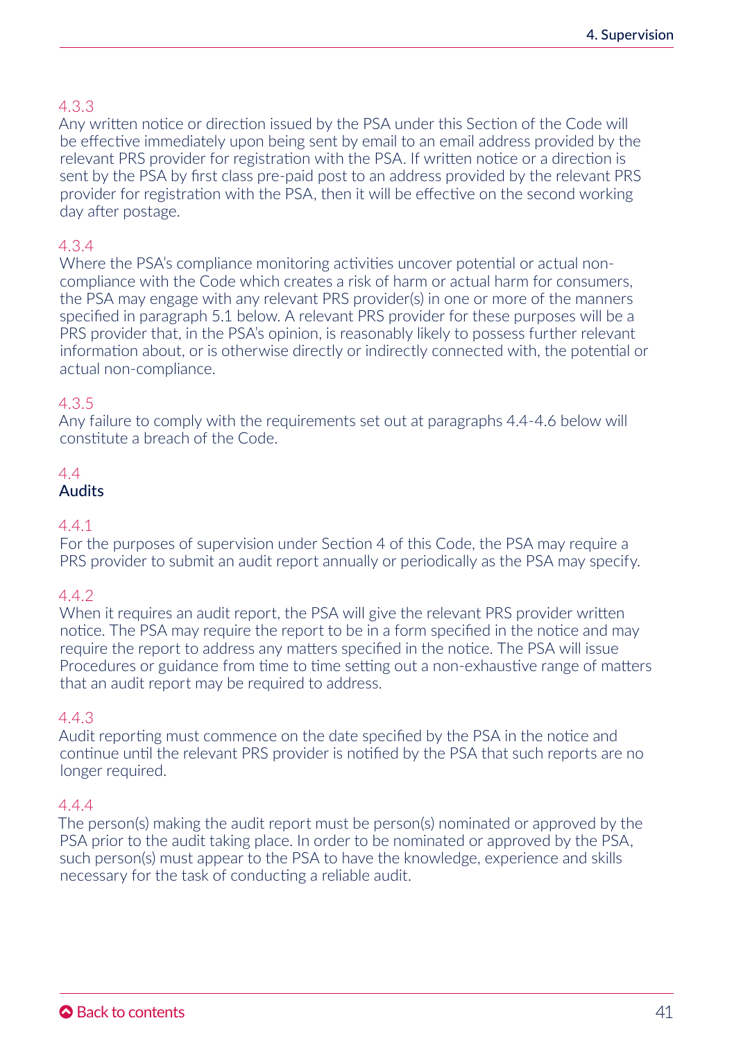4.3.3

Any written notice or direction issued by the PSA under this Section of the Code will be effective immediately upon being sent by email to an email address provided by the relevant PRS provider for registration with the PSA. If written notice or a direction is sent by the PSA by first class pre-paid post to an address provided by the relevant PRS provider for registration with the PSA, then it will be effective on the second working day after postage.

4.3.4

Where the PSA's compliance monitoring activities uncover potential or actual non-compliance with the Code which creates a risk of harm or actual harm for consumers, the PSA may engage with any relevant PRS provider(s) in one or more of the manners specified in paragraph 5.1 below. A relevant PRS provider for these purposes will be a PRS provider that, in the PSA's opinion, is reasonably likely to possess further relevant information about, or is otherwise directly or indirectly connected with, the potential or actual non-compliance.

4.3.5

Any failure to comply with the requirements set out at paragraphs 4.4-4.6 below will constitute a breach of the Code.

## 4.4 Audits

4.4.1

For the purposes of supervision under Section 4 of this Code, the PSA may require a PRS provider to submit an audit report annually or periodically as the PSA may specify.

4.4.2

When it requires an audit report, the PSA will give the relevant PRS provider written notice. The PSA may require the report to be in a form specified in the notice and may require the report to address any matters specified in the notice. The PSA will issue Procedures or guidance from time to time setting out a non-exhaustive range of matters that an audit report may be required to address.

4.4.3

Audit reporting must commence on the date specified by the PSA in the notice and continue until the relevant PRS provider is notified by the PSA that such reports are no longer required.

4.4.4

The person(s) making the audit report must be person(s) nominated or approved by the PSA prior to the audit taking place. In order to be nominated or approved by the PSA, such person(s) must appear to the PSA to have the knowledge, experience and skills necessary for the task of conducting a reliable audit.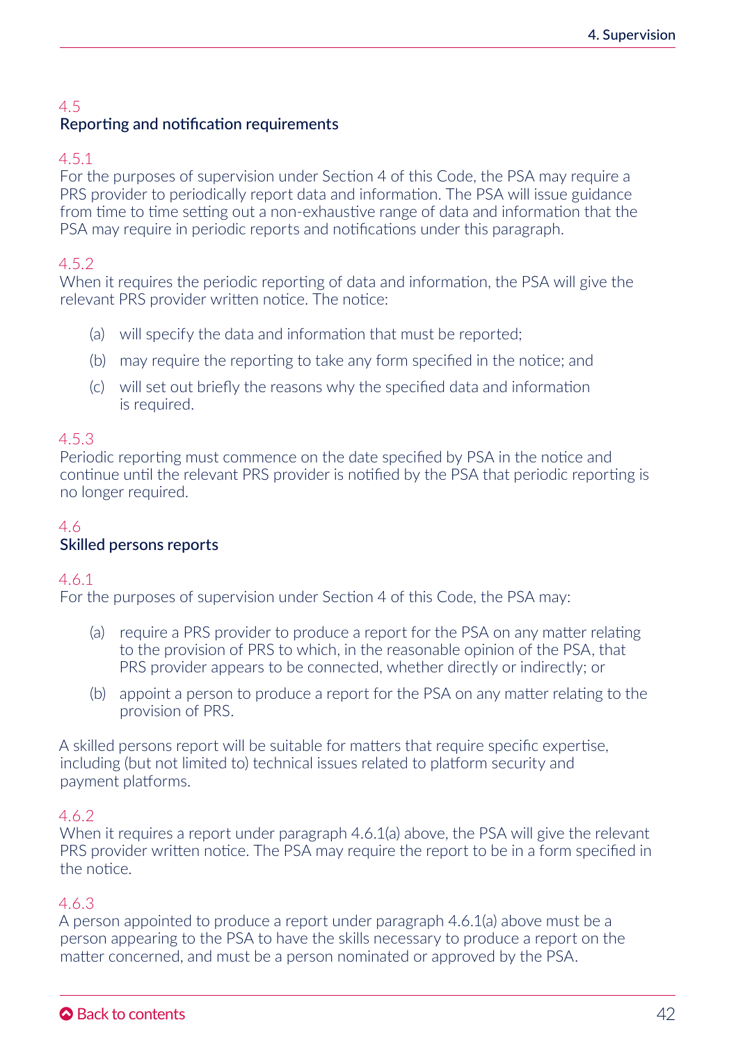## 4.5 Reporting and notification requirements

4.5.1
For the purposes of supervision under Section 4 of this Code, the PSA may require a PRS provider to periodically report data and information. The PSA will issue guidance from time to time setting out a non-exhaustive range of data and information that the PSA may require in periodic reports and notifications under this paragraph.

4.5.2
When it requires the periodic reporting of data and information, the PSA will give the relevant PRS provider written notice. The notice:

(a) will specify the data and information that must be reported;

(b) may require the reporting to take any form specified in the notice; and

(c) will set out briefly the reasons why the specified data and information is required.

4.5.3
Periodic reporting must commence on the date specified by PSA in the notice and continue until the relevant PRS provider is notified by the PSA that periodic reporting is no longer required.

## 4.6 Skilled persons reports

4.6.1
For the purposes of supervision under Section 4 of this Code, the PSA may:

(a) require a PRS provider to produce a report for the PSA on any matter relating to the provision of PRS to which, in the reasonable opinion of the PSA, that PRS provider appears to be connected, whether directly or indirectly; or

(b) appoint a person to produce a report for the PSA on any matter relating to the provision of PRS.

A skilled persons report will be suitable for matters that require specific expertise, including (but not limited to) technical issues related to platform security and payment platforms.

4.6.2
When it requires a report under paragraph 4.6.1(a) above, the PSA will give the relevant PRS provider written notice. The PSA may require the report to be in a form specified in the notice.

4.6.3
A person appointed to produce a report under paragraph 4.6.1(a) above must be a person appearing to the PSA to have the skills necessary to produce a report on the matter concerned, and must be a person nominated or approved by the PSA.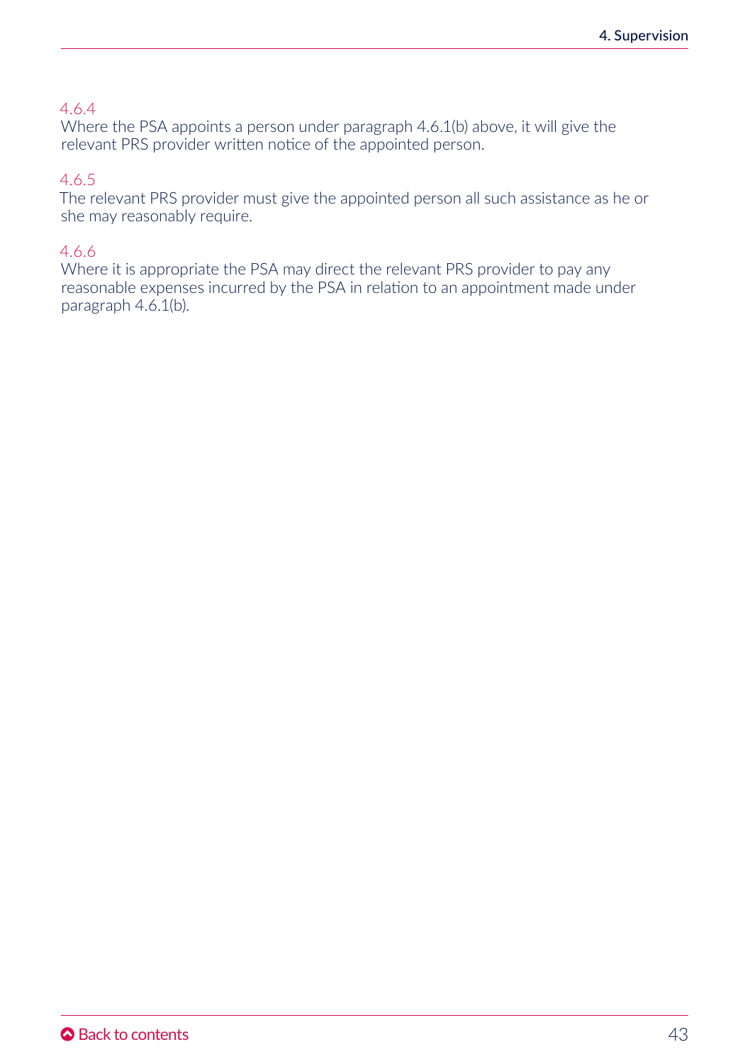4.6.4
Where the PSA appoints a person under paragraph 4.6.1(b) above, it will give the relevant PRS provider written notice of the appointed person.

4.6.5
The relevant PRS provider must give the appointed person all such assistance as he or she may reasonably require.

4.6.6
Where it is appropriate the PSA may direct the relevant PRS provider to pay any reasonable expenses incurred by the PSA in relation to an appointment made under paragraph 4.6.1(b).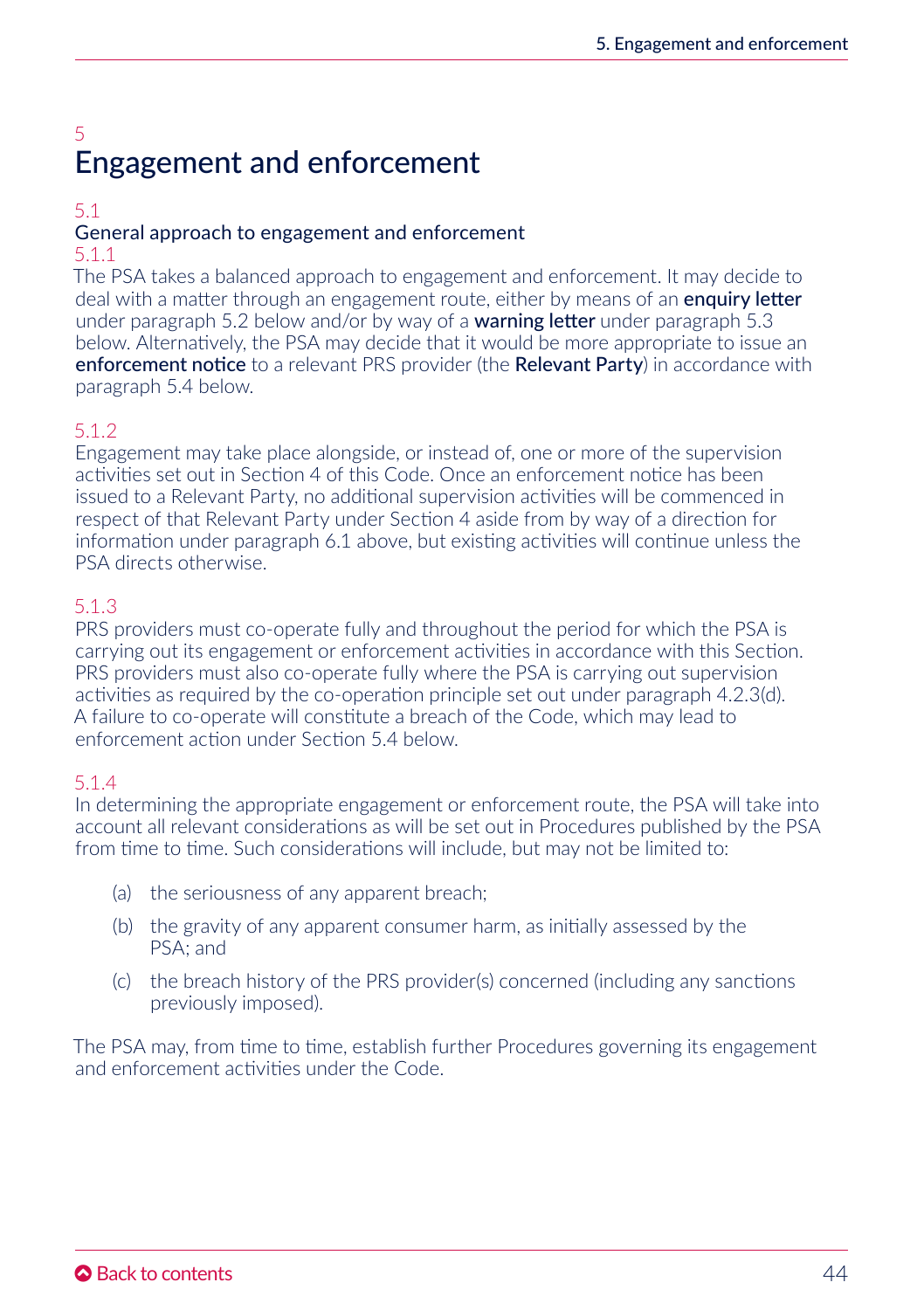# 5 Engagement and enforcement

## 5.1 General approach to engagement and enforcement

5.1.1

The PSA takes a balanced approach to engagement and enforcement. It may decide to deal with a matter through an engagement route, either by means of an **enquiry letter** under paragraph 5.2 below and/or by way of a **warning letter** under paragraph 5.3 below. Alternatively, the PSA may decide that it would be more appropriate to issue an **enforcement notice** to a relevant PRS provider (the **Relevant Party**) in accordance with paragraph 5.4 below.

5.1.2

Engagement may take place alongside, or instead of, one or more of the supervision activities set out in Section 4 of this Code. Once an enforcement notice has been issued to a Relevant Party, no additional supervision activities will be commenced in respect of that Relevant Party under Section 4 aside from by way of a direction for information under paragraph 6.1 above, but existing activities will continue unless the PSA directs otherwise.

5.1.3

PRS providers must co-operate fully and throughout the period for which the PSA is carrying out its engagement or enforcement activities in accordance with this Section. PRS providers must also co-operate fully where the PSA is carrying out supervision activities as required by the co-operation principle set out under paragraph 4.2.3(d). A failure to co-operate will constitute a breach of the Code, which may lead to enforcement action under Section 5.4 below.

5.1.4

In determining the appropriate engagement or enforcement route, the PSA will take into account all relevant considerations as will be set out in Procedures published by the PSA from time to time. Such considerations will include, but may not be limited to:

(a) the seriousness of any apparent breach;

(b) the gravity of any apparent consumer harm, as initially assessed by the PSA; and

(c) the breach history of the PRS provider(s) concerned (including any sanctions previously imposed).

The PSA may, from time to time, establish further Procedures governing its engagement and enforcement activities under the Code.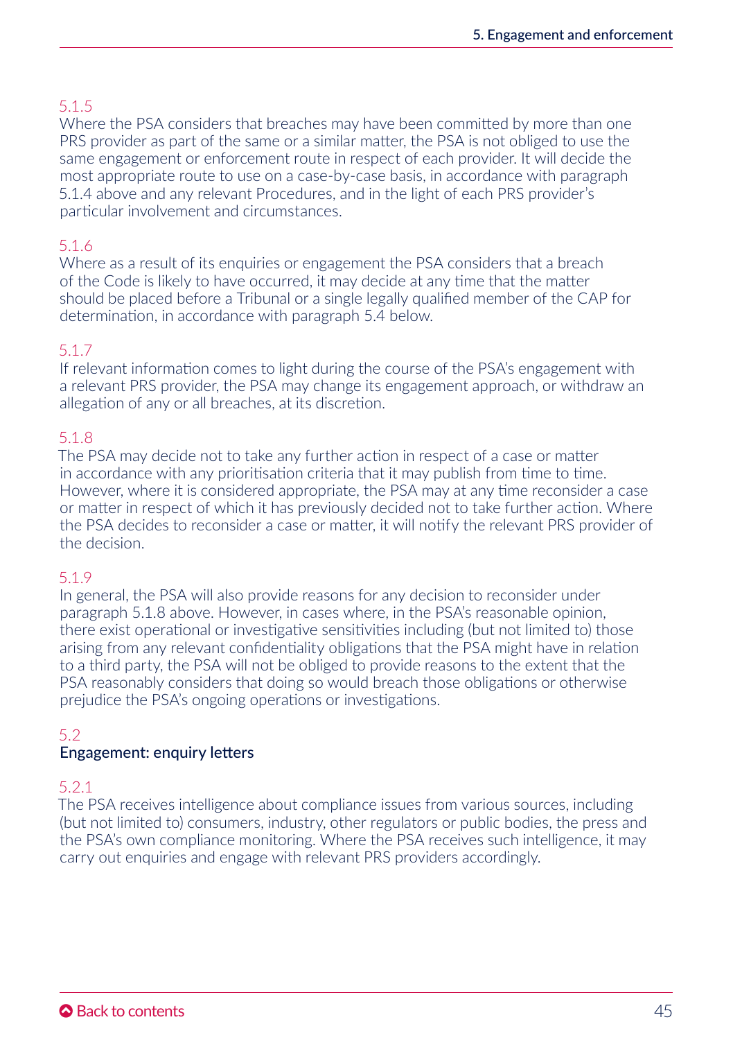5.1.5

Where the PSA considers that breaches may have been committed by more than one PRS provider as part of the same or a similar matter, the PSA is not obliged to use the same engagement or enforcement route in respect of each provider. It will decide the most appropriate route to use on a case-by-case basis, in accordance with paragraph 5.1.4 above and any relevant Procedures, and in the light of each PRS provider's particular involvement and circumstances.

5.1.6

Where as a result of its enquiries or engagement the PSA considers that a breach of the Code is likely to have occurred, it may decide at any time that the matter should be placed before a Tribunal or a single legally qualified member of the CAP for determination, in accordance with paragraph 5.4 below.

5.1.7

If relevant information comes to light during the course of the PSA's engagement with a relevant PRS provider, the PSA may change its engagement approach, or withdraw an allegation of any or all breaches, at its discretion.

5.1.8

The PSA may decide not to take any further action in respect of a case or matter in accordance with any prioritisation criteria that it may publish from time to time. However, where it is considered appropriate, the PSA may at any time reconsider a case or matter in respect of which it has previously decided not to take further action. Where the PSA decides to reconsider a case or matter, it will notify the relevant PRS provider of the decision.

5.1.9

In general, the PSA will also provide reasons for any decision to reconsider under paragraph 5.1.8 above. However, in cases where, in the PSA's reasonable opinion, there exist operational or investigative sensitivities including (but not limited to) those arising from any relevant confidentiality obligations that the PSA might have in relation to a third party, the PSA will not be obliged to provide reasons to the extent that the PSA reasonably considers that doing so would breach those obligations or otherwise prejudice the PSA's ongoing operations or investigations.

## 5.2 Engagement: enquiry letters

5.2.1

The PSA receives intelligence about compliance issues from various sources, including (but not limited to) consumers, industry, other regulators or public bodies, the press and the PSA's own compliance monitoring. Where the PSA receives such intelligence, it may carry out enquiries and engage with relevant PRS providers accordingly.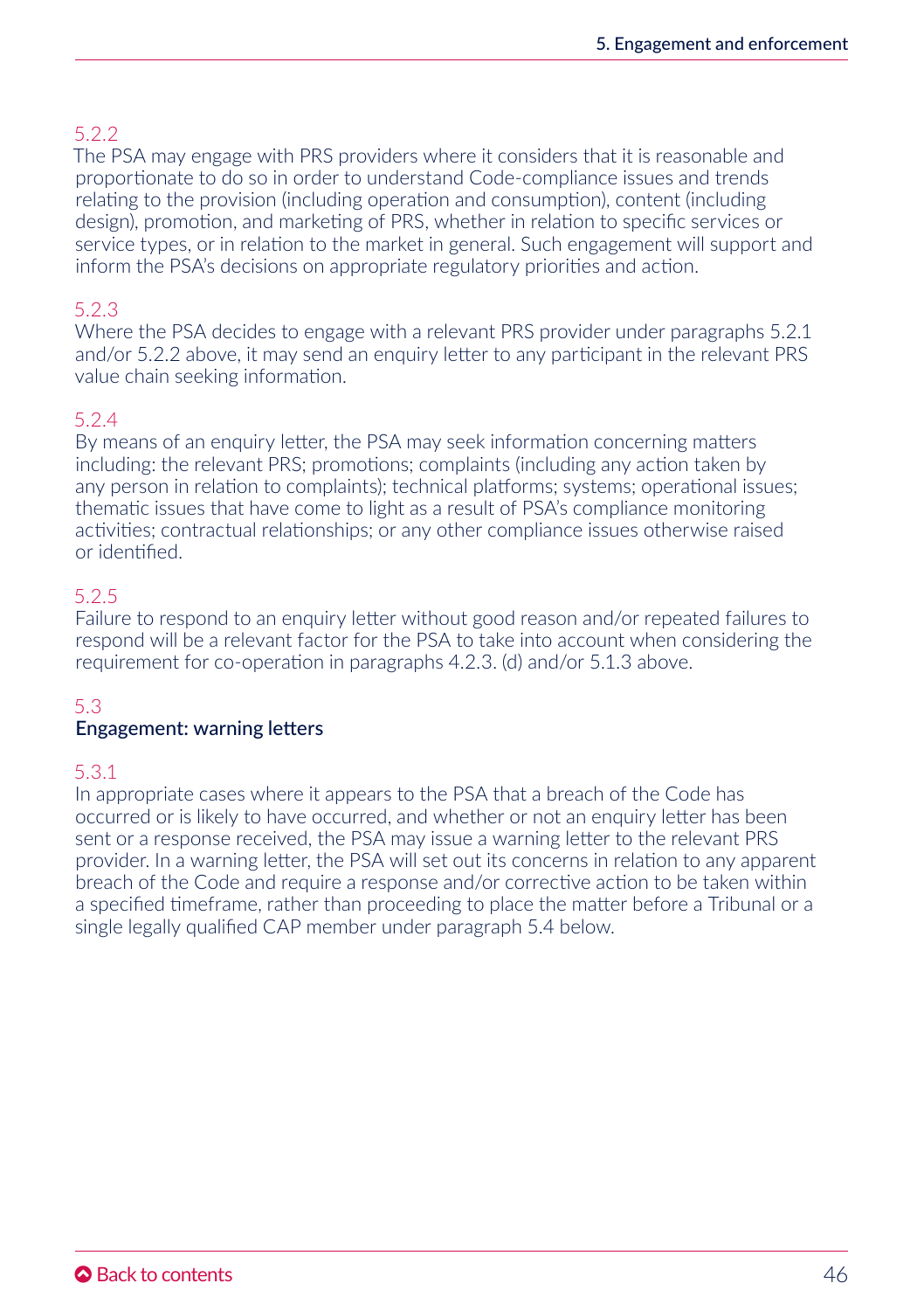5.2.2
The PSA may engage with PRS providers where it considers that it is reasonable and proportionate to do so in order to understand Code-compliance issues and trends relating to the provision (including operation and consumption), content (including design), promotion, and marketing of PRS, whether in relation to specific services or service types, or in relation to the market in general. Such engagement will support and inform the PSA's decisions on appropriate regulatory priorities and action.

5.2.3
Where the PSA decides to engage with a relevant PRS provider under paragraphs 5.2.1 and/or 5.2.2 above, it may send an enquiry letter to any participant in the relevant PRS value chain seeking information.

5.2.4
By means of an enquiry letter, the PSA may seek information concerning matters including: the relevant PRS; promotions; complaints (including any action taken by any person in relation to complaints); technical platforms; systems; operational issues; thematic issues that have come to light as a result of PSA's compliance monitoring activities; contractual relationships; or any other compliance issues otherwise raised or identified.

5.2.5
Failure to respond to an enquiry letter without good reason and/or repeated failures to respond will be a relevant factor for the PSA to take into account when considering the requirement for co-operation in paragraphs 4.2.3. (d) and/or 5.1.3 above.

## 5.3 Engagement: warning letters

5.3.1
In appropriate cases where it appears to the PSA that a breach of the Code has occurred or is likely to have occurred, and whether or not an enquiry letter has been sent or a response received, the PSA may issue a warning letter to the relevant PRS provider. In a warning letter, the PSA will set out its concerns in relation to any apparent breach of the Code and require a response and/or corrective action to be taken within a specified timeframe, rather than proceeding to place the matter before a Tribunal or a single legally qualified CAP member under paragraph 5.4 below.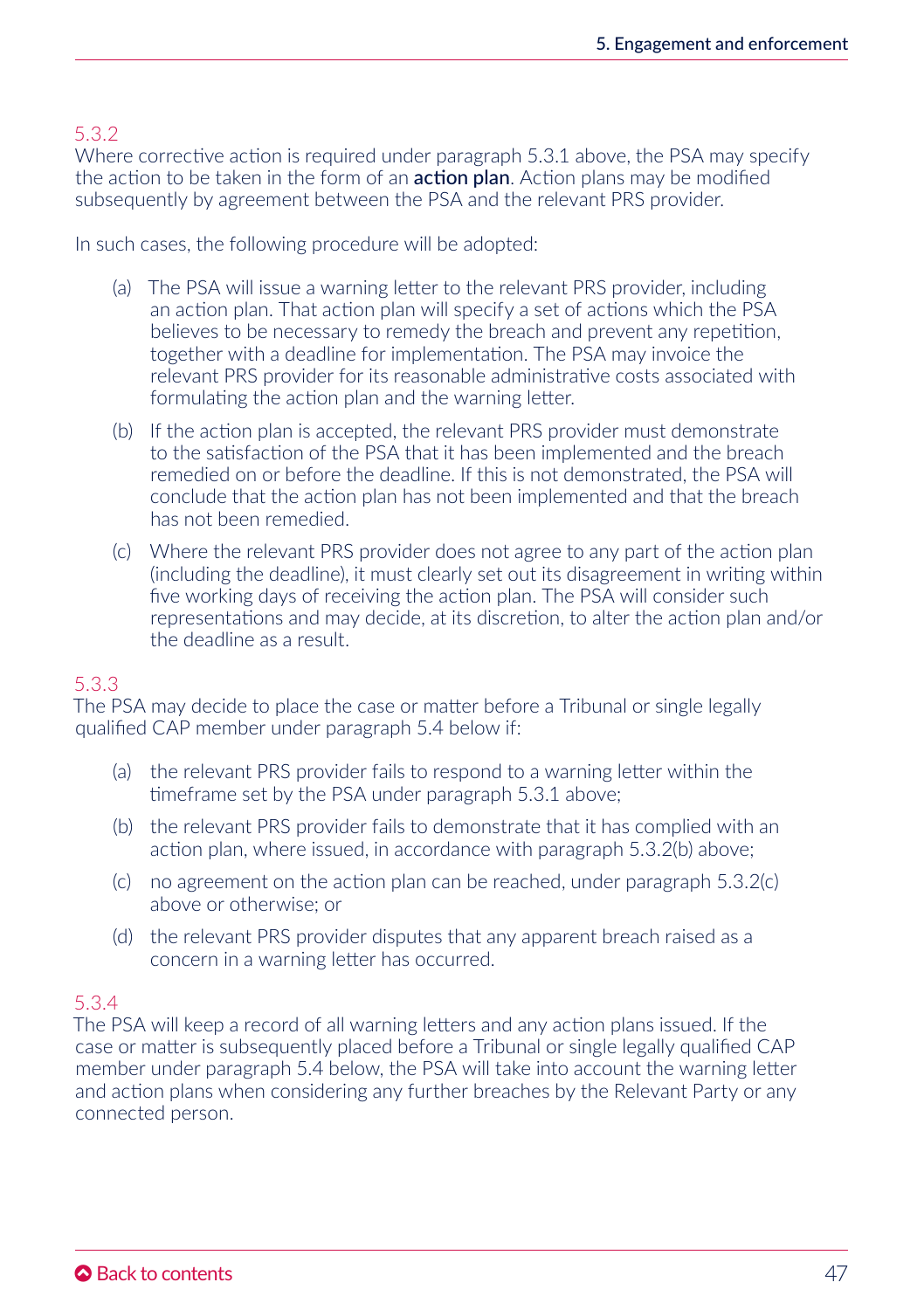### 5.3.2

Where corrective action is required under paragraph 5.3.1 above, the PSA may specify the action to be taken in the form of an **action plan**. Action plans may be modified subsequently by agreement between the PSA and the relevant PRS provider.

In such cases, the following procedure will be adopted:

(a) The PSA will issue a warning letter to the relevant PRS provider, including an action plan. That action plan will specify a set of actions which the PSA believes to be necessary to remedy the breach and prevent any repetition, together with a deadline for implementation. The PSA may invoice the relevant PRS provider for its reasonable administrative costs associated with formulating the action plan and the warning letter.

(b) If the action plan is accepted, the relevant PRS provider must demonstrate to the satisfaction of the PSA that it has been implemented and the breach remedied on or before the deadline. If this is not demonstrated, the PSA will conclude that the action plan has not been implemented and that the breach has not been remedied.

(c) Where the relevant PRS provider does not agree to any part of the action plan (including the deadline), it must clearly set out its disagreement in writing within five working days of receiving the action plan. The PSA will consider such representations and may decide, at its discretion, to alter the action plan and/or the deadline as a result.

### 5.3.3

The PSA may decide to place the case or matter before a Tribunal or single legally qualified CAP member under paragraph 5.4 below if:

(a) the relevant PRS provider fails to respond to a warning letter within the timeframe set by the PSA under paragraph 5.3.1 above;

(b) the relevant PRS provider fails to demonstrate that it has complied with an action plan, where issued, in accordance with paragraph 5.3.2(b) above;

(c) no agreement on the action plan can be reached, under paragraph 5.3.2(c) above or otherwise; or

(d) the relevant PRS provider disputes that any apparent breach raised as a concern in a warning letter has occurred.

### 5.3.4

The PSA will keep a record of all warning letters and any action plans issued. If the case or matter is subsequently placed before a Tribunal or single legally qualified CAP member under paragraph 5.4 below, the PSA will take into account the warning letter and action plans when considering any further breaches by the Relevant Party or any connected person.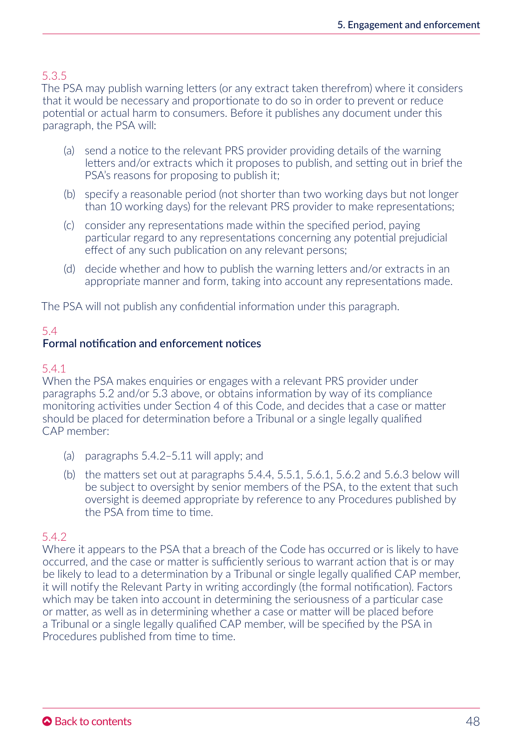5.3.5

The PSA may publish warning letters (or any extract taken therefrom) where it considers that it would be necessary and proportionate to do so in order to prevent or reduce potential or actual harm to consumers. Before it publishes any document under this paragraph, the PSA will:

(a) send a notice to the relevant PRS provider providing details of the warning letters and/or extracts which it proposes to publish, and setting out in brief the PSA's reasons for proposing to publish it;

(b) specify a reasonable period (not shorter than two working days but not longer than 10 working days) for the relevant PRS provider to make representations;

(c) consider any representations made within the specified period, paying particular regard to any representations concerning any potential prejudicial effect of any such publication on any relevant persons;

(d) decide whether and how to publish the warning letters and/or extracts in an appropriate manner and form, taking into account any representations made.

The PSA will not publish any confidential information under this paragraph.

## 5.4 Formal notification and enforcement notices

5.4.1

When the PSA makes enquiries or engages with a relevant PRS provider under paragraphs 5.2 and/or 5.3 above, or obtains information by way of its compliance monitoring activities under Section 4 of this Code, and decides that a case or matter should be placed for determination before a Tribunal or a single legally qualified CAP member:

(a) paragraphs 5.4.2–5.11 will apply; and

(b) the matters set out at paragraphs 5.4.4, 5.5.1, 5.6.1, 5.6.2 and 5.6.3 below will be subject to oversight by senior members of the PSA, to the extent that such oversight is deemed appropriate by reference to any Procedures published by the PSA from time to time.

5.4.2

Where it appears to the PSA that a breach of the Code has occurred or is likely to have occurred, and the case or matter is sufficiently serious to warrant action that is or may be likely to lead to a determination by a Tribunal or single legally qualified CAP member, it will notify the Relevant Party in writing accordingly (the formal notification). Factors which may be taken into account in determining the seriousness of a particular case or matter, as well as in determining whether a case or matter will be placed before a Tribunal or a single legally qualified CAP member, will be specified by the PSA in Procedures published from time to time.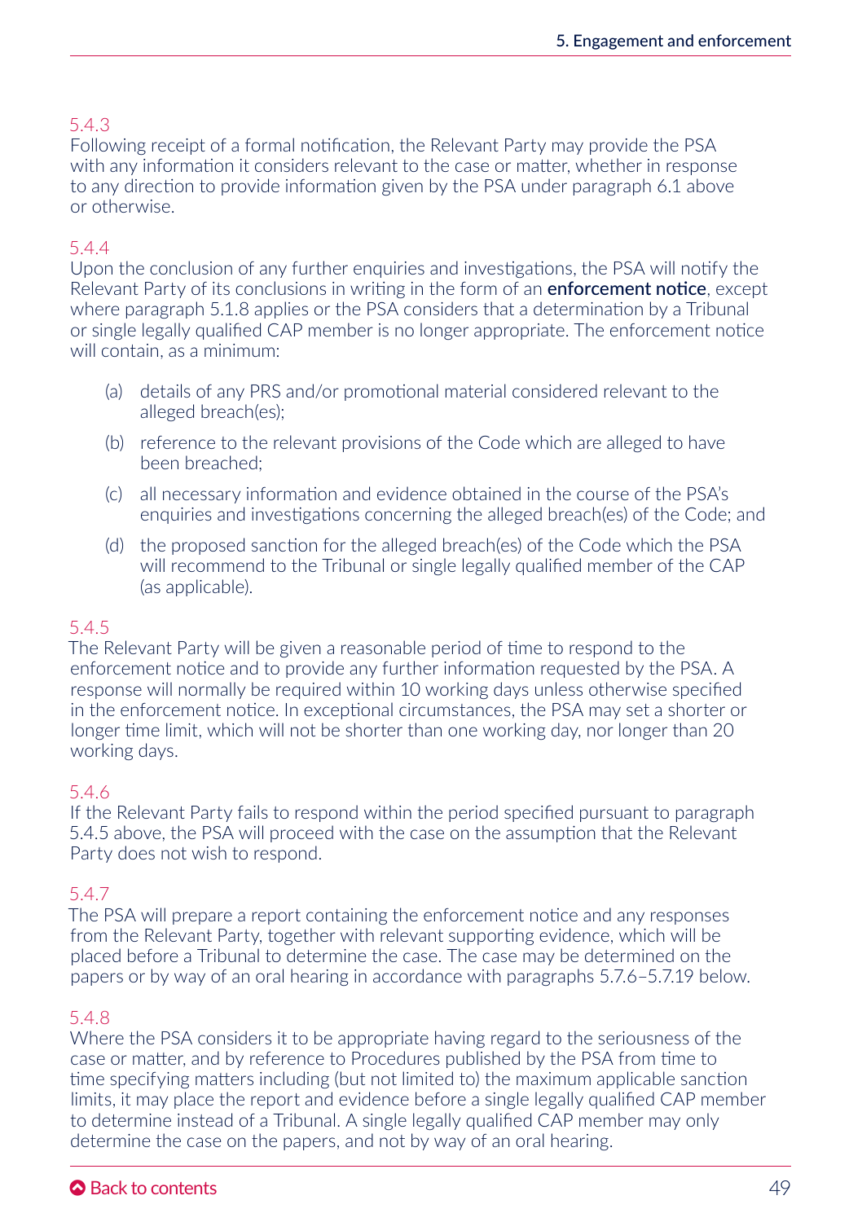5.4.3
Following receipt of a formal notification, the Relevant Party may provide the PSA with any information it considers relevant to the case or matter, whether in response to any direction to provide information given by the PSA under paragraph 6.1 above or otherwise.

5.4.4
Upon the conclusion of any further enquiries and investigations, the PSA will notify the Relevant Party of its conclusions in writing in the form of an **enforcement notice**, except where paragraph 5.1.8 applies or the PSA considers that a determination by a Tribunal or single legally qualified CAP member is no longer appropriate. The enforcement notice will contain, as a minimum:

(a) details of any PRS and/or promotional material considered relevant to the alleged breach(es);

(b) reference to the relevant provisions of the Code which are alleged to have been breached;

(c) all necessary information and evidence obtained in the course of the PSA's enquiries and investigations concerning the alleged breach(es) of the Code; and

(d) the proposed sanction for the alleged breach(es) of the Code which the PSA will recommend to the Tribunal or single legally qualified member of the CAP (as applicable).

5.4.5
The Relevant Party will be given a reasonable period of time to respond to the enforcement notice and to provide any further information requested by the PSA. A response will normally be required within 10 working days unless otherwise specified in the enforcement notice. In exceptional circumstances, the PSA may set a shorter or longer time limit, which will not be shorter than one working day, nor longer than 20 working days.

5.4.6
If the Relevant Party fails to respond within the period specified pursuant to paragraph 5.4.5 above, the PSA will proceed with the case on the assumption that the Relevant Party does not wish to respond.

5.4.7
The PSA will prepare a report containing the enforcement notice and any responses from the Relevant Party, together with relevant supporting evidence, which will be placed before a Tribunal to determine the case. The case may be determined on the papers or by way of an oral hearing in accordance with paragraphs 5.7.6–5.7.19 below.

5.4.8
Where the PSA considers it to be appropriate having regard to the seriousness of the case or matter, and by reference to Procedures published by the PSA from time to time specifying matters including (but not limited to) the maximum applicable sanction limits, it may place the report and evidence before a single legally qualified CAP member to determine instead of a Tribunal. A single legally qualified CAP member may only determine the case on the papers, and not by way of an oral hearing.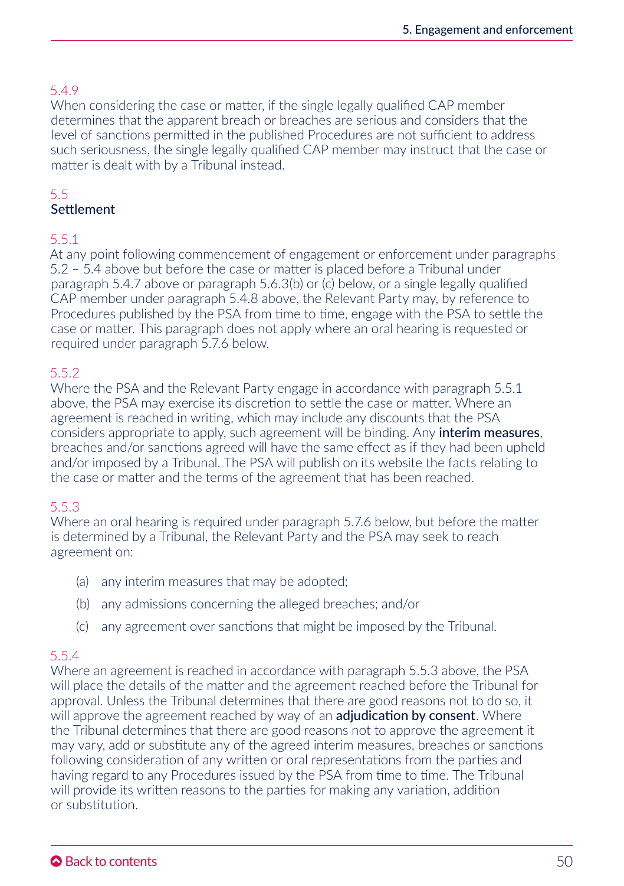5.4.9

When considering the case or matter, if the single legally qualified CAP member determines that the apparent breach or breaches are serious and considers that the level of sanctions permitted in the published Procedures are not sufficient to address such seriousness, the single legally qualified CAP member may instruct that the case or matter is dealt with by a Tribunal instead.

## 5.5 Settlement

5.5.1

At any point following commencement of engagement or enforcement under paragraphs 5.2 – 5.4 above but before the case or matter is placed before a Tribunal under paragraph 5.4.7 above or paragraph 5.6.3(b) or (c) below, or a single legally qualified CAP member under paragraph 5.4.8 above, the Relevant Party may, by reference to Procedures published by the PSA from time to time, engage with the PSA to settle the case or matter. This paragraph does not apply where an oral hearing is requested or required under paragraph 5.7.6 below.

5.5.2

Where the PSA and the Relevant Party engage in accordance with paragraph 5.5.1 above, the PSA may exercise its discretion to settle the case or matter. Where an agreement is reached in writing, which may include any discounts that the PSA considers appropriate to apply, such agreement will be binding. Any **interim measures**, breaches and/or sanctions agreed will have the same effect as if they had been upheld and/or imposed by a Tribunal. The PSA will publish on its website the facts relating to the case or matter and the terms of the agreement that has been reached.

5.5.3

Where an oral hearing is required under paragraph 5.7.6 below, but before the matter is determined by a Tribunal, the Relevant Party and the PSA may seek to reach agreement on:

(a) any interim measures that may be adopted;

(b) any admissions concerning the alleged breaches; and/or

(c) any agreement over sanctions that might be imposed by the Tribunal.

5.5.4

Where an agreement is reached in accordance with paragraph 5.5.3 above, the PSA will place the details of the matter and the agreement reached before the Tribunal for approval. Unless the Tribunal determines that there are good reasons not to do so, it will approve the agreement reached by way of an **adjudication by consent**. Where the Tribunal determines that there are good reasons not to approve the agreement it may vary, add or substitute any of the agreed interim measures, breaches or sanctions following consideration of any written or oral representations from the parties and having regard to any Procedures issued by the PSA from time to time. The Tribunal will provide its written reasons to the parties for making any variation, addition or substitution.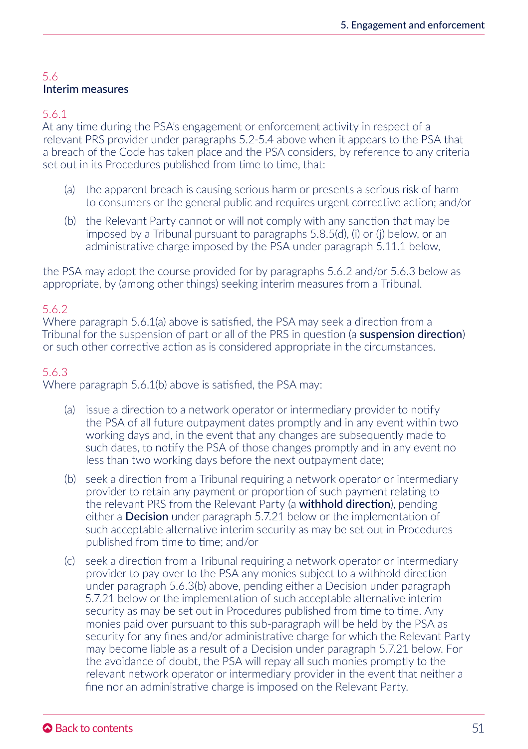## 5.6 Interim measures

### 5.6.1

At any time during the PSA's engagement or enforcement activity in respect of a relevant PRS provider under paragraphs 5.2-5.4 above when it appears to the PSA that a breach of the Code has taken place and the PSA considers, by reference to any criteria set out in its Procedures published from time to time, that:

(a) the apparent breach is causing serious harm or presents a serious risk of harm to consumers or the general public and requires urgent corrective action; and/or

(b) the Relevant Party cannot or will not comply with any sanction that may be imposed by a Tribunal pursuant to paragraphs 5.8.5(d), (i) or (j) below, or an administrative charge imposed by the PSA under paragraph 5.11.1 below,

the PSA may adopt the course provided for by paragraphs 5.6.2 and/or 5.6.3 below as appropriate, by (among other things) seeking interim measures from a Tribunal.

### 5.6.2

Where paragraph 5.6.1(a) above is satisfied, the PSA may seek a direction from a Tribunal for the suspension of part or all of the PRS in question (a **suspension direction**) or such other corrective action as is considered appropriate in the circumstances.

### 5.6.3

Where paragraph 5.6.1(b) above is satisfied, the PSA may:

(a) issue a direction to a network operator or intermediary provider to notify the PSA of all future outpayment dates promptly and in any event within two working days and, in the event that any changes are subsequently made to such dates, to notify the PSA of those changes promptly and in any event no less than two working days before the next outpayment date;

(b) seek a direction from a Tribunal requiring a network operator or intermediary provider to retain any payment or proportion of such payment relating to the relevant PRS from the Relevant Party (a **withhold direction**), pending either a **Decision** under paragraph 5.7.21 below or the implementation of such acceptable alternative interim security as may be set out in Procedures published from time to time; and/or

(c) seek a direction from a Tribunal requiring a network operator or intermediary provider to pay over to the PSA any monies subject to a withhold direction under paragraph 5.6.3(b) above, pending either a Decision under paragraph 5.7.21 below or the implementation of such acceptable alternative interim security as may be set out in Procedures published from time to time. Any monies paid over pursuant to this sub-paragraph will be held by the PSA as security for any fines and/or administrative charge for which the Relevant Party may become liable as a result of a Decision under paragraph 5.7.21 below. For the avoidance of doubt, the PSA will repay all such monies promptly to the relevant network operator or intermediary provider in the event that neither a fine nor an administrative charge is imposed on the Relevant Party.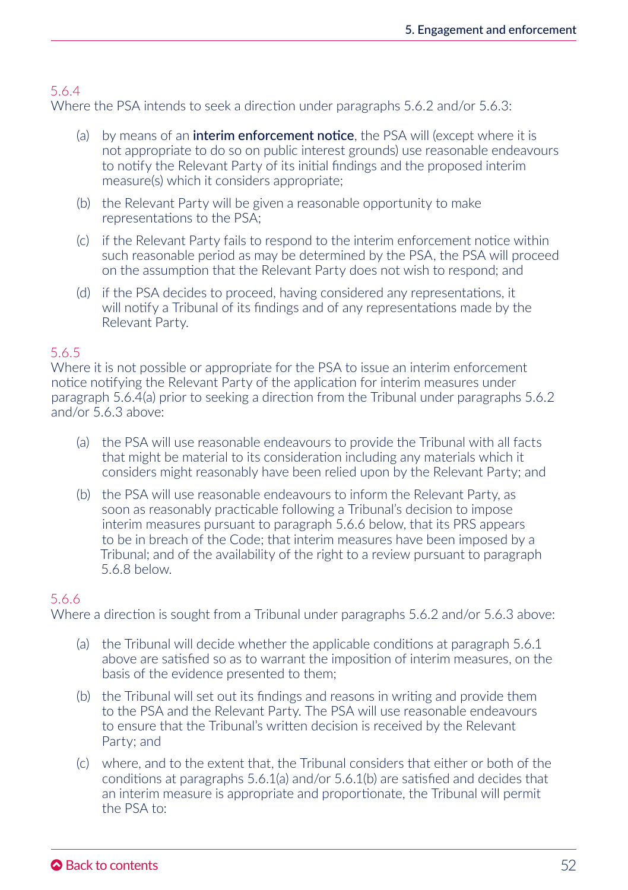5.6.4

Where the PSA intends to seek a direction under paragraphs 5.6.2 and/or 5.6.3:

(a) by means of an **interim enforcement notice**, the PSA will (except where it is not appropriate to do so on public interest grounds) use reasonable endeavours to notify the Relevant Party of its initial findings and the proposed interim measure(s) which it considers appropriate;

(b) the Relevant Party will be given a reasonable opportunity to make representations to the PSA;

(c) if the Relevant Party fails to respond to the interim enforcement notice within such reasonable period as may be determined by the PSA, the PSA will proceed on the assumption that the Relevant Party does not wish to respond; and

(d) if the PSA decides to proceed, having considered any representations, it will notify a Tribunal of its findings and of any representations made by the Relevant Party.

5.6.5

Where it is not possible or appropriate for the PSA to issue an interim enforcement notice notifying the Relevant Party of the application for interim measures under paragraph 5.6.4(a) prior to seeking a direction from the Tribunal under paragraphs 5.6.2 and/or 5.6.3 above:

(a) the PSA will use reasonable endeavours to provide the Tribunal with all facts that might be material to its consideration including any materials which it considers might reasonably have been relied upon by the Relevant Party; and

(b) the PSA will use reasonable endeavours to inform the Relevant Party, as soon as reasonably practicable following a Tribunal's decision to impose interim measures pursuant to paragraph 5.6.6 below, that its PRS appears to be in breach of the Code; that interim measures have been imposed by a Tribunal; and of the availability of the right to a review pursuant to paragraph 5.6.8 below.

5.6.6

Where a direction is sought from a Tribunal under paragraphs 5.6.2 and/or 5.6.3 above:

(a) the Tribunal will decide whether the applicable conditions at paragraph 5.6.1 above are satisfied so as to warrant the imposition of interim measures, on the basis of the evidence presented to them;

(b) the Tribunal will set out its findings and reasons in writing and provide them to the PSA and the Relevant Party. The PSA will use reasonable endeavours to ensure that the Tribunal's written decision is received by the Relevant Party; and

(c) where, and to the extent that, the Tribunal considers that either or both of the conditions at paragraphs 5.6.1(a) and/or 5.6.1(b) are satisfied and decides that an interim measure is appropriate and proportionate, the Tribunal will permit the PSA to: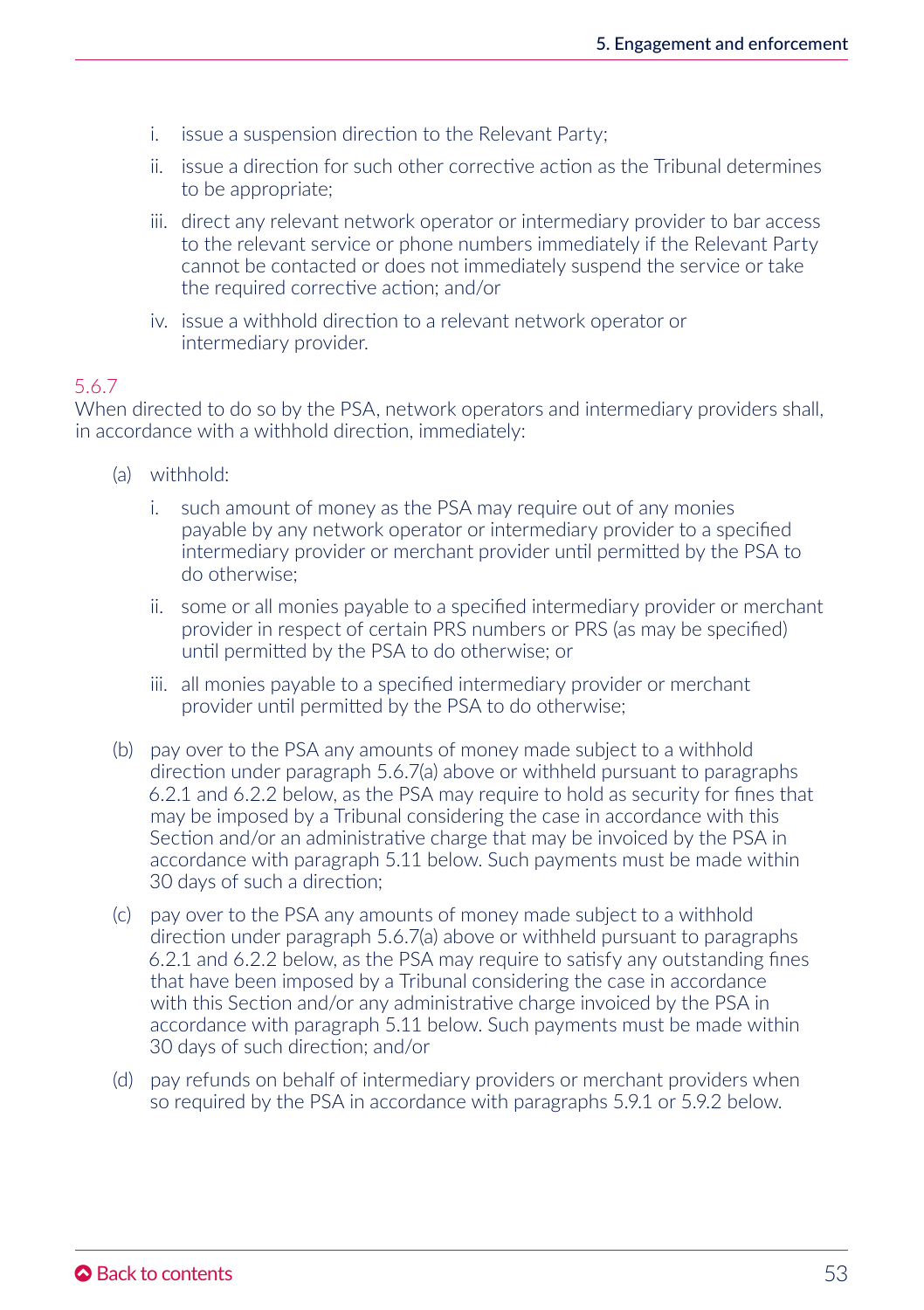i. issue a suspension direction to the Relevant Party;

ii. issue a direction for such other corrective action as the Tribunal determines to be appropriate;

iii. direct any relevant network operator or intermediary provider to bar access to the relevant service or phone numbers immediately if the Relevant Party cannot be contacted or does not immediately suspend the service or take the required corrective action; and/or

iv. issue a withhold direction to a relevant network operator or intermediary provider.

5.6.7
When directed to do so by the PSA, network operators and intermediary providers shall, in accordance with a withhold direction, immediately:

(a) withhold:

i. such amount of money as the PSA may require out of any monies payable by any network operator or intermediary provider to a specified intermediary provider or merchant provider until permitted by the PSA to do otherwise;

ii. some or all monies payable to a specified intermediary provider or merchant provider in respect of certain PRS numbers or PRS (as may be specified) until permitted by the PSA to do otherwise; or

iii. all monies payable to a specified intermediary provider or merchant provider until permitted by the PSA to do otherwise;

(b) pay over to the PSA any amounts of money made subject to a withhold direction under paragraph 5.6.7(a) above or withheld pursuant to paragraphs 6.2.1 and 6.2.2 below, as the PSA may require to hold as security for fines that may be imposed by a Tribunal considering the case in accordance with this Section and/or an administrative charge that may be invoiced by the PSA in accordance with paragraph 5.11 below. Such payments must be made within 30 days of such a direction;

(c) pay over to the PSA any amounts of money made subject to a withhold direction under paragraph 5.6.7(a) above or withheld pursuant to paragraphs 6.2.1 and 6.2.2 below, as the PSA may require to satisfy any outstanding fines that have been imposed by a Tribunal considering the case in accordance with this Section and/or any administrative charge invoiced by the PSA in accordance with paragraph 5.11 below. Such payments must be made within 30 days of such direction; and/or

(d) pay refunds on behalf of intermediary providers or merchant providers when so required by the PSA in accordance with paragraphs 5.9.1 or 5.9.2 below.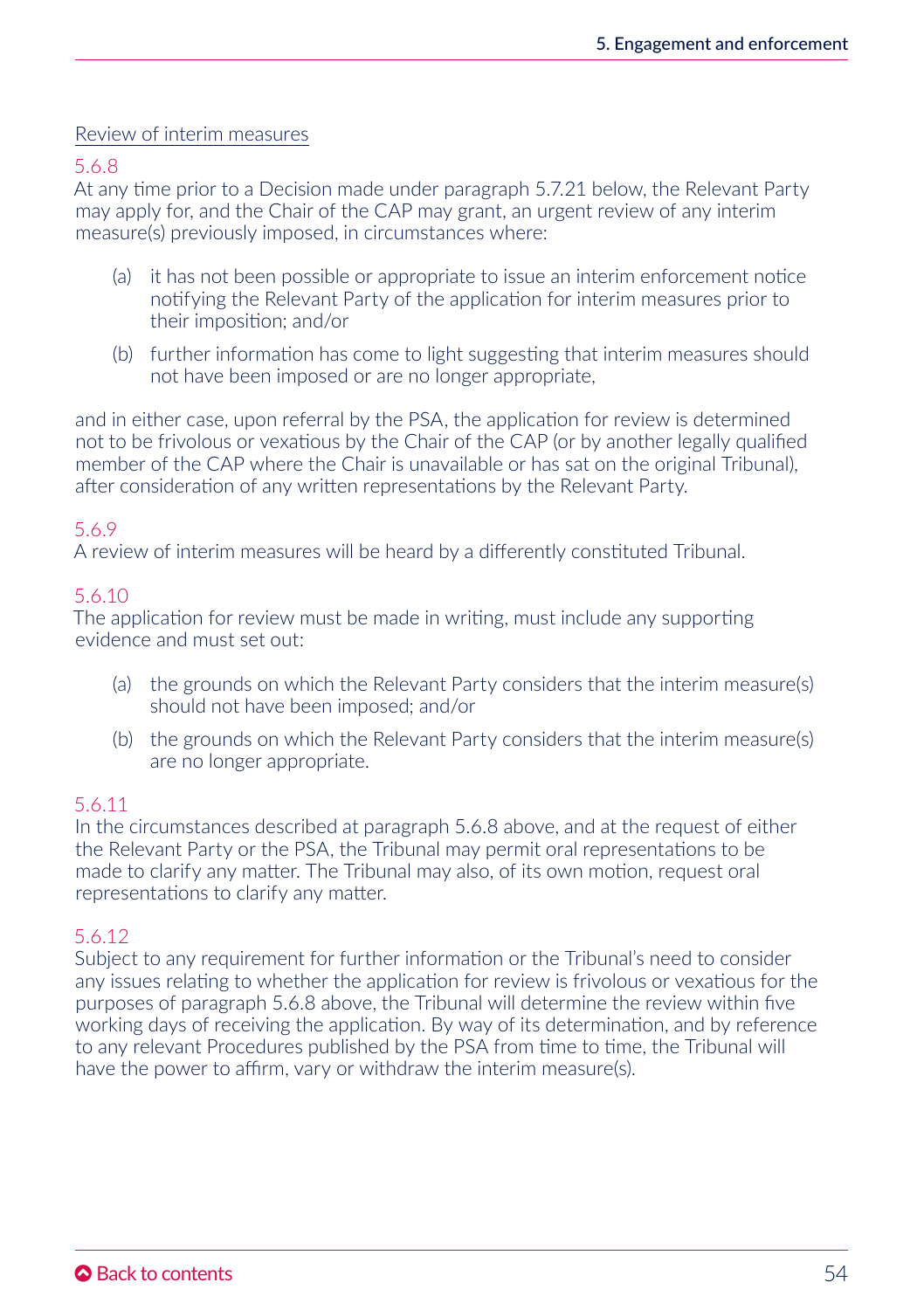<u>Review of interim measures</u>

5.6.8
At any time prior to a Decision made under paragraph 5.7.21 below, the Relevant Party may apply for, and the Chair of the CAP may grant, an urgent review of any interim measure(s) previously imposed, in circumstances where:

(a) it has not been possible or appropriate to issue an interim enforcement notice notifying the Relevant Party of the application for interim measures prior to their imposition; and/or

(b) further information has come to light suggesting that interim measures should not have been imposed or are no longer appropriate,

and in either case, upon referral by the PSA, the application for review is determined not to be frivolous or vexatious by the Chair of the CAP (or by another legally qualified member of the CAP where the Chair is unavailable or has sat on the original Tribunal), after consideration of any written representations by the Relevant Party.

5.6.9
A review of interim measures will be heard by a differently constituted Tribunal.

5.6.10
The application for review must be made in writing, must include any supporting evidence and must set out:

(a) the grounds on which the Relevant Party considers that the interim measure(s) should not have been imposed; and/or

(b) the grounds on which the Relevant Party considers that the interim measure(s) are no longer appropriate.

5.6.11
In the circumstances described at paragraph 5.6.8 above, and at the request of either the Relevant Party or the PSA, the Tribunal may permit oral representations to be made to clarify any matter. The Tribunal may also, of its own motion, request oral representations to clarify any matter.

5.6.12
Subject to any requirement for further information or the Tribunal's need to consider any issues relating to whether the application for review is frivolous or vexatious for the purposes of paragraph 5.6.8 above, the Tribunal will determine the review within five working days of receiving the application. By way of its determination, and by reference to any relevant Procedures published by the PSA from time to time, the Tribunal will have the power to affirm, vary or withdraw the interim measure(s).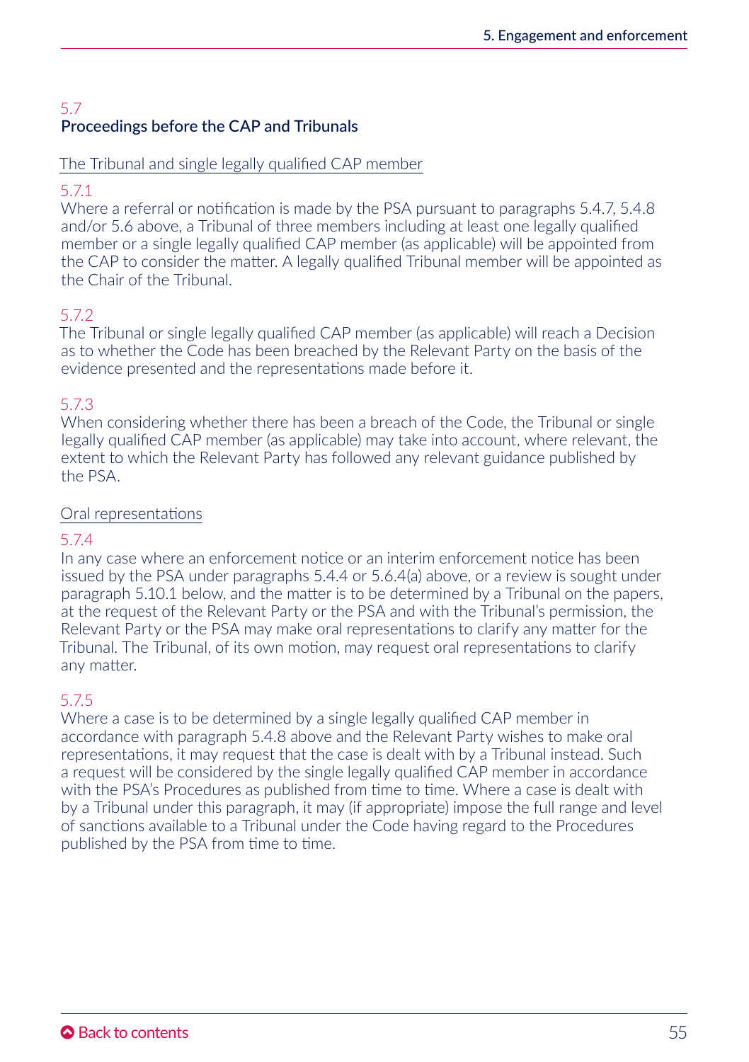## 5.7 Proceedings before the CAP and Tribunals

The Tribunal and single legally qualified CAP member

5.7.1
Where a referral or notification is made by the PSA pursuant to paragraphs 5.4.7, 5.4.8 and/or 5.6 above, a Tribunal of three members including at least one legally qualified member or a single legally qualified CAP member (as applicable) will be appointed from the CAP to consider the matter. A legally qualified Tribunal member will be appointed as the Chair of the Tribunal.

5.7.2
The Tribunal or single legally qualified CAP member (as applicable) will reach a Decision as to whether the Code has been breached by the Relevant Party on the basis of the evidence presented and the representations made before it.

5.7.3
When considering whether there has been a breach of the Code, the Tribunal or single legally qualified CAP member (as applicable) may take into account, where relevant, the extent to which the Relevant Party has followed any relevant guidance published by the PSA.

Oral representations

5.7.4
In any case where an enforcement notice or an interim enforcement notice has been issued by the PSA under paragraphs 5.4.4 or 5.6.4(a) above, or a review is sought under paragraph 5.10.1 below, and the matter is to be determined by a Tribunal on the papers, at the request of the Relevant Party or the PSA and with the Tribunal's permission, the Relevant Party or the PSA may make oral representations to clarify any matter for the Tribunal. The Tribunal, of its own motion, may request oral representations to clarify any matter.

5.7.5
Where a case is to be determined by a single legally qualified CAP member in accordance with paragraph 5.4.8 above and the Relevant Party wishes to make oral representations, it may request that the case is dealt with by a Tribunal instead. Such a request will be considered by the single legally qualified CAP member in accordance with the PSA's Procedures as published from time to time. Where a case is dealt with by a Tribunal under this paragraph, it may (if appropriate) impose the full range and level of sanctions available to a Tribunal under the Code having regard to the Procedures published by the PSA from time to time.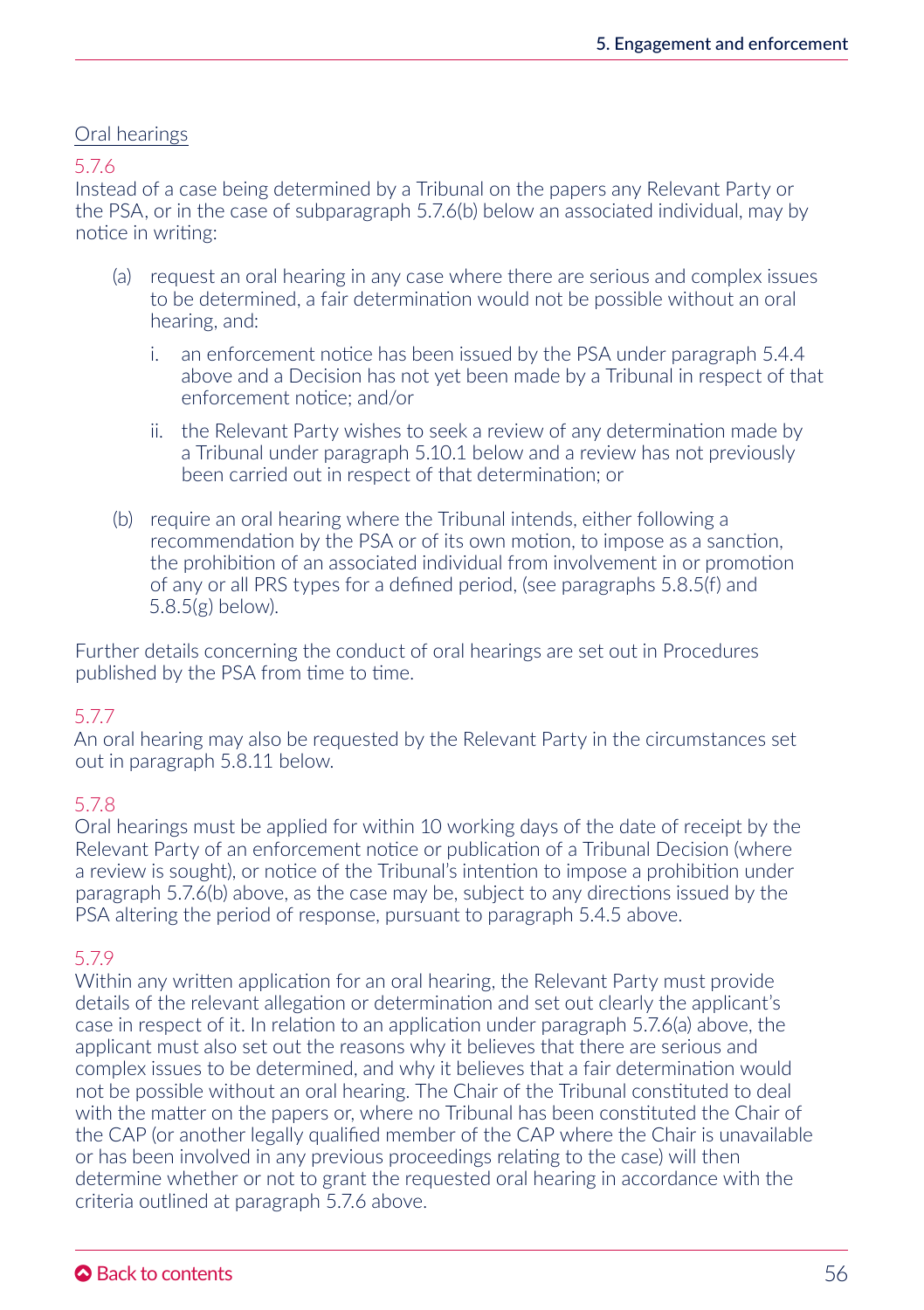Oral hearings

5.7.6

Instead of a case being determined by a Tribunal on the papers any Relevant Party or the PSA, or in the case of subparagraph 5.7.6(b) below an associated individual, may by notice in writing:

(a) request an oral hearing in any case where there are serious and complex issues to be determined, a fair determination would not be possible without an oral hearing, and:

   i. an enforcement notice has been issued by the PSA under paragraph 5.4.4 above and a Decision has not yet been made by a Tribunal in respect of that enforcement notice; and/or

   ii. the Relevant Party wishes to seek a review of any determination made by a Tribunal under paragraph 5.10.1 below and a review has not previously been carried out in respect of that determination; or

(b) require an oral hearing where the Tribunal intends, either following a recommendation by the PSA or of its own motion, to impose as a sanction, the prohibition of an associated individual from involvement in or promotion of any or all PRS types for a defined period, (see paragraphs 5.8.5(f) and 5.8.5(g) below).

Further details concerning the conduct of oral hearings are set out in Procedures published by the PSA from time to time.

5.7.7

An oral hearing may also be requested by the Relevant Party in the circumstances set out in paragraph 5.8.11 below.

5.7.8

Oral hearings must be applied for within 10 working days of the date of receipt by the Relevant Party of an enforcement notice or publication of a Tribunal Decision (where a review is sought), or notice of the Tribunal's intention to impose a prohibition under paragraph 5.7.6(b) above, as the case may be, subject to any directions issued by the PSA altering the period of response, pursuant to paragraph 5.4.5 above.

5.7.9

Within any written application for an oral hearing, the Relevant Party must provide details of the relevant allegation or determination and set out clearly the applicant's case in respect of it. In relation to an application under paragraph 5.7.6(a) above, the applicant must also set out the reasons why it believes that there are serious and complex issues to be determined, and why it believes that a fair determination would not be possible without an oral hearing. The Chair of the Tribunal constituted to deal with the matter on the papers or, where no Tribunal has been constituted the Chair of the CAP (or another legally qualified member of the CAP where the Chair is unavailable or has been involved in any previous proceedings relating to the case) will then determine whether or not to grant the requested oral hearing in accordance with the criteria outlined at paragraph 5.7.6 above.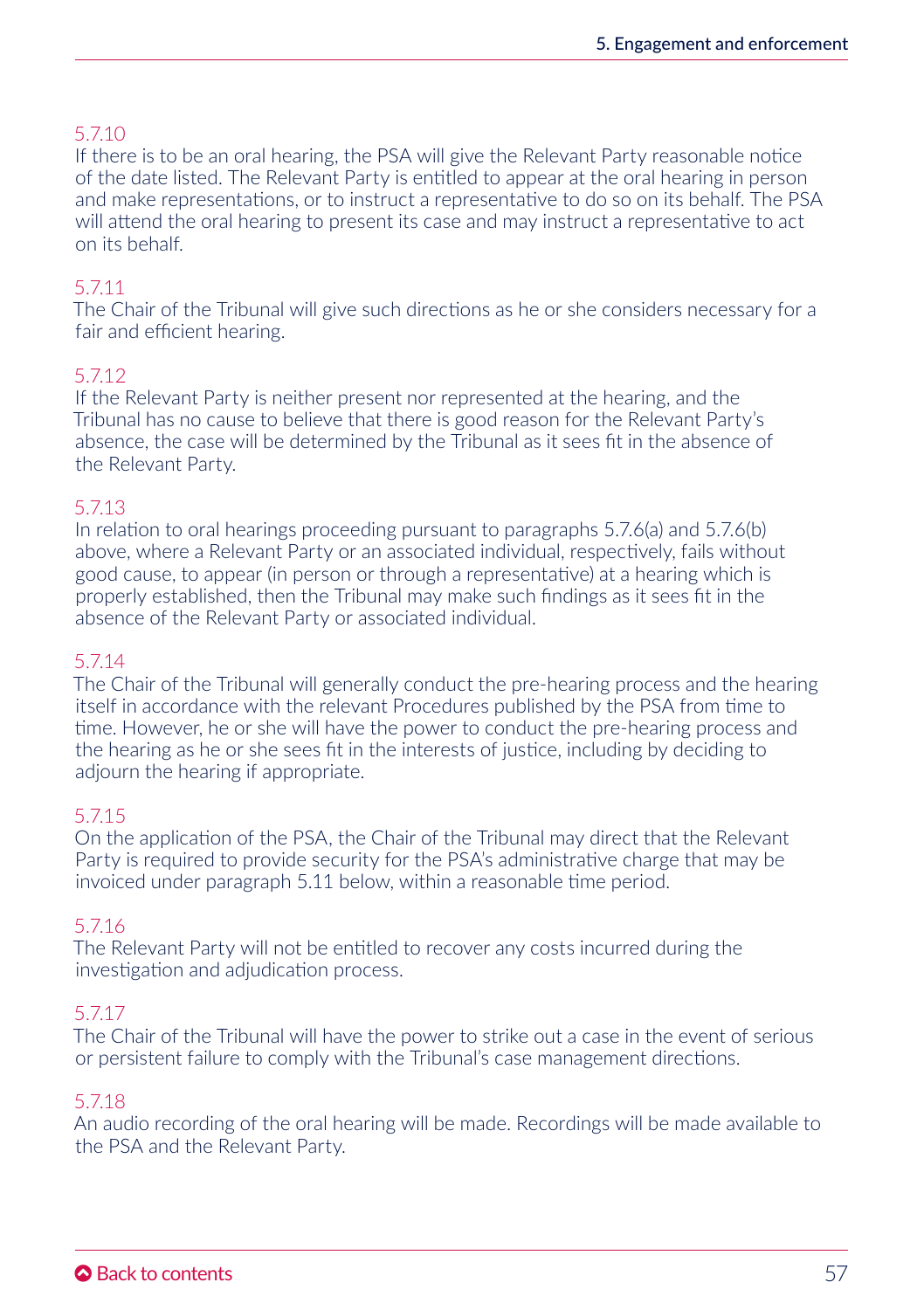5.7.10

If there is to be an oral hearing, the PSA will give the Relevant Party reasonable notice of the date listed. The Relevant Party is entitled to appear at the oral hearing in person and make representations, or to instruct a representative to do so on its behalf. The PSA will attend the oral hearing to present its case and may instruct a representative to act on its behalf.

5.7.11

The Chair of the Tribunal will give such directions as he or she considers necessary for a fair and efficient hearing.

5.7.12

If the Relevant Party is neither present nor represented at the hearing, and the Tribunal has no cause to believe that there is good reason for the Relevant Party's absence, the case will be determined by the Tribunal as it sees fit in the absence of the Relevant Party.

5.7.13

In relation to oral hearings proceeding pursuant to paragraphs 5.7.6(a) and 5.7.6(b) above, where a Relevant Party or an associated individual, respectively, fails without good cause, to appear (in person or through a representative) at a hearing which is properly established, then the Tribunal may make such findings as it sees fit in the absence of the Relevant Party or associated individual.

5.7.14

The Chair of the Tribunal will generally conduct the pre-hearing process and the hearing itself in accordance with the relevant Procedures published by the PSA from time to time. However, he or she will have the power to conduct the pre-hearing process and the hearing as he or she sees fit in the interests of justice, including by deciding to adjourn the hearing if appropriate.

5.7.15

On the application of the PSA, the Chair of the Tribunal may direct that the Relevant Party is required to provide security for the PSA's administrative charge that may be invoiced under paragraph 5.11 below, within a reasonable time period.

5.7.16

The Relevant Party will not be entitled to recover any costs incurred during the investigation and adjudication process.

5.7.17

The Chair of the Tribunal will have the power to strike out a case in the event of serious or persistent failure to comply with the Tribunal's case management directions.

5.7.18

An audio recording of the oral hearing will be made. Recordings will be made available to the PSA and the Relevant Party.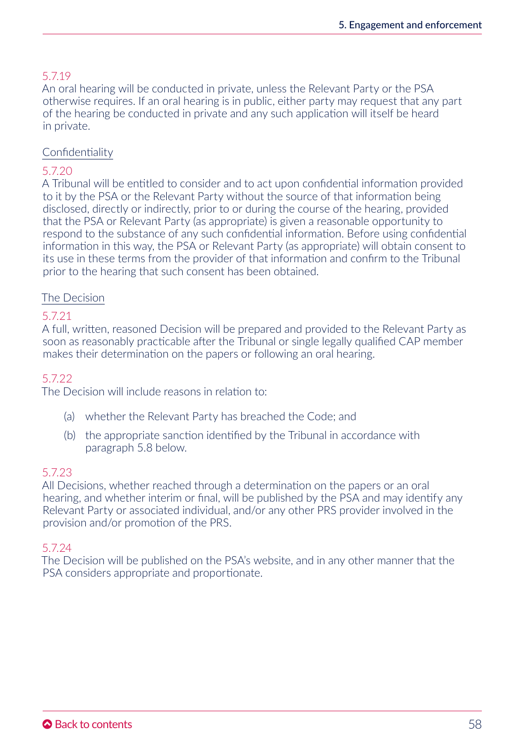5.7.19
An oral hearing will be conducted in private, unless the Relevant Party or the PSA otherwise requires. If an oral hearing is in public, either party may request that any part of the hearing be conducted in private and any such application will itself be heard in private.

Confidentiality

5.7.20
A Tribunal will be entitled to consider and to act upon confidential information provided to it by the PSA or the Relevant Party without the source of that information being disclosed, directly or indirectly, prior to or during the course of the hearing, provided that the PSA or Relevant Party (as appropriate) is given a reasonable opportunity to respond to the substance of any such confidential information. Before using confidential information in this way, the PSA or Relevant Party (as appropriate) will obtain consent to its use in these terms from the provider of that information and confirm to the Tribunal prior to the hearing that such consent has been obtained.

The Decision

5.7.21
A full, written, reasoned Decision will be prepared and provided to the Relevant Party as soon as reasonably practicable after the Tribunal or single legally qualified CAP member makes their determination on the papers or following an oral hearing.

5.7.22
The Decision will include reasons in relation to:

(a) whether the Relevant Party has breached the Code; and

(b) the appropriate sanction identified by the Tribunal in accordance with paragraph 5.8 below.

5.7.23
All Decisions, whether reached through a determination on the papers or an oral hearing, and whether interim or final, will be published by the PSA and may identify any Relevant Party or associated individual, and/or any other PRS provider involved in the provision and/or promotion of the PRS.

5.7.24
The Decision will be published on the PSA's website, and in any other manner that the PSA considers appropriate and proportionate.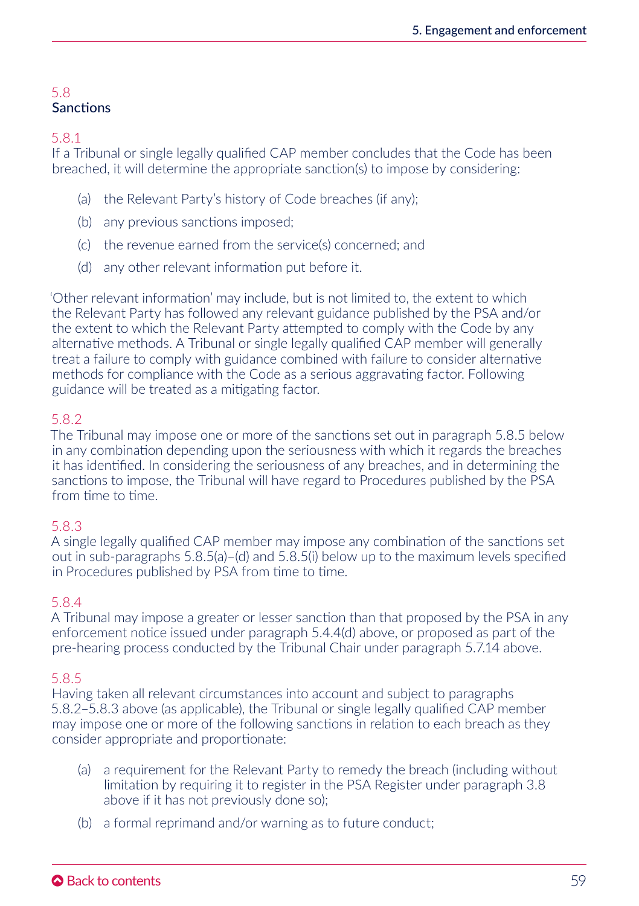## 5.8 Sanctions

### 5.8.1

If a Tribunal or single legally qualified CAP member concludes that the Code has been breached, it will determine the appropriate sanction(s) to impose by considering:

(a) the Relevant Party's history of Code breaches (if any);

(b) any previous sanctions imposed;

(c) the revenue earned from the service(s) concerned; and

(d) any other relevant information put before it.

'Other relevant information' may include, but is not limited to, the extent to which the Relevant Party has followed any relevant guidance published by the PSA and/or the extent to which the Relevant Party attempted to comply with the Code by any alternative methods. A Tribunal or single legally qualified CAP member will generally treat a failure to comply with guidance combined with failure to consider alternative methods for compliance with the Code as a serious aggravating factor. Following guidance will be treated as a mitigating factor.

### 5.8.2

The Tribunal may impose one or more of the sanctions set out in paragraph 5.8.5 below in any combination depending upon the seriousness with which it regards the breaches it has identified. In considering the seriousness of any breaches, and in determining the sanctions to impose, the Tribunal will have regard to Procedures published by the PSA from time to time.

### 5.8.3

A single legally qualified CAP member may impose any combination of the sanctions set out in sub-paragraphs 5.8.5(a)–(d) and 5.8.5(i) below up to the maximum levels specified in Procedures published by PSA from time to time.

### 5.8.4

A Tribunal may impose a greater or lesser sanction than that proposed by the PSA in any enforcement notice issued under paragraph 5.4.4(d) above, or proposed as part of the pre-hearing process conducted by the Tribunal Chair under paragraph 5.7.14 above.

### 5.8.5

Having taken all relevant circumstances into account and subject to paragraphs 5.8.2–5.8.3 above (as applicable), the Tribunal or single legally qualified CAP member may impose one or more of the following sanctions in relation to each breach as they consider appropriate and proportionate:

(a) a requirement for the Relevant Party to remedy the breach (including without limitation by requiring it to register in the PSA Register under paragraph 3.8 above if it has not previously done so);

(b) a formal reprimand and/or warning as to future conduct;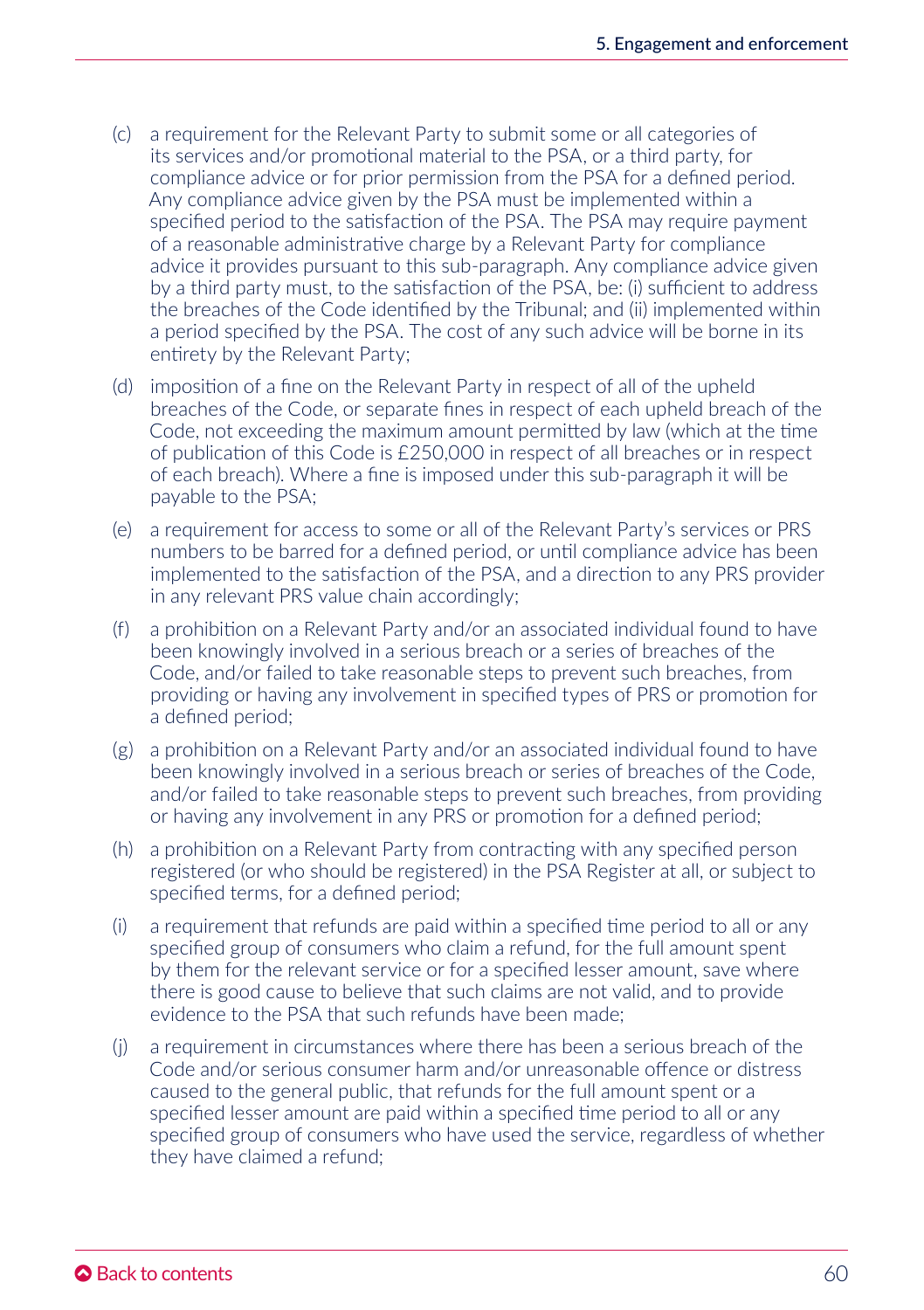(c) a requirement for the Relevant Party to submit some or all categories of its services and/or promotional material to the PSA, or a third party, for compliance advice or for prior permission from the PSA for a defined period. Any compliance advice given by the PSA must be implemented within a specified period to the satisfaction of the PSA. The PSA may require payment of a reasonable administrative charge by a Relevant Party for compliance advice it provides pursuant to this sub-paragraph. Any compliance advice given by a third party must, to the satisfaction of the PSA, be: (i) sufficient to address the breaches of the Code identified by the Tribunal; and (ii) implemented within a period specified by the PSA. The cost of any such advice will be borne in its entirety by the Relevant Party;

(d) imposition of a fine on the Relevant Party in respect of all of the upheld breaches of the Code, or separate fines in respect of each upheld breach of the Code, not exceeding the maximum amount permitted by law (which at the time of publication of this Code is £250,000 in respect of all breaches or in respect of each breach). Where a fine is imposed under this sub-paragraph it will be payable to the PSA;

(e) a requirement for access to some or all of the Relevant Party's services or PRS numbers to be barred for a defined period, or until compliance advice has been implemented to the satisfaction of the PSA, and a direction to any PRS provider in any relevant PRS value chain accordingly;

(f) a prohibition on a Relevant Party and/or an associated individual found to have been knowingly involved in a serious breach or a series of breaches of the Code, and/or failed to take reasonable steps to prevent such breaches, from providing or having any involvement in specified types of PRS or promotion for a defined period;

(g) a prohibition on a Relevant Party and/or an associated individual found to have been knowingly involved in a serious breach or series of breaches of the Code, and/or failed to take reasonable steps to prevent such breaches, from providing or having any involvement in any PRS or promotion for a defined period;

(h) a prohibition on a Relevant Party from contracting with any specified person registered (or who should be registered) in the PSA Register at all, or subject to specified terms, for a defined period;

(i) a requirement that refunds are paid within a specified time period to all or any specified group of consumers who claim a refund, for the full amount spent by them for the relevant service or for a specified lesser amount, save where there is good cause to believe that such claims are not valid, and to provide evidence to the PSA that such refunds have been made;

(j) a requirement in circumstances where there has been a serious breach of the Code and/or serious consumer harm and/or unreasonable offence or distress caused to the general public, that refunds for the full amount spent or a specified lesser amount are paid within a specified time period to all or any specified group of consumers who have used the service, regardless of whether they have claimed a refund;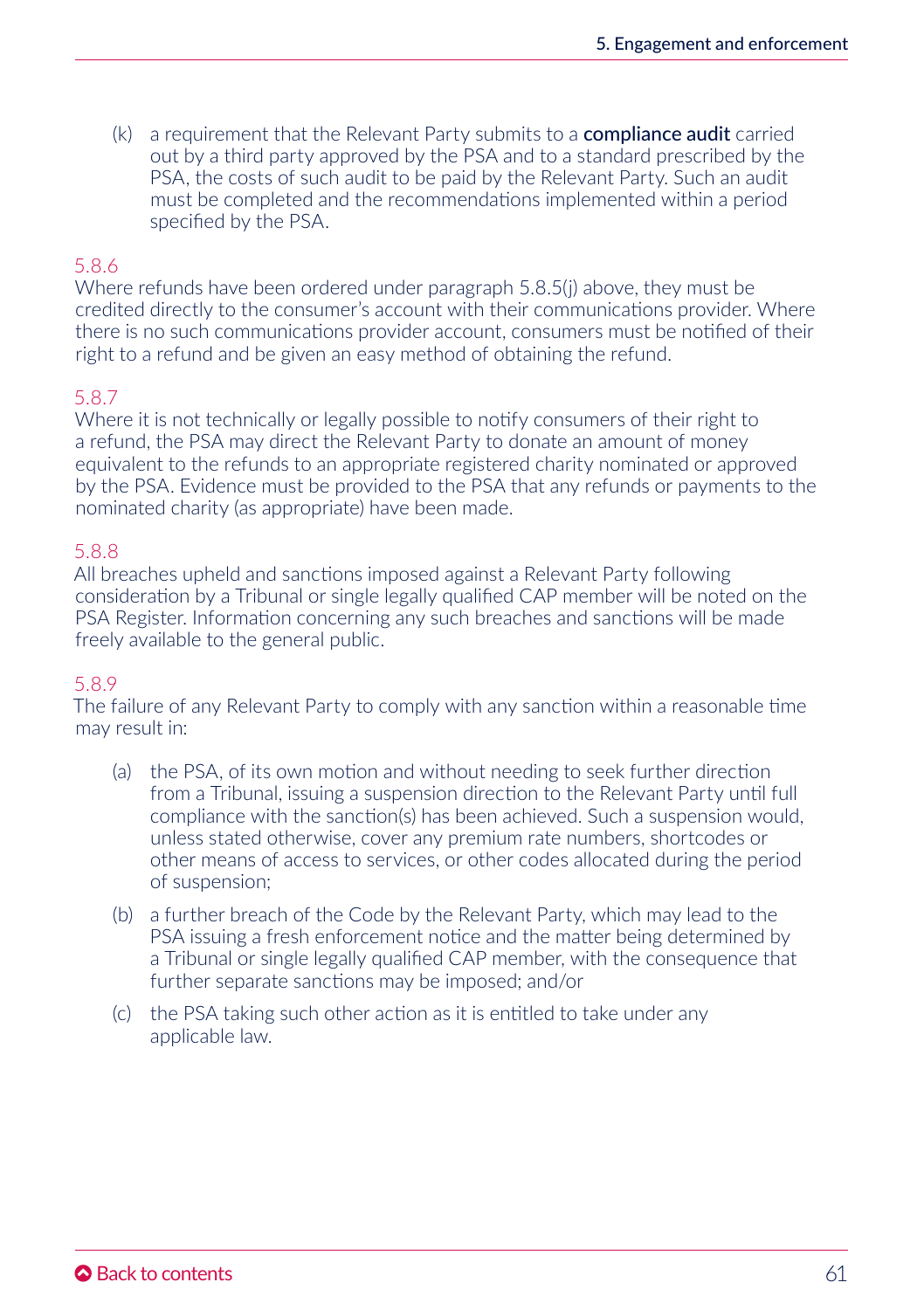(k) a requirement that the Relevant Party submits to a **compliance audit** carried out by a third party approved by the PSA and to a standard prescribed by the PSA, the costs of such audit to be paid by the Relevant Party. Such an audit must be completed and the recommendations implemented within a period specified by the PSA.

5.8.6

Where refunds have been ordered under paragraph 5.8.5(j) above, they must be credited directly to the consumer's account with their communications provider. Where there is no such communications provider account, consumers must be notified of their right to a refund and be given an easy method of obtaining the refund.

5.8.7

Where it is not technically or legally possible to notify consumers of their right to a refund, the PSA may direct the Relevant Party to donate an amount of money equivalent to the refunds to an appropriate registered charity nominated or approved by the PSA. Evidence must be provided to the PSA that any refunds or payments to the nominated charity (as appropriate) have been made.

5.8.8

All breaches upheld and sanctions imposed against a Relevant Party following consideration by a Tribunal or single legally qualified CAP member will be noted on the PSA Register. Information concerning any such breaches and sanctions will be made freely available to the general public.

5.8.9

The failure of any Relevant Party to comply with any sanction within a reasonable time may result in:

(a) the PSA, of its own motion and without needing to seek further direction from a Tribunal, issuing a suspension direction to the Relevant Party until full compliance with the sanction(s) has been achieved. Such a suspension would, unless stated otherwise, cover any premium rate numbers, shortcodes or other means of access to services, or other codes allocated during the period of suspension;

(b) a further breach of the Code by the Relevant Party, which may lead to the PSA issuing a fresh enforcement notice and the matter being determined by a Tribunal or single legally qualified CAP member, with the consequence that further separate sanctions may be imposed; and/or

(c) the PSA taking such other action as it is entitled to take under any applicable law.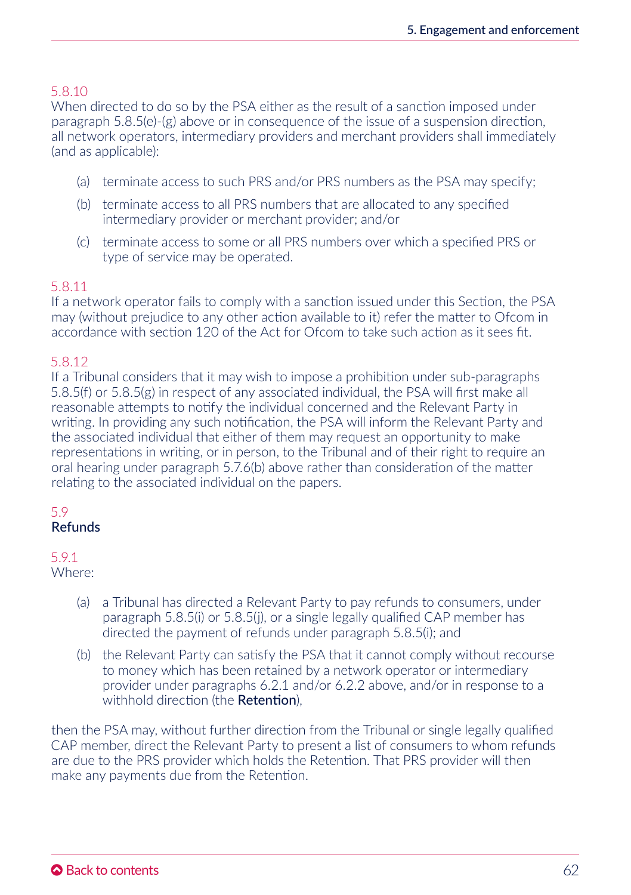5.8.10
When directed to do so by the PSA either as the result of a sanction imposed under paragraph 5.8.5(e)-(g) above or in consequence of the issue of a suspension direction, all network operators, intermediary providers and merchant providers shall immediately (and as applicable):

(a) terminate access to such PRS and/or PRS numbers as the PSA may specify;

(b) terminate access to all PRS numbers that are allocated to any specified intermediary provider or merchant provider; and/or

(c) terminate access to some or all PRS numbers over which a specified PRS or type of service may be operated.

5.8.11
If a network operator fails to comply with a sanction issued under this Section, the PSA may (without prejudice to any other action available to it) refer the matter to Ofcom in accordance with section 120 of the Act for Ofcom to take such action as it sees fit.

5.8.12
If a Tribunal considers that it may wish to impose a prohibition under sub-paragraphs 5.8.5(f) or 5.8.5(g) in respect of any associated individual, the PSA will first make all reasonable attempts to notify the individual concerned and the Relevant Party in writing. In providing any such notification, the PSA will inform the Relevant Party and the associated individual that either of them may request an opportunity to make representations in writing, or in person, to the Tribunal and of their right to require an oral hearing under paragraph 5.7.6(b) above rather than consideration of the matter relating to the associated individual on the papers.

## 5.9 Refunds

5.9.1
Where:

(a) a Tribunal has directed a Relevant Party to pay refunds to consumers, under paragraph 5.8.5(i) or 5.8.5(j), or a single legally qualified CAP member has directed the payment of refunds under paragraph 5.8.5(i); and

(b) the Relevant Party can satisfy the PSA that it cannot comply without recourse to money which has been retained by a network operator or intermediary provider under paragraphs 6.2.1 and/or 6.2.2 above, and/or in response to a withhold direction (the **Retention**),

then the PSA may, without further direction from the Tribunal or single legally qualified CAP member, direct the Relevant Party to present a list of consumers to whom refunds are due to the PRS provider which holds the Retention. That PRS provider will then make any payments due from the Retention.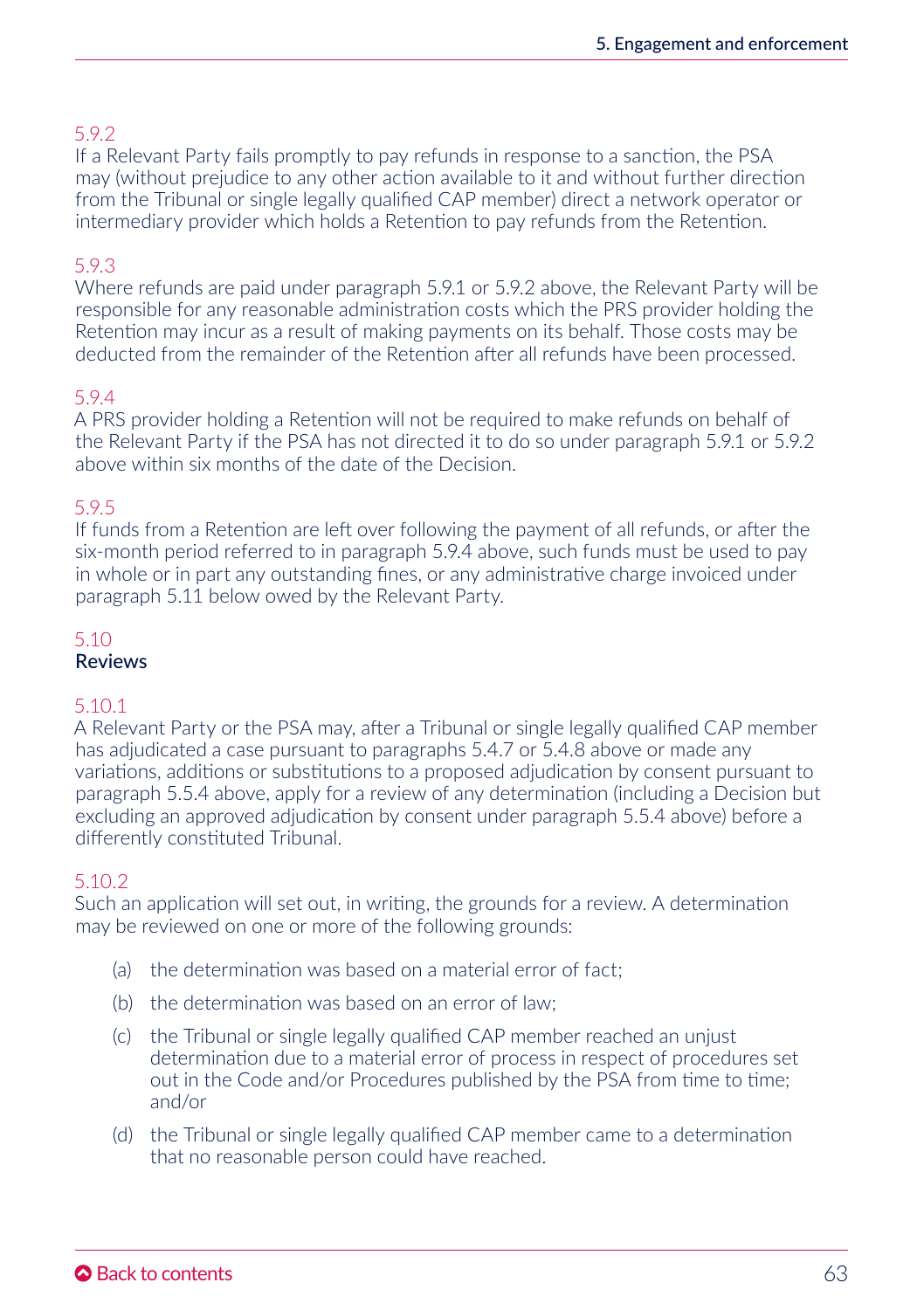5.9.2

If a Relevant Party fails promptly to pay refunds in response to a sanction, the PSA may (without prejudice to any other action available to it and without further direction from the Tribunal or single legally qualified CAP member) direct a network operator or intermediary provider which holds a Retention to pay refunds from the Retention.

5.9.3

Where refunds are paid under paragraph 5.9.1 or 5.9.2 above, the Relevant Party will be responsible for any reasonable administration costs which the PRS provider holding the Retention may incur as a result of making payments on its behalf. Those costs may be deducted from the remainder of the Retention after all refunds have been processed.

5.9.4

A PRS provider holding a Retention will not be required to make refunds on behalf of the Relevant Party if the PSA has not directed it to do so under paragraph 5.9.1 or 5.9.2 above within six months of the date of the Decision.

5.9.5

If funds from a Retention are left over following the payment of all refunds, or after the six-month period referred to in paragraph 5.9.4 above, such funds must be used to pay in whole or in part any outstanding fines, or any administrative charge invoiced under paragraph 5.11 below owed by the Relevant Party.

## 5.10 Reviews

5.10.1

A Relevant Party or the PSA may, after a Tribunal or single legally qualified CAP member has adjudicated a case pursuant to paragraphs 5.4.7 or 5.4.8 above or made any variations, additions or substitutions to a proposed adjudication by consent pursuant to paragraph 5.5.4 above, apply for a review of any determination (including a Decision but excluding an approved adjudication by consent under paragraph 5.5.4 above) before a differently constituted Tribunal.

5.10.2

Such an application will set out, in writing, the grounds for a review. A determination may be reviewed on one or more of the following grounds:

(a) the determination was based on a material error of fact;

(b) the determination was based on an error of law;

(c) the Tribunal or single legally qualified CAP member reached an unjust determination due to a material error of process in respect of procedures set out in the Code and/or Procedures published by the PSA from time to time; and/or

(d) the Tribunal or single legally qualified CAP member came to a determination that no reasonable person could have reached.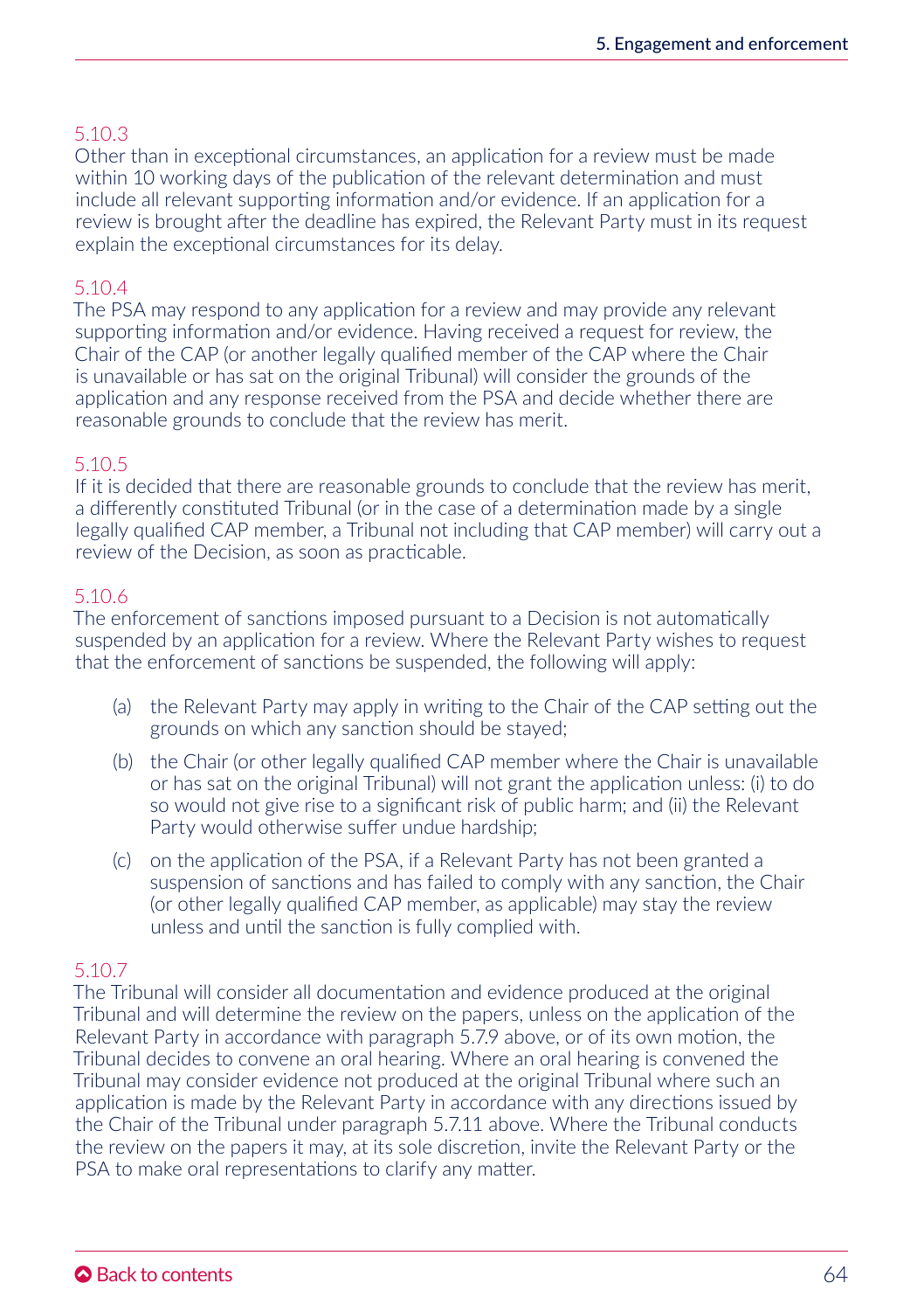5.10.3

Other than in exceptional circumstances, an application for a review must be made within 10 working days of the publication of the relevant determination and must include all relevant supporting information and/or evidence. If an application for a review is brought after the deadline has expired, the Relevant Party must in its request explain the exceptional circumstances for its delay.

5.10.4

The PSA may respond to any application for a review and may provide any relevant supporting information and/or evidence. Having received a request for review, the Chair of the CAP (or another legally qualified member of the CAP where the Chair is unavailable or has sat on the original Tribunal) will consider the grounds of the application and any response received from the PSA and decide whether there are reasonable grounds to conclude that the review has merit.

5.10.5

If it is decided that there are reasonable grounds to conclude that the review has merit, a differently constituted Tribunal (or in the case of a determination made by a single legally qualified CAP member, a Tribunal not including that CAP member) will carry out a review of the Decision, as soon as practicable.

5.10.6

The enforcement of sanctions imposed pursuant to a Decision is not automatically suspended by an application for a review. Where the Relevant Party wishes to request that the enforcement of sanctions be suspended, the following will apply:

(a) the Relevant Party may apply in writing to the Chair of the CAP setting out the grounds on which any sanction should be stayed;

(b) the Chair (or other legally qualified CAP member where the Chair is unavailable or has sat on the original Tribunal) will not grant the application unless: (i) to do so would not give rise to a significant risk of public harm; and (ii) the Relevant Party would otherwise suffer undue hardship;

(c) on the application of the PSA, if a Relevant Party has not been granted a suspension of sanctions and has failed to comply with any sanction, the Chair (or other legally qualified CAP member, as applicable) may stay the review unless and until the sanction is fully complied with.

5.10.7

The Tribunal will consider all documentation and evidence produced at the original Tribunal and will determine the review on the papers, unless on the application of the Relevant Party in accordance with paragraph 5.7.9 above, or of its own motion, the Tribunal decides to convene an oral hearing. Where an oral hearing is convened the Tribunal may consider evidence not produced at the original Tribunal where such an application is made by the Relevant Party in accordance with any directions issued by the Chair of the Tribunal under paragraph 5.7.11 above. Where the Tribunal conducts the review on the papers it may, at its sole discretion, invite the Relevant Party or the PSA to make oral representations to clarify any matter.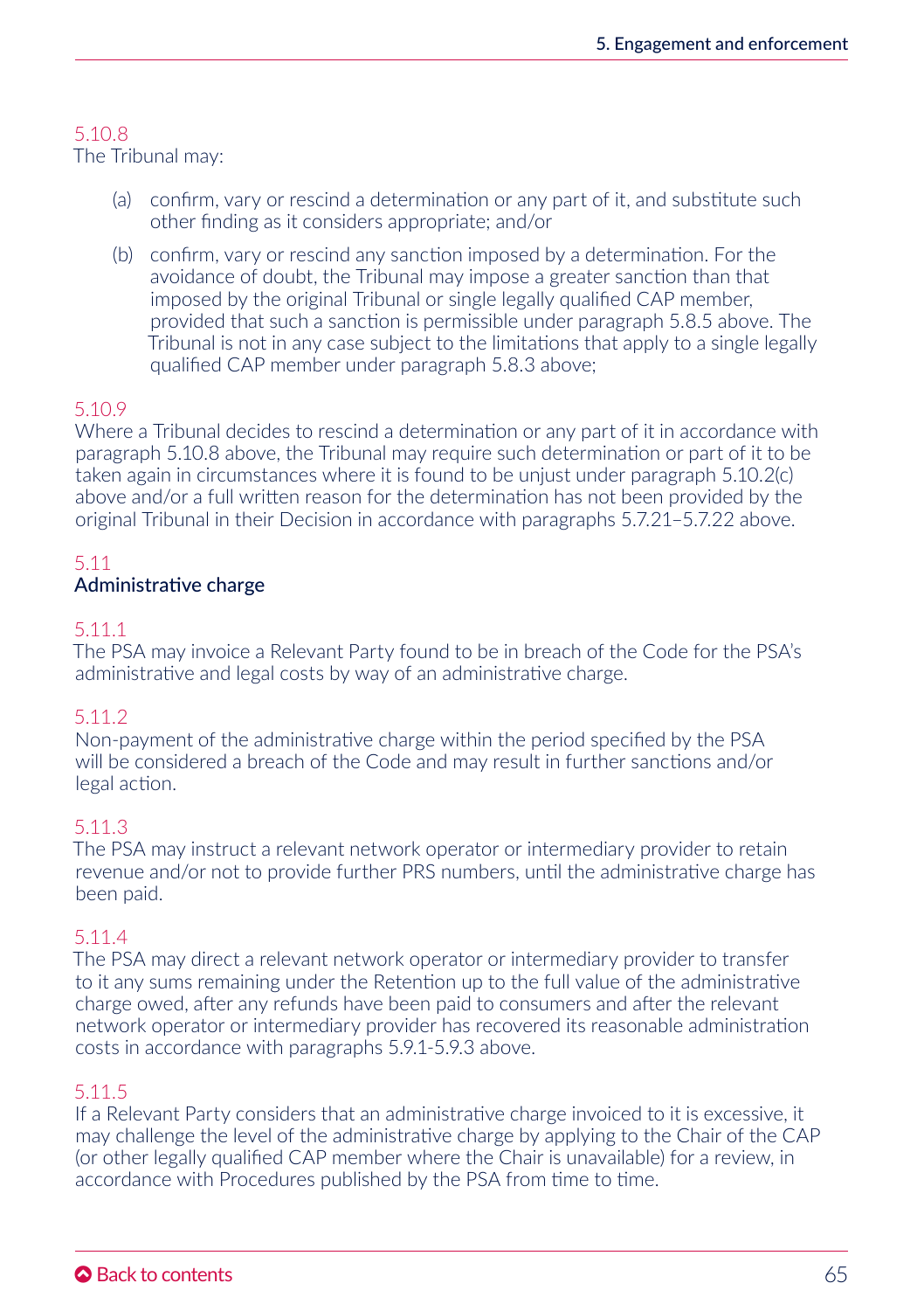5.10.8

The Tribunal may:

(a) confirm, vary or rescind a determination or any part of it, and substitute such other finding as it considers appropriate; and/or

(b) confirm, vary or rescind any sanction imposed by a determination. For the avoidance of doubt, the Tribunal may impose a greater sanction than that imposed by the original Tribunal or single legally qualified CAP member, provided that such a sanction is permissible under paragraph 5.8.5 above. The Tribunal is not in any case subject to the limitations that apply to a single legally qualified CAP member under paragraph 5.8.3 above;

5.10.9

Where a Tribunal decides to rescind a determination or any part of it in accordance with paragraph 5.10.8 above, the Tribunal may require such determination or part of it to be taken again in circumstances where it is found to be unjust under paragraph 5.10.2(c) above and/or a full written reason for the determination has not been provided by the original Tribunal in their Decision in accordance with paragraphs 5.7.21–5.7.22 above.

5.11

## Administrative charge

5.11.1

The PSA may invoice a Relevant Party found to be in breach of the Code for the PSA's administrative and legal costs by way of an administrative charge.

5.11.2

Non-payment of the administrative charge within the period specified by the PSA will be considered a breach of the Code and may result in further sanctions and/or legal action.

5.11.3

The PSA may instruct a relevant network operator or intermediary provider to retain revenue and/or not to provide further PRS numbers, until the administrative charge has been paid.

5.11.4

The PSA may direct a relevant network operator or intermediary provider to transfer to it any sums remaining under the Retention up to the full value of the administrative charge owed, after any refunds have been paid to consumers and after the relevant network operator or intermediary provider has recovered its reasonable administration costs in accordance with paragraphs 5.9.1-5.9.3 above.

5.11.5

If a Relevant Party considers that an administrative charge invoiced to it is excessive, it may challenge the level of the administrative charge by applying to the Chair of the CAP (or other legally qualified CAP member where the Chair is unavailable) for a review, in accordance with Procedures published by the PSA from time to time.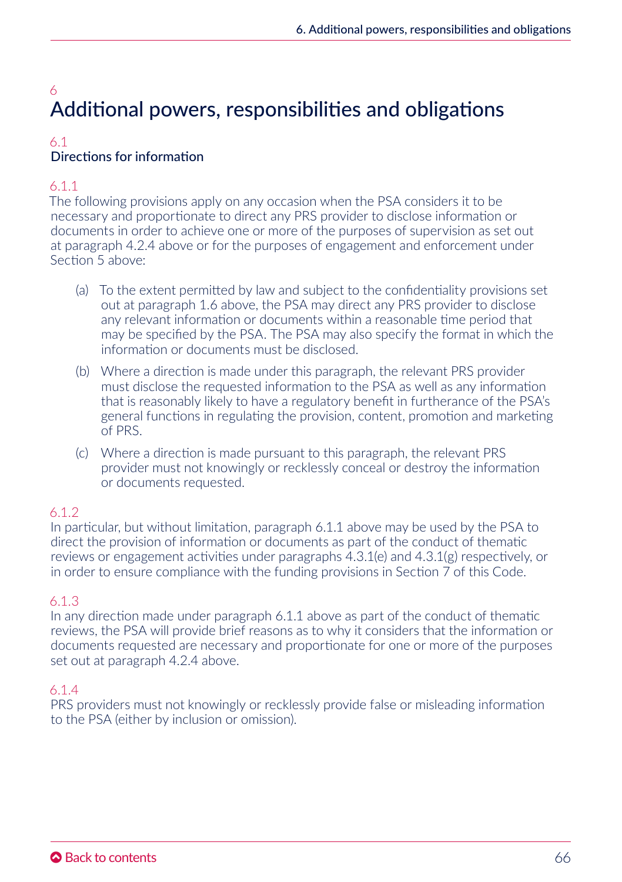# 6 Additional powers, responsibilities and obligations

## 6.1 Directions for information

### 6.1.1

The following provisions apply on any occasion when the PSA considers it to be necessary and proportionate to direct any PRS provider to disclose information or documents in order to achieve one or more of the purposes of supervision as set out at paragraph 4.2.4 above or for the purposes of engagement and enforcement under Section 5 above:

(a) To the extent permitted by law and subject to the confidentiality provisions set out at paragraph 1.6 above, the PSA may direct any PRS provider to disclose any relevant information or documents within a reasonable time period that may be specified by the PSA. The PSA may also specify the format in which the information or documents must be disclosed.

(b) Where a direction is made under this paragraph, the relevant PRS provider must disclose the requested information to the PSA as well as any information that is reasonably likely to have a regulatory benefit in furtherance of the PSA's general functions in regulating the provision, content, promotion and marketing of PRS.

(c) Where a direction is made pursuant to this paragraph, the relevant PRS provider must not knowingly or recklessly conceal or destroy the information or documents requested.

### 6.1.2

In particular, but without limitation, paragraph 6.1.1 above may be used by the PSA to direct the provision of information or documents as part of the conduct of thematic reviews or engagement activities under paragraphs 4.3.1(e) and 4.3.1(g) respectively, or in order to ensure compliance with the funding provisions in Section 7 of this Code.

### 6.1.3

In any direction made under paragraph 6.1.1 above as part of the conduct of thematic reviews, the PSA will provide brief reasons as to why it considers that the information or documents requested are necessary and proportionate for one or more of the purposes set out at paragraph 4.2.4 above.

### 6.1.4

PRS providers must not knowingly or recklessly provide false or misleading information to the PSA (either by inclusion or omission).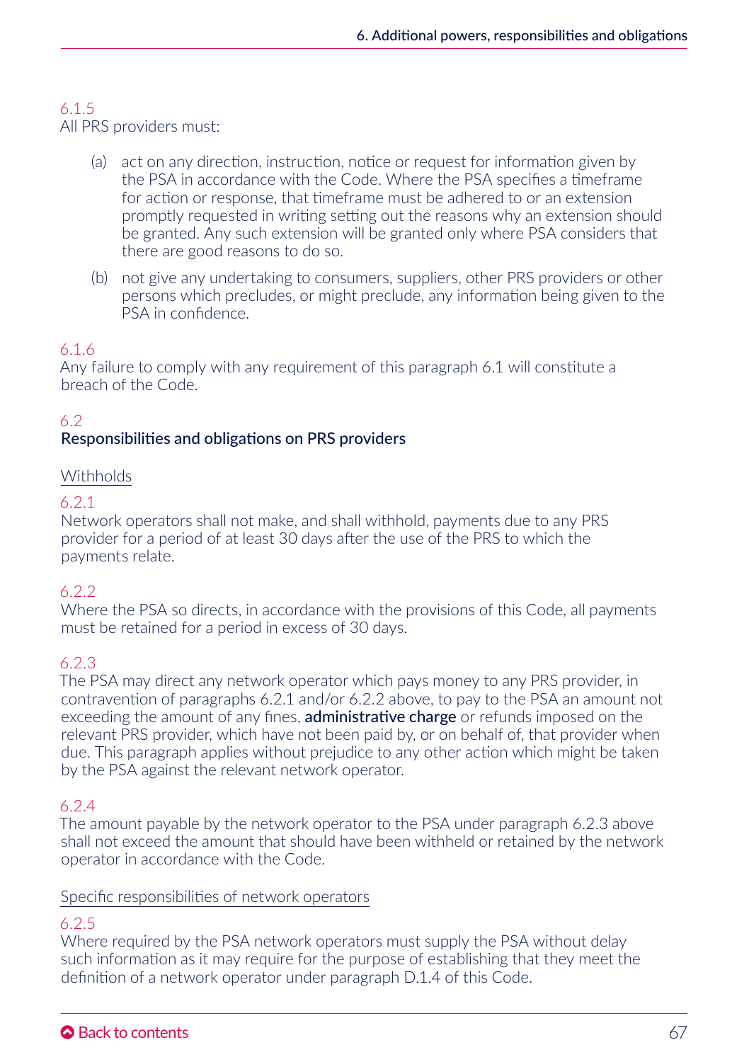6.1.5
All PRS providers must:

(a) act on any direction, instruction, notice or request for information given by the PSA in accordance with the Code. Where the PSA specifies a timeframe for action or response, that timeframe must be adhered to or an extension promptly requested in writing setting out the reasons why an extension should be granted. Any such extension will be granted only where PSA considers that there are good reasons to do so.

(b) not give any undertaking to consumers, suppliers, other PRS providers or other persons which precludes, or might preclude, any information being given to the PSA in confidence.

6.1.6
Any failure to comply with any requirement of this paragraph 6.1 will constitute a breach of the Code.

## 6.2
## Responsibilities and obligations on PRS providers

Withholds

6.2.1
Network operators shall not make, and shall withhold, payments due to any PRS provider for a period of at least 30 days after the use of the PRS to which the payments relate.

6.2.2
Where the PSA so directs, in accordance with the provisions of this Code, all payments must be retained for a period in excess of 30 days.

6.2.3
The PSA may direct any network operator which pays money to any PRS provider, in contravention of paragraphs 6.2.1 and/or 6.2.2 above, to pay to the PSA an amount not exceeding the amount of any fines, **administrative charge** or refunds imposed on the relevant PRS provider, which have not been paid by, or on behalf of, that provider when due. This paragraph applies without prejudice to any other action which might be taken by the PSA against the relevant network operator.

6.2.4
The amount payable by the network operator to the PSA under paragraph 6.2.3 above shall not exceed the amount that should have been withheld or retained by the network operator in accordance with the Code.

Specific responsibilities of network operators

6.2.5
Where required by the PSA network operators must supply the PSA without delay such information as it may require for the purpose of establishing that they meet the definition of a network operator under paragraph D.1.4 of this Code.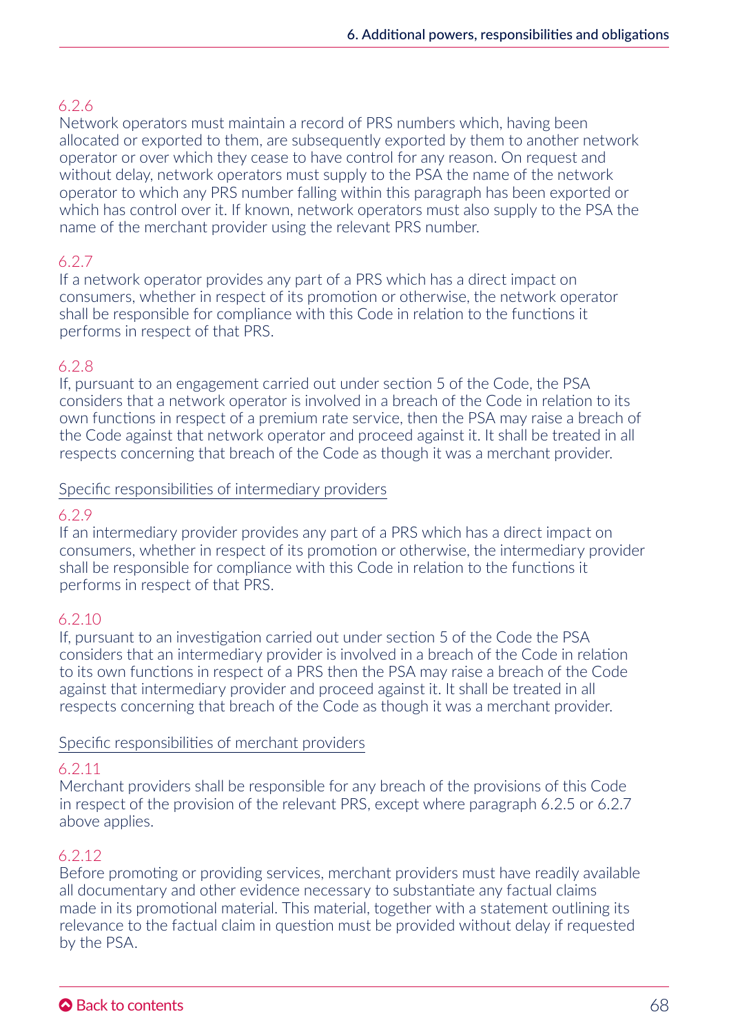6.2.6

Network operators must maintain a record of PRS numbers which, having been allocated or exported to them, are subsequently exported by them to another network operator or over which they cease to have control for any reason. On request and without delay, network operators must supply to the PSA the name of the network operator to which any PRS number falling within this paragraph has been exported or which has control over it. If known, network operators must also supply to the PSA the name of the merchant provider using the relevant PRS number.

6.2.7

If a network operator provides any part of a PRS which has a direct impact on consumers, whether in respect of its promotion or otherwise, the network operator shall be responsible for compliance with this Code in relation to the functions it performs in respect of that PRS.

6.2.8

If, pursuant to an engagement carried out under section 5 of the Code, the PSA considers that a network operator is involved in a breach of the Code in relation to its own functions in respect of a premium rate service, then the PSA may raise a breach of the Code against that network operator and proceed against it. It shall be treated in all respects concerning that breach of the Code as though it was a merchant provider.

Specific responsibilities of intermediary providers

6.2.9

If an intermediary provider provides any part of a PRS which has a direct impact on consumers, whether in respect of its promotion or otherwise, the intermediary provider shall be responsible for compliance with this Code in relation to the functions it performs in respect of that PRS.

6.2.10

If, pursuant to an investigation carried out under section 5 of the Code the PSA considers that an intermediary provider is involved in a breach of the Code in relation to its own functions in respect of a PRS then the PSA may raise a breach of the Code against that intermediary provider and proceed against it. It shall be treated in all respects concerning that breach of the Code as though it was a merchant provider.

Specific responsibilities of merchant providers

6.2.11

Merchant providers shall be responsible for any breach of the provisions of this Code in respect of the provision of the relevant PRS, except where paragraph 6.2.5 or 6.2.7 above applies.

6.2.12

Before promoting or providing services, merchant providers must have readily available all documentary and other evidence necessary to substantiate any factual claims made in its promotional material. This material, together with a statement outlining its relevance to the factual claim in question must be provided without delay if requested by the PSA.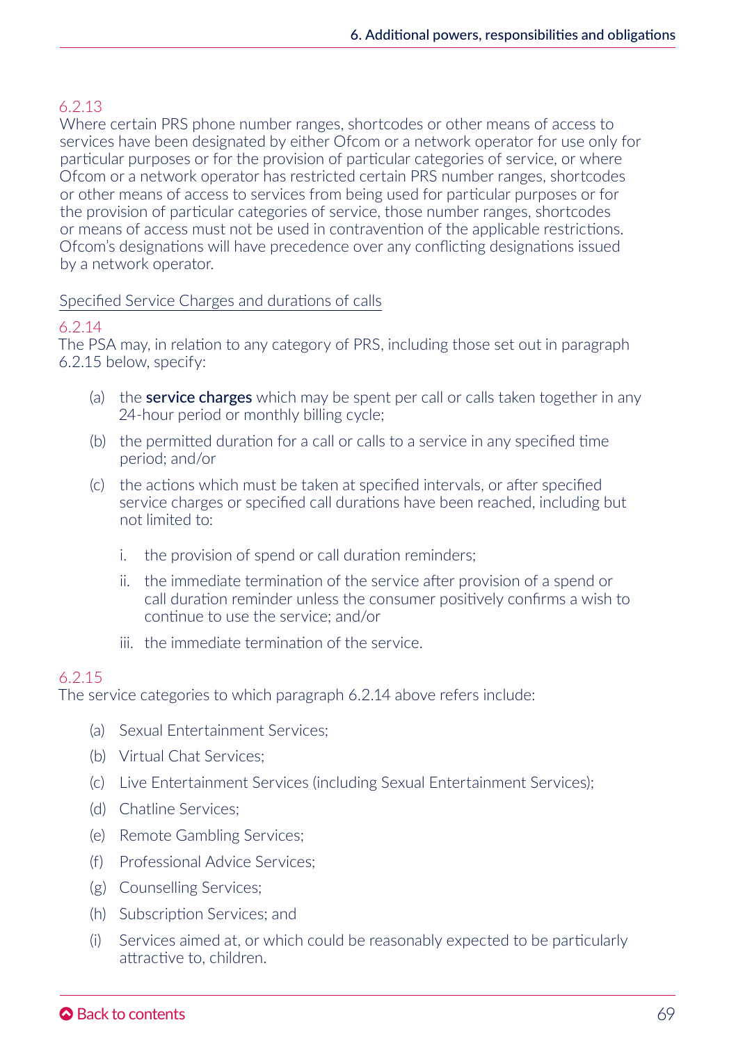6.2.13
Where certain PRS phone number ranges, shortcodes or other means of access to services have been designated by either Ofcom or a network operator for use only for particular purposes or for the provision of particular categories of service, or where Ofcom or a network operator has restricted certain PRS number ranges, shortcodes or other means of access to services from being used for particular purposes or for the provision of particular categories of service, those number ranges, shortcodes or means of access must not be used in contravention of the applicable restrictions. Ofcom's designations will have precedence over any conflicting designations issued by a network operator.

Specified Service Charges and durations of calls

6.2.14
The PSA may, in relation to any category of PRS, including those set out in paragraph 6.2.15 below, specify:

(a) the **service charges** which may be spent per call or calls taken together in any 24-hour period or monthly billing cycle;

(b) the permitted duration for a call or calls to a service in any specified time period; and/or

(c) the actions which must be taken at specified intervals, or after specified service charges or specified call durations have been reached, including but not limited to:

  i. the provision of spend or call duration reminders;

  ii. the immediate termination of the service after provision of a spend or call duration reminder unless the consumer positively confirms a wish to continue to use the service; and/or

  iii. the immediate termination of the service.

6.2.15
The service categories to which paragraph 6.2.14 above refers include:

(a) Sexual Entertainment Services;

(b) Virtual Chat Services;

(c) Live Entertainment Services (including Sexual Entertainment Services);

(d) Chatline Services;

(e) Remote Gambling Services;

(f) Professional Advice Services;

(g) Counselling Services;

(h) Subscription Services; and

(i) Services aimed at, or which could be reasonably expected to be particularly attractive to, children.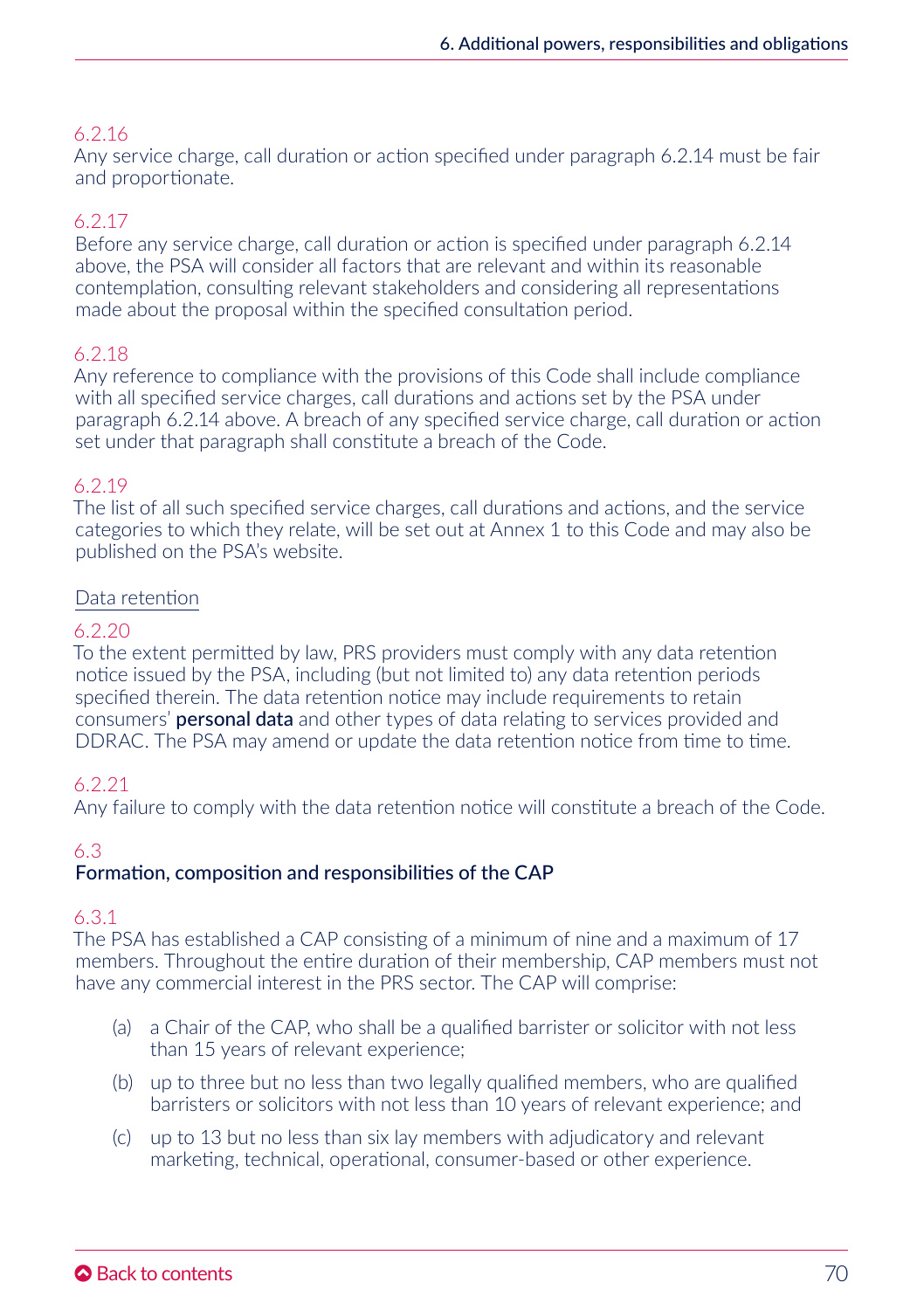6.2.16
Any service charge, call duration or action specified under paragraph 6.2.14 must be fair and proportionate.

6.2.17
Before any service charge, call duration or action is specified under paragraph 6.2.14 above, the PSA will consider all factors that are relevant and within its reasonable contemplation, consulting relevant stakeholders and considering all representations made about the proposal within the specified consultation period.

6.2.18
Any reference to compliance with the provisions of this Code shall include compliance with all specified service charges, call durations and actions set by the PSA under paragraph 6.2.14 above. A breach of any specified service charge, call duration or action set under that paragraph shall constitute a breach of the Code.

6.2.19
The list of all such specified service charges, call durations and actions, and the service categories to which they relate, will be set out at Annex 1 to this Code and may also be published on the PSA's website.

Data retention

6.2.20
To the extent permitted by law, PRS providers must comply with any data retention notice issued by the PSA, including (but not limited to) any data retention periods specified therein. The data retention notice may include requirements to retain consumers' **personal data** and other types of data relating to services provided and DDRAC. The PSA may amend or update the data retention notice from time to time.

6.2.21
Any failure to comply with the data retention notice will constitute a breach of the Code.

## 6.3 Formation, composition and responsibilities of the CAP

6.3.1
The PSA has established a CAP consisting of a minimum of nine and a maximum of 17 members. Throughout the entire duration of their membership, CAP members must not have any commercial interest in the PRS sector. The CAP will comprise:

(a) a Chair of the CAP, who shall be a qualified barrister or solicitor with not less than 15 years of relevant experience;

(b) up to three but no less than two legally qualified members, who are qualified barristers or solicitors with not less than 10 years of relevant experience; and

(c) up to 13 but no less than six lay members with adjudicatory and relevant marketing, technical, operational, consumer-based or other experience.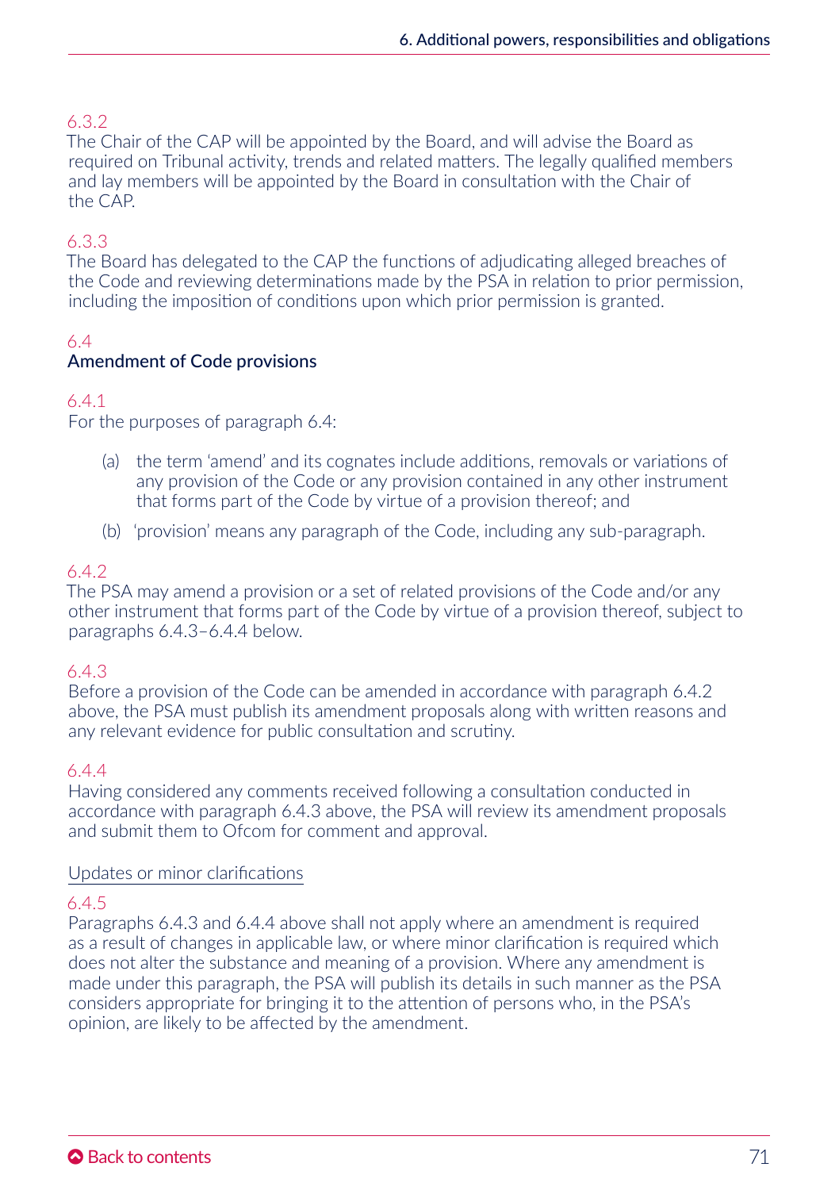6.3.2

The Chair of the CAP will be appointed by the Board, and will advise the Board as required on Tribunal activity, trends and related matters. The legally qualified members and lay members will be appointed by the Board in consultation with the Chair of the CAP.

6.3.3

The Board has delegated to the CAP the functions of adjudicating alleged breaches of the Code and reviewing determinations made by the PSA in relation to prior permission, including the imposition of conditions upon which prior permission is granted.

### 6.4
### Amendment of Code provisions

6.4.1

For the purposes of paragraph 6.4:

(a) the term 'amend' and its cognates include additions, removals or variations of any provision of the Code or any provision contained in any other instrument that forms part of the Code by virtue of a provision thereof; and

(b) 'provision' means any paragraph of the Code, including any sub-paragraph.

6.4.2

The PSA may amend a provision or a set of related provisions of the Code and/or any other instrument that forms part of the Code by virtue of a provision thereof, subject to paragraphs 6.4.3–6.4.4 below.

6.4.3

Before a provision of the Code can be amended in accordance with paragraph 6.4.2 above, the PSA must publish its amendment proposals along with written reasons and any relevant evidence for public consultation and scrutiny.

6.4.4

Having considered any comments received following a consultation conducted in accordance with paragraph 6.4.3 above, the PSA will review its amendment proposals and submit them to Ofcom for comment and approval.

Updates or minor clarifications

6.4.5

Paragraphs 6.4.3 and 6.4.4 above shall not apply where an amendment is required as a result of changes in applicable law, or where minor clarification is required which does not alter the substance and meaning of a provision. Where any amendment is made under this paragraph, the PSA will publish its details in such manner as the PSA considers appropriate for bringing it to the attention of persons who, in the PSA's opinion, are likely to be affected by the amendment.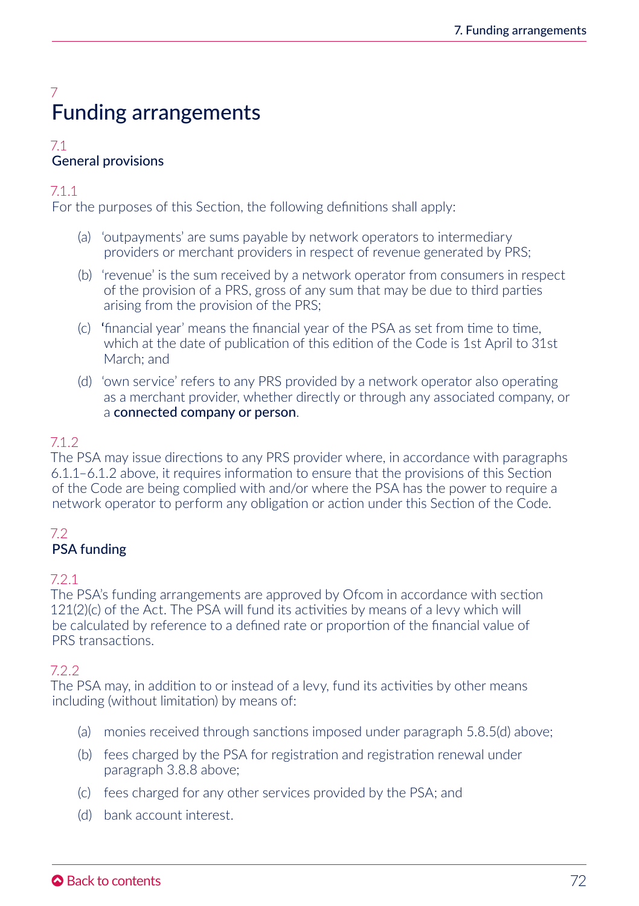# 7 Funding arrangements

## 7.1 General provisions

### 7.1.1

For the purposes of this Section, the following definitions shall apply:

(a) 'outpayments' are sums payable by network operators to intermediary providers or merchant providers in respect of revenue generated by PRS;

(b) 'revenue' is the sum received by a network operator from consumers in respect of the provision of a PRS, gross of any sum that may be due to third parties arising from the provision of the PRS;

(c) 'financial year' means the financial year of the PSA as set from time to time, which at the date of publication of this edition of the Code is 1st April to 31st March; and

(d) 'own service' refers to any PRS provided by a network operator also operating as a merchant provider, whether directly or through any associated company, or a **connected company or person**.

### 7.1.2

The PSA may issue directions to any PRS provider where, in accordance with paragraphs 6.1.1–6.1.2 above, it requires information to ensure that the provisions of this Section of the Code are being complied with and/or where the PSA has the power to require a network operator to perform any obligation or action under this Section of the Code.

## 7.2 PSA funding

### 7.2.1

The PSA's funding arrangements are approved by Ofcom in accordance with section 121(2)(c) of the Act. The PSA will fund its activities by means of a levy which will be calculated by reference to a defined rate or proportion of the financial value of PRS transactions.

### 7.2.2

The PSA may, in addition to or instead of a levy, fund its activities by other means including (without limitation) by means of:

(a) monies received through sanctions imposed under paragraph 5.8.5(d) above;

(b) fees charged by the PSA for registration and registration renewal under paragraph 3.8.8 above;

(c) fees charged for any other services provided by the PSA; and

(d) bank account interest.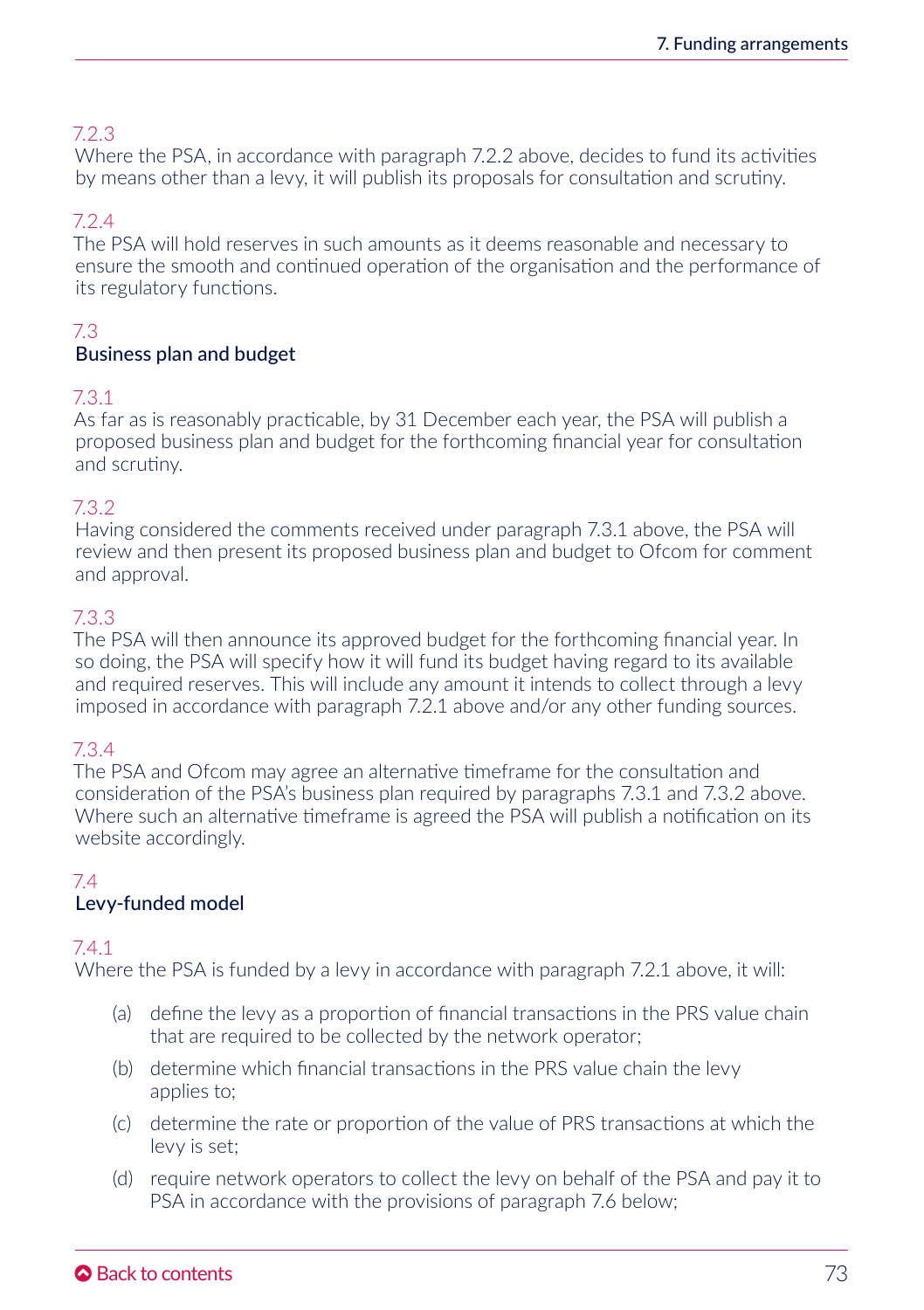7.2.3
Where the PSA, in accordance with paragraph 7.2.2 above, decides to fund its activities by means other than a levy, it will publish its proposals for consultation and scrutiny.

7.2.4
The PSA will hold reserves in such amounts as it deems reasonable and necessary to ensure the smooth and continued operation of the organisation and the performance of its regulatory functions.

## 7.3 Business plan and budget

7.3.1
As far as is reasonably practicable, by 31 December each year, the PSA will publish a proposed business plan and budget for the forthcoming financial year for consultation and scrutiny.

7.3.2
Having considered the comments received under paragraph 7.3.1 above, the PSA will review and then present its proposed business plan and budget to Ofcom for comment and approval.

7.3.3
The PSA will then announce its approved budget for the forthcoming financial year. In so doing, the PSA will specify how it will fund its budget having regard to its available and required reserves. This will include any amount it intends to collect through a levy imposed in accordance with paragraph 7.2.1 above and/or any other funding sources.

7.3.4
The PSA and Ofcom may agree an alternative timeframe for the consultation and consideration of the PSA's business plan required by paragraphs 7.3.1 and 7.3.2 above. Where such an alternative timeframe is agreed the PSA will publish a notification on its website accordingly.

## 7.4 Levy-funded model

7.4.1
Where the PSA is funded by a levy in accordance with paragraph 7.2.1 above, it will:

(a) define the levy as a proportion of financial transactions in the PRS value chain that are required to be collected by the network operator;

(b) determine which financial transactions in the PRS value chain the levy applies to;

(c) determine the rate or proportion of the value of PRS transactions at which the levy is set;

(d) require network operators to collect the levy on behalf of the PSA and pay it to PSA in accordance with the provisions of paragraph 7.6 below;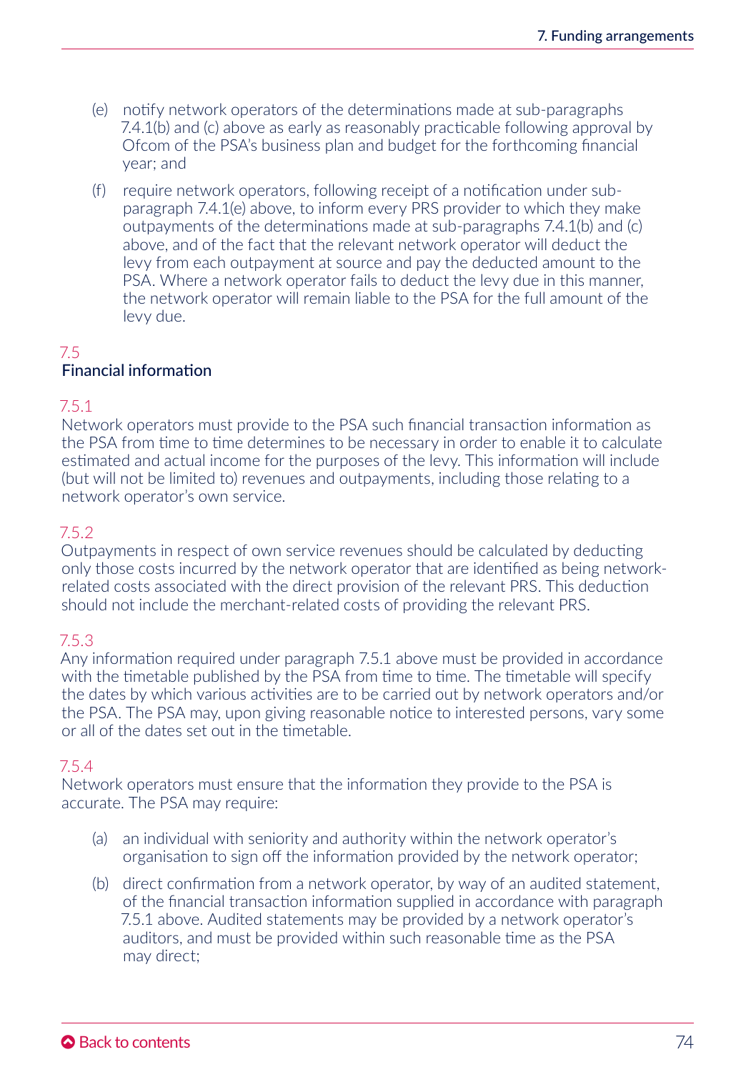(e) notify network operators of the determinations made at sub-paragraphs 7.4.1(b) and (c) above as early as reasonably practicable following approval by Ofcom of the PSA's business plan and budget for the forthcoming financial year; and

(f) require network operators, following receipt of a notification under sub-paragraph 7.4.1(e) above, to inform every PRS provider to which they make outpayments of the determinations made at sub-paragraphs 7.4.1(b) and (c) above, and of the fact that the relevant network operator will deduct the levy from each outpayment at source and pay the deducted amount to the PSA. Where a network operator fails to deduct the levy due in this manner, the network operator will remain liable to the PSA for the full amount of the levy due.

## 7.5 Financial information

### 7.5.1

Network operators must provide to the PSA such financial transaction information as the PSA from time to time determines to be necessary in order to enable it to calculate estimated and actual income for the purposes of the levy. This information will include (but will not be limited to) revenues and outpayments, including those relating to a network operator's own service.

### 7.5.2

Outpayments in respect of own service revenues should be calculated by deducting only those costs incurred by the network operator that are identified as being network-related costs associated with the direct provision of the relevant PRS. This deduction should not include the merchant-related costs of providing the relevant PRS.

### 7.5.3

Any information required under paragraph 7.5.1 above must be provided in accordance with the timetable published by the PSA from time to time. The timetable will specify the dates by which various activities are to be carried out by network operators and/or the PSA. The PSA may, upon giving reasonable notice to interested persons, vary some or all of the dates set out in the timetable.

### 7.5.4

Network operators must ensure that the information they provide to the PSA is accurate. The PSA may require:

(a) an individual with seniority and authority within the network operator's organisation to sign off the information provided by the network operator;

(b) direct confirmation from a network operator, by way of an audited statement, of the financial transaction information supplied in accordance with paragraph 7.5.1 above. Audited statements may be provided by a network operator's auditors, and must be provided within such reasonable time as the PSA may direct;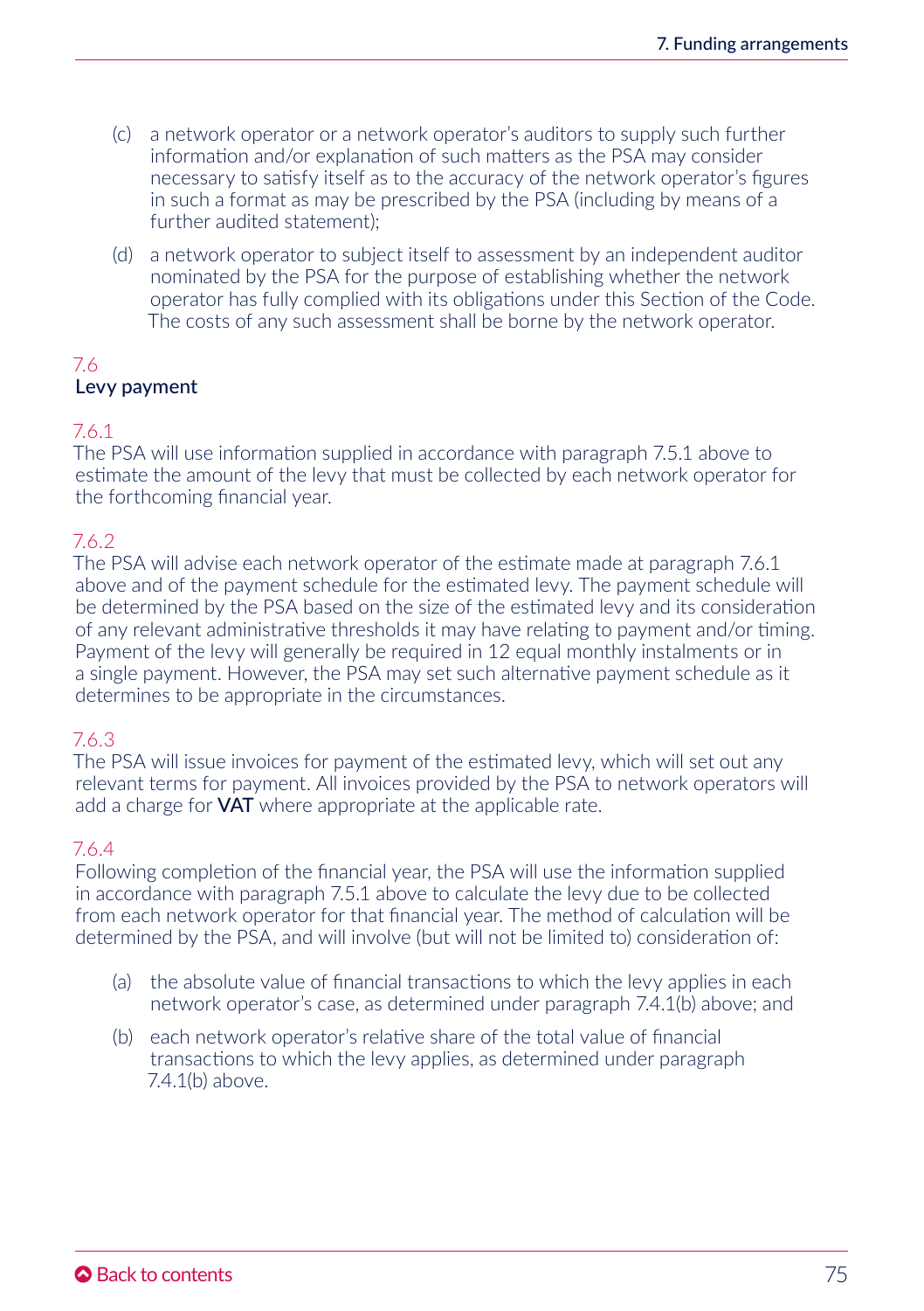(c) a network operator or a network operator's auditors to supply such further information and/or explanation of such matters as the PSA may consider necessary to satisfy itself as to the accuracy of the network operator's figures in such a format as may be prescribed by the PSA (including by means of a further audited statement);

(d) a network operator to subject itself to assessment by an independent auditor nominated by the PSA for the purpose of establishing whether the network operator has fully complied with its obligations under this Section of the Code. The costs of any such assessment shall be borne by the network operator.

## 7.6 Levy payment

7.6.1
The PSA will use information supplied in accordance with paragraph 7.5.1 above to estimate the amount of the levy that must be collected by each network operator for the forthcoming financial year.

7.6.2
The PSA will advise each network operator of the estimate made at paragraph 7.6.1 above and of the payment schedule for the estimated levy. The payment schedule will be determined by the PSA based on the size of the estimated levy and its consideration of any relevant administrative thresholds it may have relating to payment and/or timing. Payment of the levy will generally be required in 12 equal monthly instalments or in a single payment. However, the PSA may set such alternative payment schedule as it determines to be appropriate in the circumstances.

7.6.3
The PSA will issue invoices for payment of the estimated levy, which will set out any relevant terms for payment. All invoices provided by the PSA to network operators will add a charge for **VAT** where appropriate at the applicable rate.

7.6.4
Following completion of the financial year, the PSA will use the information supplied in accordance with paragraph 7.5.1 above to calculate the levy due to be collected from each network operator for that financial year. The method of calculation will be determined by the PSA, and will involve (but will not be limited to) consideration of:

(a) the absolute value of financial transactions to which the levy applies in each network operator's case, as determined under paragraph 7.4.1(b) above; and

(b) each network operator's relative share of the total value of financial transactions to which the levy applies, as determined under paragraph 7.4.1(b) above.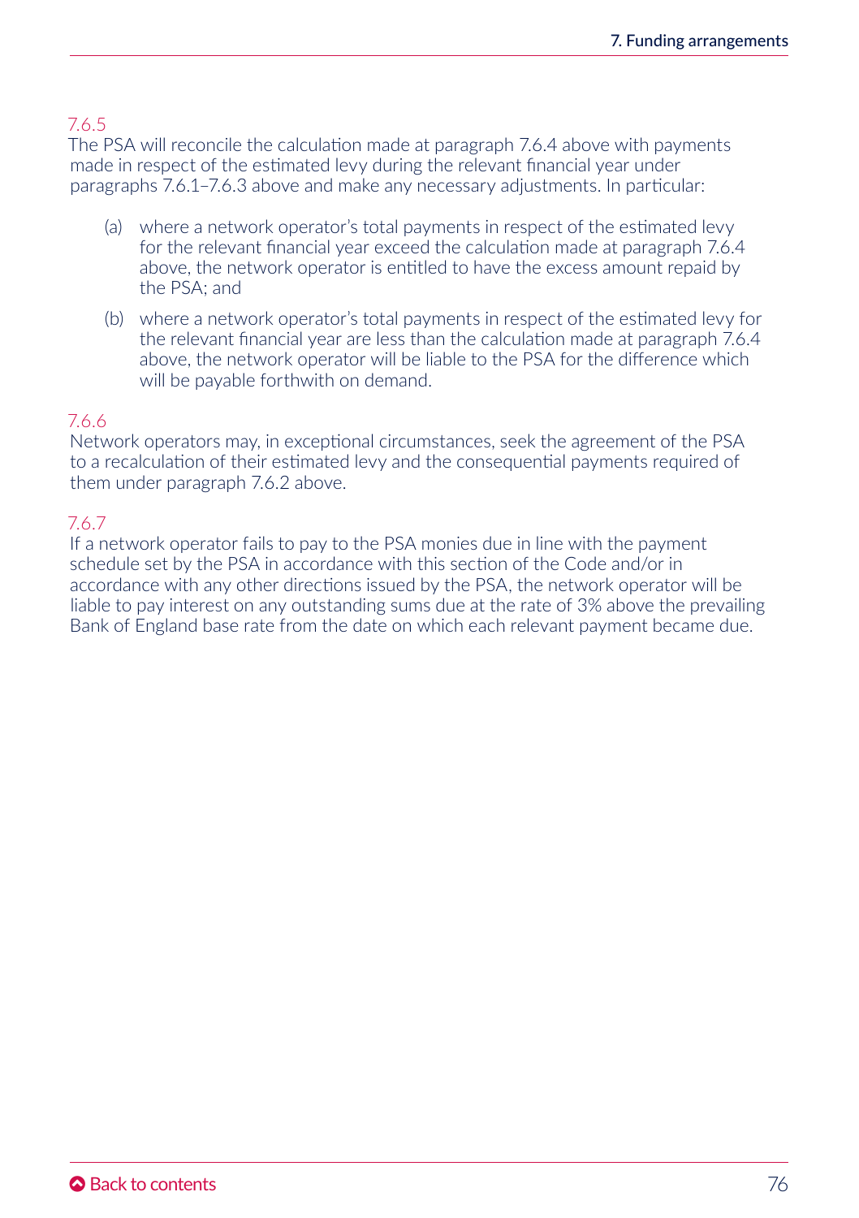7.6.5

The PSA will reconcile the calculation made at paragraph 7.6.4 above with payments made in respect of the estimated levy during the relevant financial year under paragraphs 7.6.1–7.6.3 above and make any necessary adjustments. In particular:

(a) where a network operator's total payments in respect of the estimated levy for the relevant financial year exceed the calculation made at paragraph 7.6.4 above, the network operator is entitled to have the excess amount repaid by the PSA; and

(b) where a network operator's total payments in respect of the estimated levy for the relevant financial year are less than the calculation made at paragraph 7.6.4 above, the network operator will be liable to the PSA for the difference which will be payable forthwith on demand.

7.6.6

Network operators may, in exceptional circumstances, seek the agreement of the PSA to a recalculation of their estimated levy and the consequential payments required of them under paragraph 7.6.2 above.

7.6.7

If a network operator fails to pay to the PSA monies due in line with the payment schedule set by the PSA in accordance with this section of the Code and/or in accordance with any other directions issued by the PSA, the network operator will be liable to pay interest on any outstanding sums due at the rate of 3% above the prevailing Bank of England base rate from the date on which each relevant payment became due.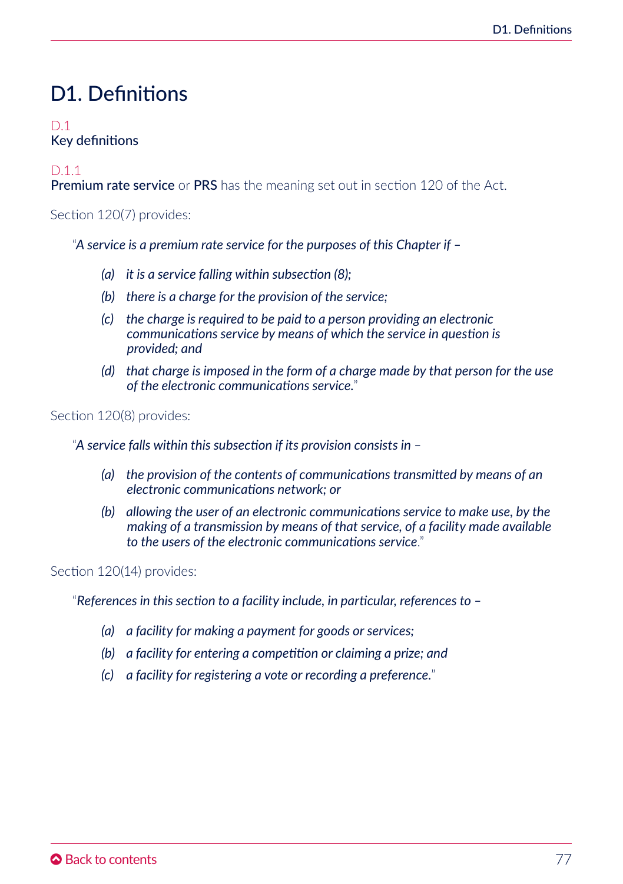# D1. Definitions

D.1
## Key definitions

D.1.1
**Premium rate service** or **PRS** has the meaning set out in section 120 of the Act.

Section 120(7) provides:

> "*A service is a premium rate service for the purposes of this Chapter if –*
>
> *(a) it is a service falling within subsection (8);*
>
> *(b) there is a charge for the provision of the service;*
>
> *(c) the charge is required to be paid to a person providing an electronic communications service by means of which the service in question is provided; and*
>
> *(d) that charge is imposed in the form of a charge made by that person for the use of the electronic communications service.*"

Section 120(8) provides:

> "*A service falls within this subsection if its provision consists in –*
>
> *(a) the provision of the contents of communications transmitted by means of an electronic communications network; or*
>
> *(b) allowing the user of an electronic communications service to make use, by the making of a transmission by means of that service, of a facility made available to the users of the electronic communications service.*"

Section 120(14) provides:

> "*References in this section to a facility include, in particular, references to –*
>
> *(a) a facility for making a payment for goods or services;*
>
> *(b) a facility for entering a competition or claiming a prize; and*
>
> *(c) a facility for registering a vote or recording a preference.*"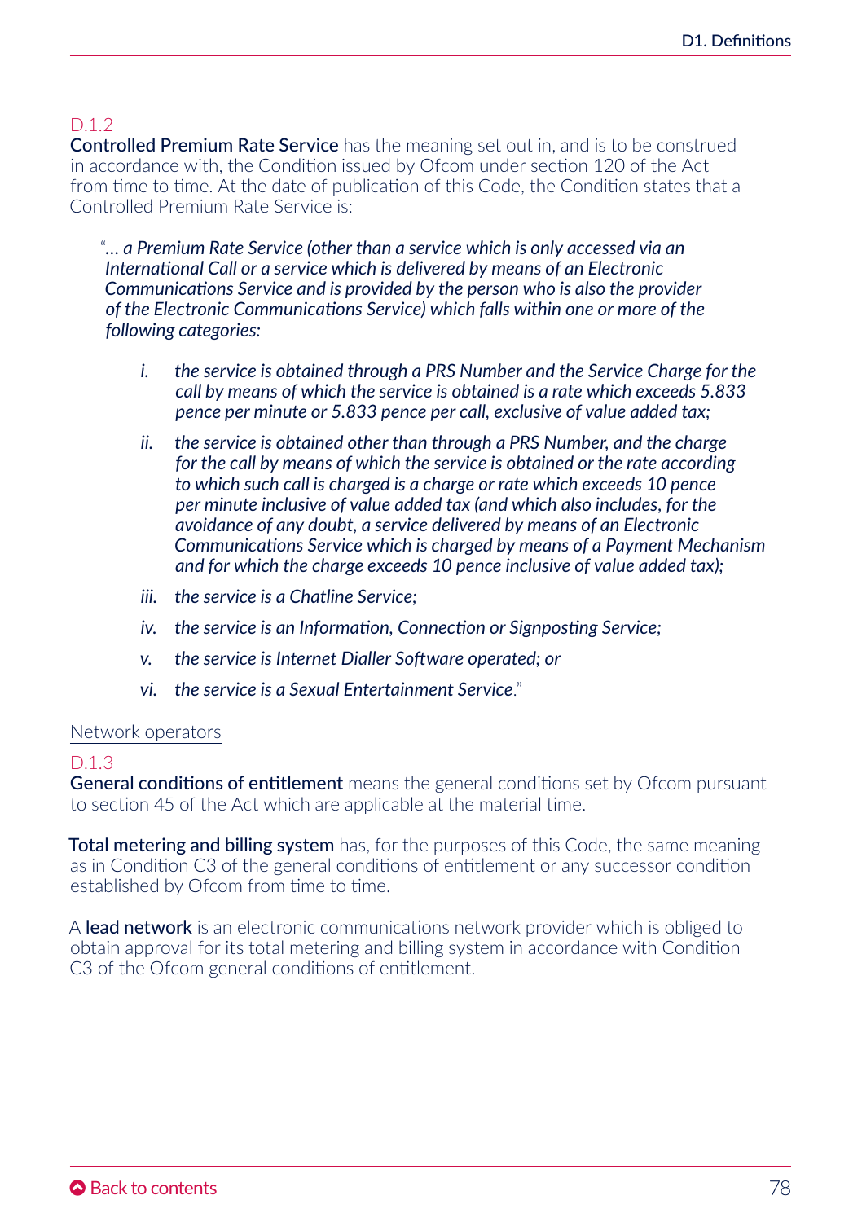D.1.2

**Controlled Premium Rate Service** has the meaning set out in, and is to be construed in accordance with, the Condition issued by Ofcom under section 120 of the Act from time to time. At the date of publication of this Code, the Condition states that a Controlled Premium Rate Service is:

> "*… a Premium Rate Service (other than a service which is only accessed via an International Call or a service which is delivered by means of an Electronic Communications Service and is provided by the person who is also the provider of the Electronic Communications Service) which falls within one or more of the following categories:*
>
> *i. the service is obtained through a PRS Number and the Service Charge for the call by means of which the service is obtained is a rate which exceeds 5.833 pence per minute or 5.833 pence per call, exclusive of value added tax;*
>
> *ii. the service is obtained other than through a PRS Number, and the charge for the call by means of which the service is obtained or the rate according to which such call is charged is a charge or rate which exceeds 10 pence per minute inclusive of value added tax (and which also includes, for the avoidance of any doubt, a service delivered by means of an Electronic Communications Service which is charged by means of a Payment Mechanism and for which the charge exceeds 10 pence inclusive of value added tax);*
>
> *iii. the service is a Chatline Service;*
>
> *iv. the service is an Information, Connection or Signposting Service;*
>
> *v. the service is Internet Dialler Software operated; or*
>
> *vi. the service is a Sexual Entertainment Service*."

Network operators

D.1.3

**General conditions of entitlement** means the general conditions set by Ofcom pursuant to section 45 of the Act which are applicable at the material time.

**Total metering and billing system** has, for the purposes of this Code, the same meaning as in Condition C3 of the general conditions of entitlement or any successor condition established by Ofcom from time to time.

A **lead network** is an electronic communications network provider which is obliged to obtain approval for its total metering and billing system in accordance with Condition C3 of the Ofcom general conditions of entitlement.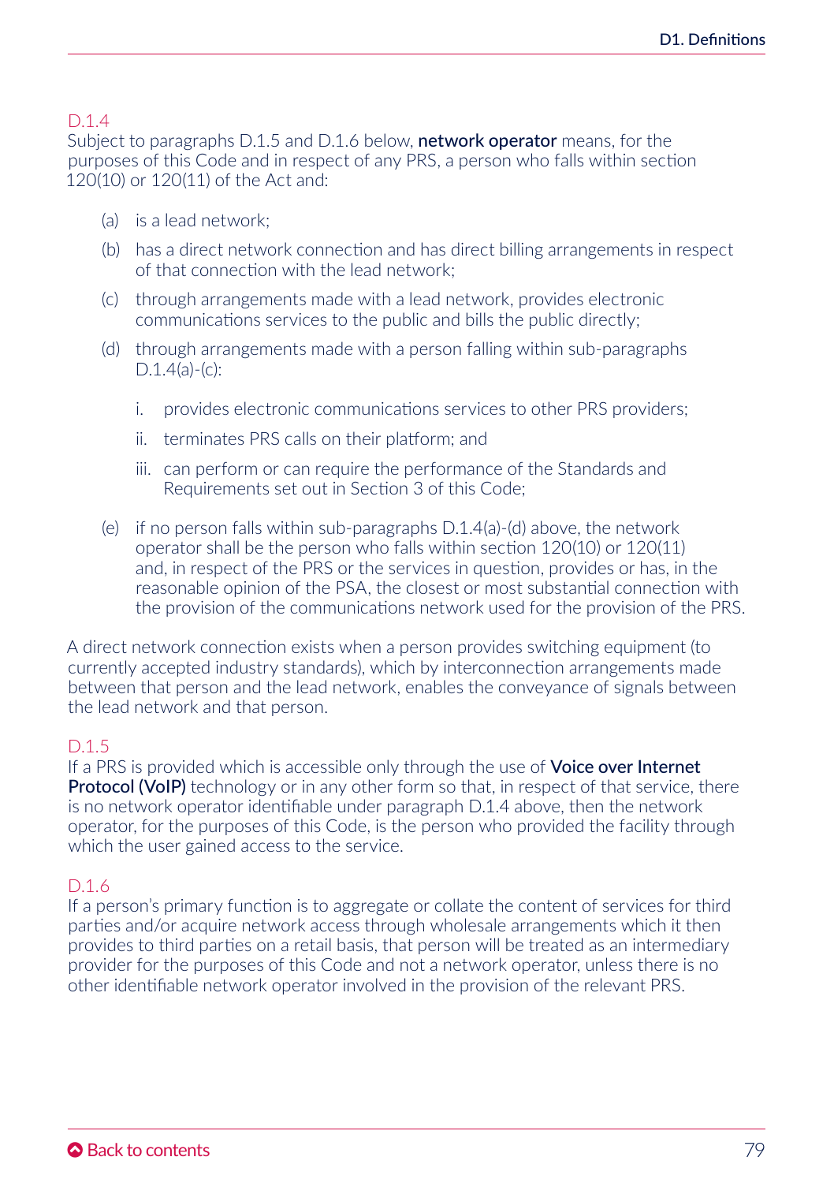D.1.4

Subject to paragraphs D.1.5 and D.1.6 below, **network operator** means, for the purposes of this Code and in respect of any PRS, a person who falls within section 120(10) or 120(11) of the Act and:

(a) is a lead network;

(b) has a direct network connection and has direct billing arrangements in respect of that connection with the lead network;

(c) through arrangements made with a lead network, provides electronic communications services to the public and bills the public directly;

(d) through arrangements made with a person falling within sub-paragraphs D.1.4(a)-(c):

  i. provides electronic communications services to other PRS providers;

  ii. terminates PRS calls on their platform; and

  iii. can perform or can require the performance of the Standards and Requirements set out in Section 3 of this Code;

(e) if no person falls within sub-paragraphs D.1.4(a)-(d) above, the network operator shall be the person who falls within section 120(10) or 120(11) and, in respect of the PRS or the services in question, provides or has, in the reasonable opinion of the PSA, the closest or most substantial connection with the provision of the communications network used for the provision of the PRS.

A direct network connection exists when a person provides switching equipment (to currently accepted industry standards), which by interconnection arrangements made between that person and the lead network, enables the conveyance of signals between the lead network and that person.

D.1.5

If a PRS is provided which is accessible only through the use of **Voice over Internet Protocol (VoIP)** technology or in any other form so that, in respect of that service, there is no network operator identifiable under paragraph D.1.4 above, then the network operator, for the purposes of this Code, is the person who provided the facility through which the user gained access to the service.

D.1.6

If a person's primary function is to aggregate or collate the content of services for third parties and/or acquire network access through wholesale arrangements which it then provides to third parties on a retail basis, that person will be treated as an intermediary provider for the purposes of this Code and not a network operator, unless there is no other identifiable network operator involved in the provision of the relevant PRS.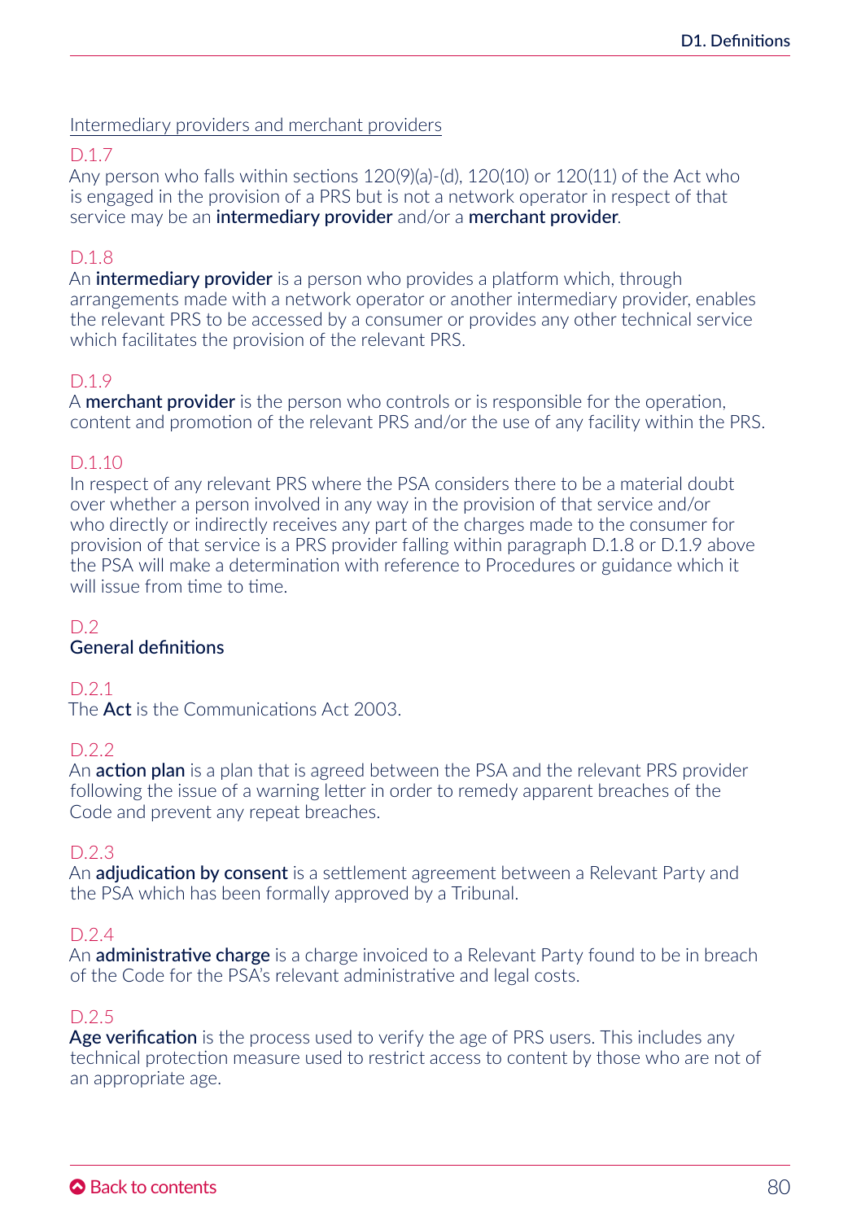Intermediary providers and merchant providers

D.1.7

Any person who falls within sections 120(9)(a)-(d), 120(10) or 120(11) of the Act who is engaged in the provision of a PRS but is not a network operator in respect of that service may be an **intermediary provider** and/or a **merchant provider**.

D.1.8

An **intermediary provider** is a person who provides a platform which, through arrangements made with a network operator or another intermediary provider, enables the relevant PRS to be accessed by a consumer or provides any other technical service which facilitates the provision of the relevant PRS.

D.1.9

A **merchant provider** is the person who controls or is responsible for the operation, content and promotion of the relevant PRS and/or the use of any facility within the PRS.

D.1.10

In respect of any relevant PRS where the PSA considers there to be a material doubt over whether a person involved in any way in the provision of that service and/or who directly or indirectly receives any part of the charges made to the consumer for provision of that service is a PRS provider falling within paragraph D.1.8 or D.1.9 above the PSA will make a determination with reference to Procedures or guidance which it will issue from time to time.

## D.2 General definitions

D.2.1

The **Act** is the Communications Act 2003.

D.2.2

An **action plan** is a plan that is agreed between the PSA and the relevant PRS provider following the issue of a warning letter in order to remedy apparent breaches of the Code and prevent any repeat breaches.

D.2.3

An **adjudication by consent** is a settlement agreement between a Relevant Party and the PSA which has been formally approved by a Tribunal.

D.2.4

An **administrative charge** is a charge invoiced to a Relevant Party found to be in breach of the Code for the PSA's relevant administrative and legal costs.

D.2.5

**Age verification** is the process used to verify the age of PRS users. This includes any technical protection measure used to restrict access to content by those who are not of an appropriate age.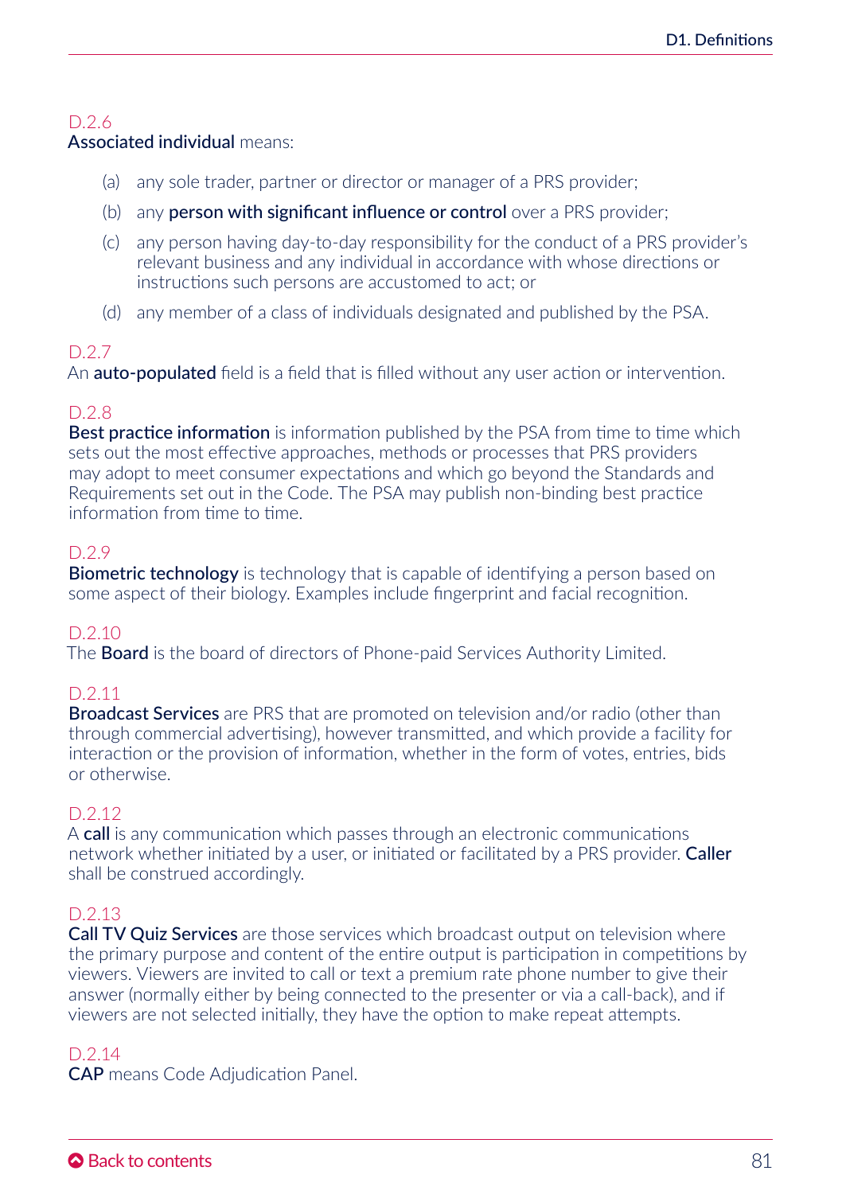D.2.6
**Associated individual** means:

(a) any sole trader, partner or director or manager of a PRS provider;

(b) any **person with significant influence or control** over a PRS provider;

(c) any person having day-to-day responsibility for the conduct of a PRS provider's relevant business and any individual in accordance with whose directions or instructions such persons are accustomed to act; or

(d) any member of a class of individuals designated and published by the PSA.

D.2.7
An **auto-populated** field is a field that is filled without any user action or intervention.

D.2.8
**Best practice information** is information published by the PSA from time to time which sets out the most effective approaches, methods or processes that PRS providers may adopt to meet consumer expectations and which go beyond the Standards and Requirements set out in the Code. The PSA may publish non-binding best practice information from time to time.

D.2.9
**Biometric technology** is technology that is capable of identifying a person based on some aspect of their biology. Examples include fingerprint and facial recognition.

D.2.10
The **Board** is the board of directors of Phone-paid Services Authority Limited.

D.2.11
**Broadcast Services** are PRS that are promoted on television and/or radio (other than through commercial advertising), however transmitted, and which provide a facility for interaction or the provision of information, whether in the form of votes, entries, bids or otherwise.

D.2.12
A **call** is any communication which passes through an electronic communications network whether initiated by a user, or initiated or facilitated by a PRS provider. **Caller** shall be construed accordingly.

D.2.13
**Call TV Quiz Services** are those services which broadcast output on television where the primary purpose and content of the entire output is participation in competitions by viewers. Viewers are invited to call or text a premium rate phone number to give their answer (normally either by being connected to the presenter or via a call-back), and if viewers are not selected initially, they have the option to make repeat attempts.

D.2.14
**CAP** means Code Adjudication Panel.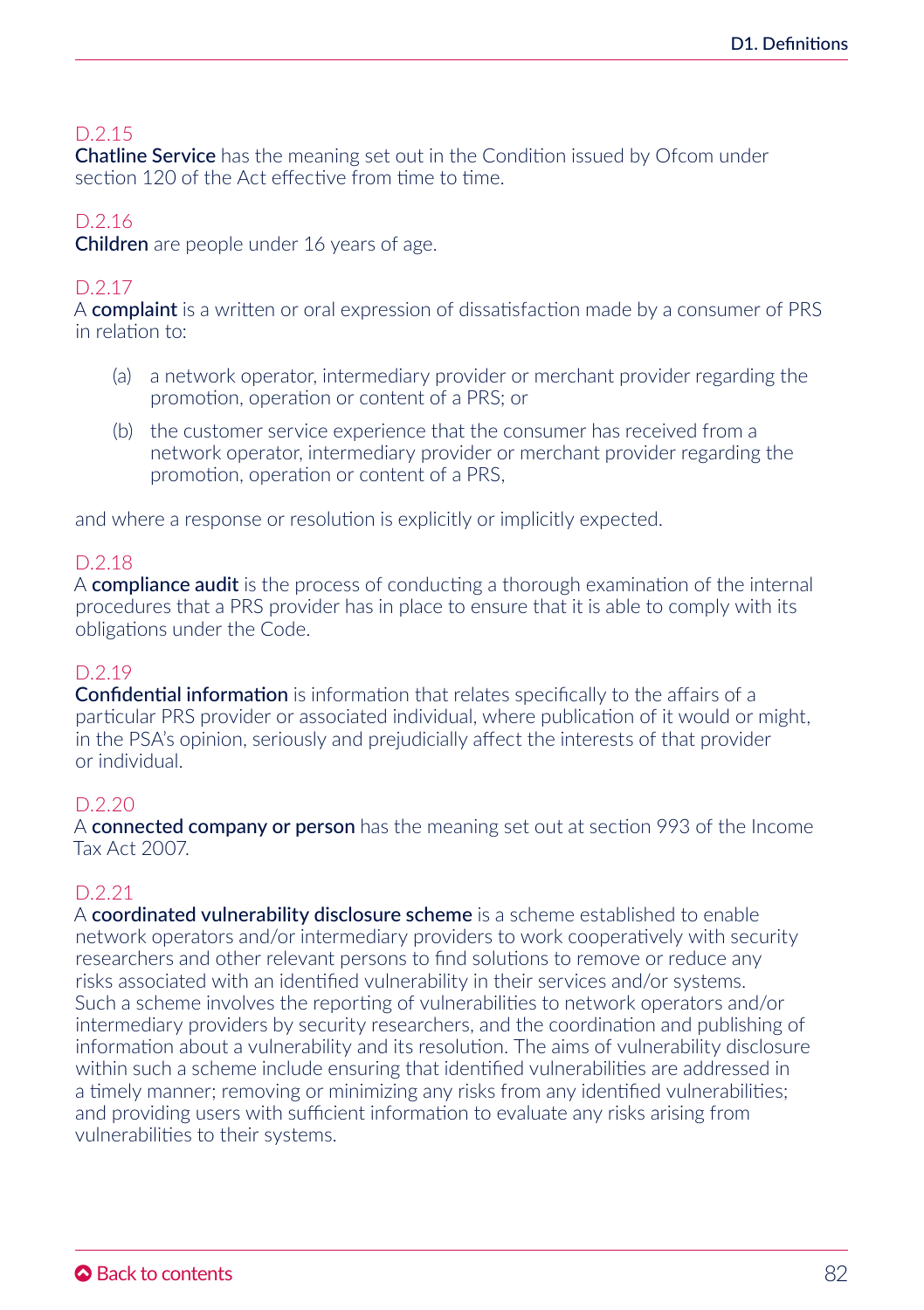D.2.15
**Chatline Service** has the meaning set out in the Condition issued by Ofcom under section 120 of the Act effective from time to time.

D.2.16
**Children** are people under 16 years of age.

D.2.17
A **complaint** is a written or oral expression of dissatisfaction made by a consumer of PRS in relation to:

(a) a network operator, intermediary provider or merchant provider regarding the promotion, operation or content of a PRS; or

(b) the customer service experience that the consumer has received from a network operator, intermediary provider or merchant provider regarding the promotion, operation or content of a PRS,

and where a response or resolution is explicitly or implicitly expected.

D.2.18
A **compliance audit** is the process of conducting a thorough examination of the internal procedures that a PRS provider has in place to ensure that it is able to comply with its obligations under the Code.

D.2.19
**Confidential information** is information that relates specifically to the affairs of a particular PRS provider or associated individual, where publication of it would or might, in the PSA's opinion, seriously and prejudicially affect the interests of that provider or individual.

D.2.20
A **connected company or person** has the meaning set out at section 993 of the Income Tax Act 2007.

D.2.21
A **coordinated vulnerability disclosure scheme** is a scheme established to enable network operators and/or intermediary providers to work cooperatively with security researchers and other relevant persons to find solutions to remove or reduce any risks associated with an identified vulnerability in their services and/or systems. Such a scheme involves the reporting of vulnerabilities to network operators and/or intermediary providers by security researchers, and the coordination and publishing of information about a vulnerability and its resolution. The aims of vulnerability disclosure within such a scheme include ensuring that identified vulnerabilities are addressed in a timely manner; removing or minimizing any risks from any identified vulnerabilities; and providing users with sufficient information to evaluate any risks arising from vulnerabilities to their systems.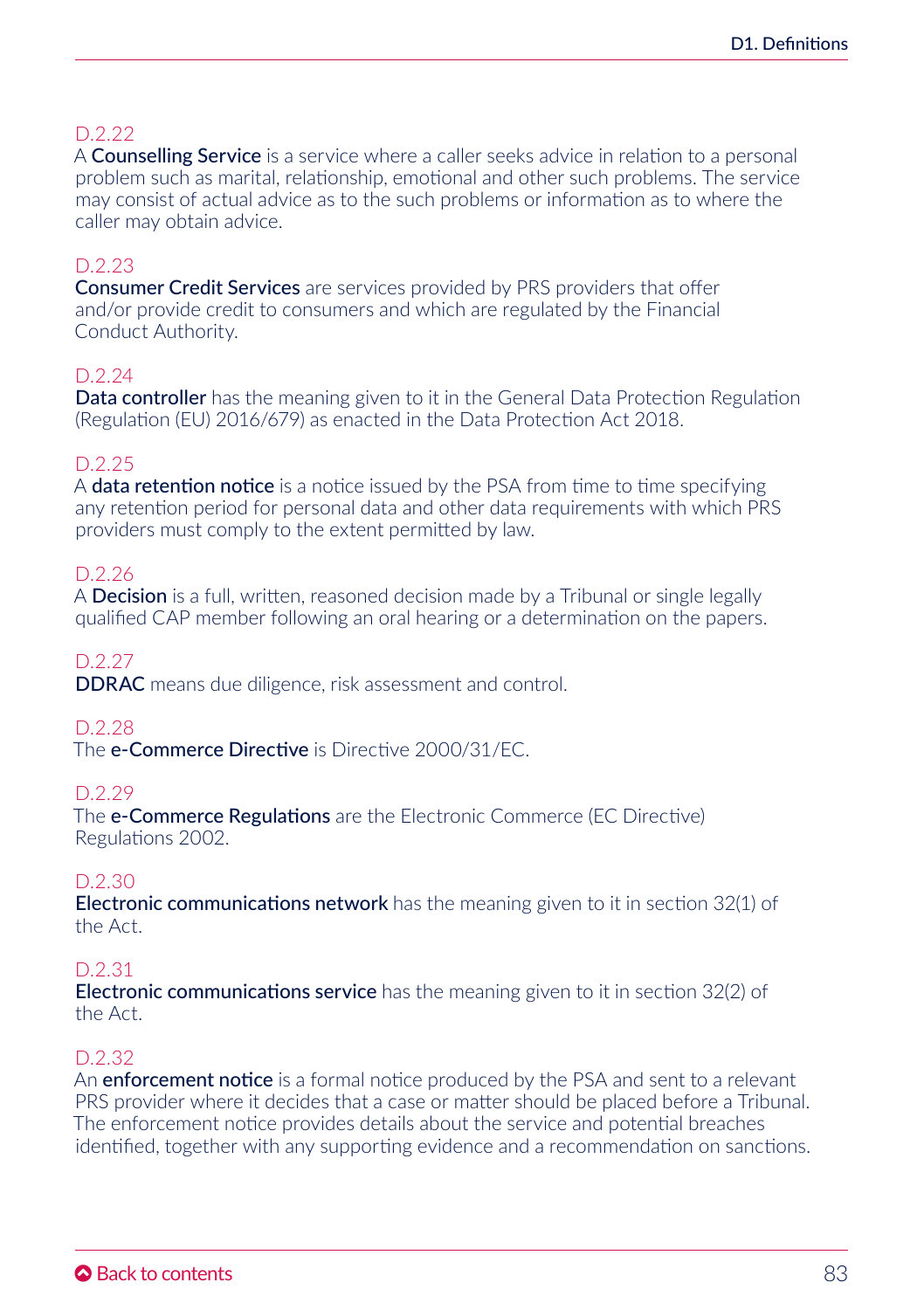D.2.22

A **Counselling Service** is a service where a caller seeks advice in relation to a personal problem such as marital, relationship, emotional and other such problems. The service may consist of actual advice as to the such problems or information as to where the caller may obtain advice.

D.2.23

**Consumer Credit Services** are services provided by PRS providers that offer and/or provide credit to consumers and which are regulated by the Financial Conduct Authority.

D.2.24

**Data controller** has the meaning given to it in the General Data Protection Regulation (Regulation (EU) 2016/679) as enacted in the Data Protection Act 2018.

D.2.25

A **data retention notice** is a notice issued by the PSA from time to time specifying any retention period for personal data and other data requirements with which PRS providers must comply to the extent permitted by law.

D.2.26

A **Decision** is a full, written, reasoned decision made by a Tribunal or single legally qualified CAP member following an oral hearing or a determination on the papers.

D.2.27

**DDRAC** means due diligence, risk assessment and control.

D.2.28

The **e-Commerce Directive** is Directive 2000/31/EC.

D.2.29

The **e-Commerce Regulations** are the Electronic Commerce (EC Directive) Regulations 2002.

D.2.30

**Electronic communications network** has the meaning given to it in section 32(1) of the Act.

D.2.31

**Electronic communications service** has the meaning given to it in section 32(2) of the Act.

D.2.32

An **enforcement notice** is a formal notice produced by the PSA and sent to a relevant PRS provider where it decides that a case or matter should be placed before a Tribunal. The enforcement notice provides details about the service and potential breaches identified, together with any supporting evidence and a recommendation on sanctions.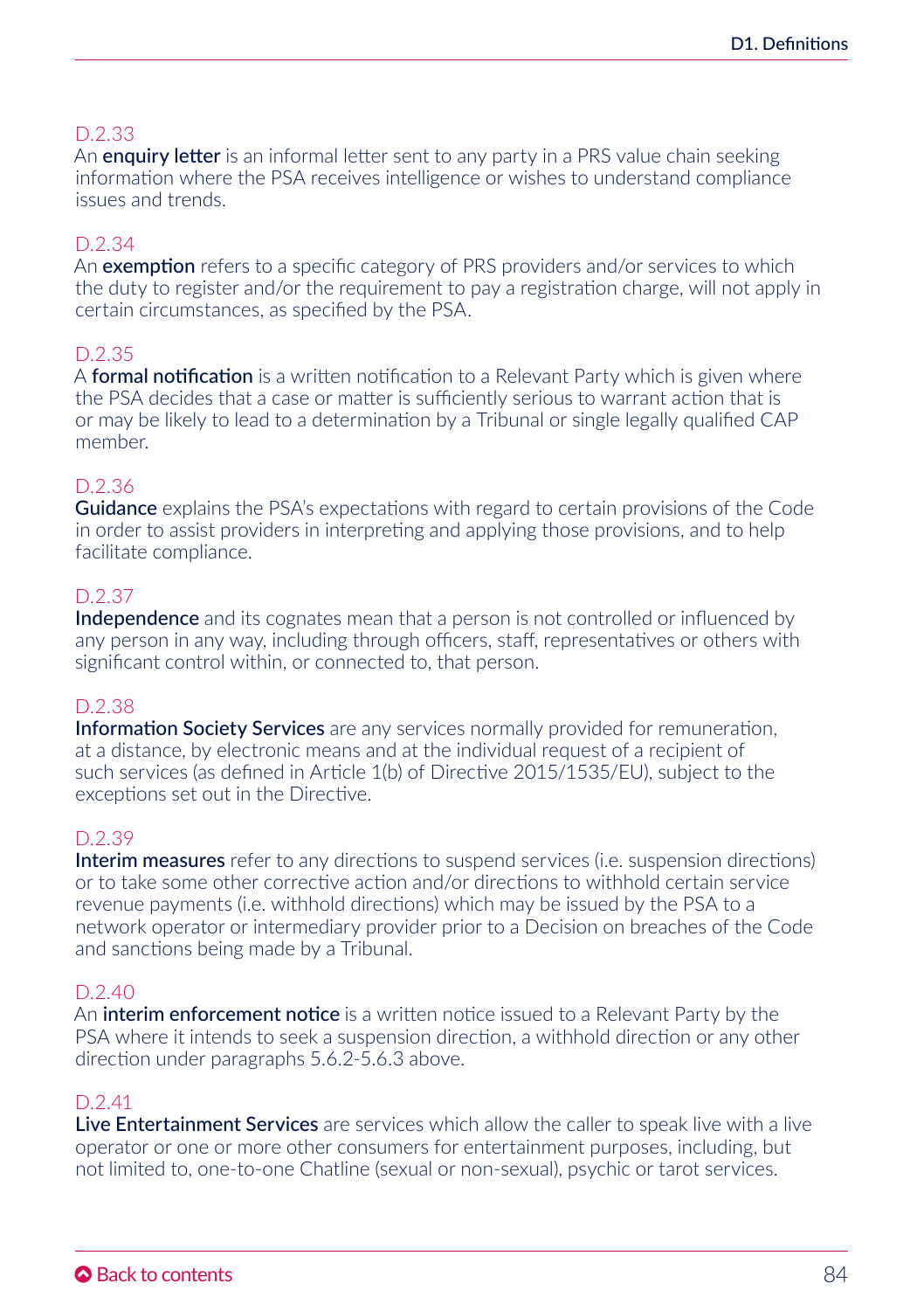D.2.33
An **enquiry letter** is an informal letter sent to any party in a PRS value chain seeking information where the PSA receives intelligence or wishes to understand compliance issues and trends.

D.2.34
An **exemption** refers to a specific category of PRS providers and/or services to which the duty to register and/or the requirement to pay a registration charge, will not apply in certain circumstances, as specified by the PSA.

D.2.35
A **formal notification** is a written notification to a Relevant Party which is given where the PSA decides that a case or matter is sufficiently serious to warrant action that is or may be likely to lead to a determination by a Tribunal or single legally qualified CAP member.

D.2.36
**Guidance** explains the PSA's expectations with regard to certain provisions of the Code in order to assist providers in interpreting and applying those provisions, and to help facilitate compliance.

D.2.37
**Independence** and its cognates mean that a person is not controlled or influenced by any person in any way, including through officers, staff, representatives or others with significant control within, or connected to, that person.

D.2.38
**Information Society Services** are any services normally provided for remuneration, at a distance, by electronic means and at the individual request of a recipient of such services (as defined in Article 1(b) of Directive 2015/1535/EU), subject to the exceptions set out in the Directive.

D.2.39
**Interim measures** refer to any directions to suspend services (i.e. suspension directions) or to take some other corrective action and/or directions to withhold certain service revenue payments (i.e. withhold directions) which may be issued by the PSA to a network operator or intermediary provider prior to a Decision on breaches of the Code and sanctions being made by a Tribunal.

D.2.40
An **interim enforcement notice** is a written notice issued to a Relevant Party by the PSA where it intends to seek a suspension direction, a withhold direction or any other direction under paragraphs 5.6.2-5.6.3 above.

D.2.41
**Live Entertainment Services** are services which allow the caller to speak live with a live operator or one or more other consumers for entertainment purposes, including, but not limited to, one-to-one Chatline (sexual or non-sexual), psychic or tarot services.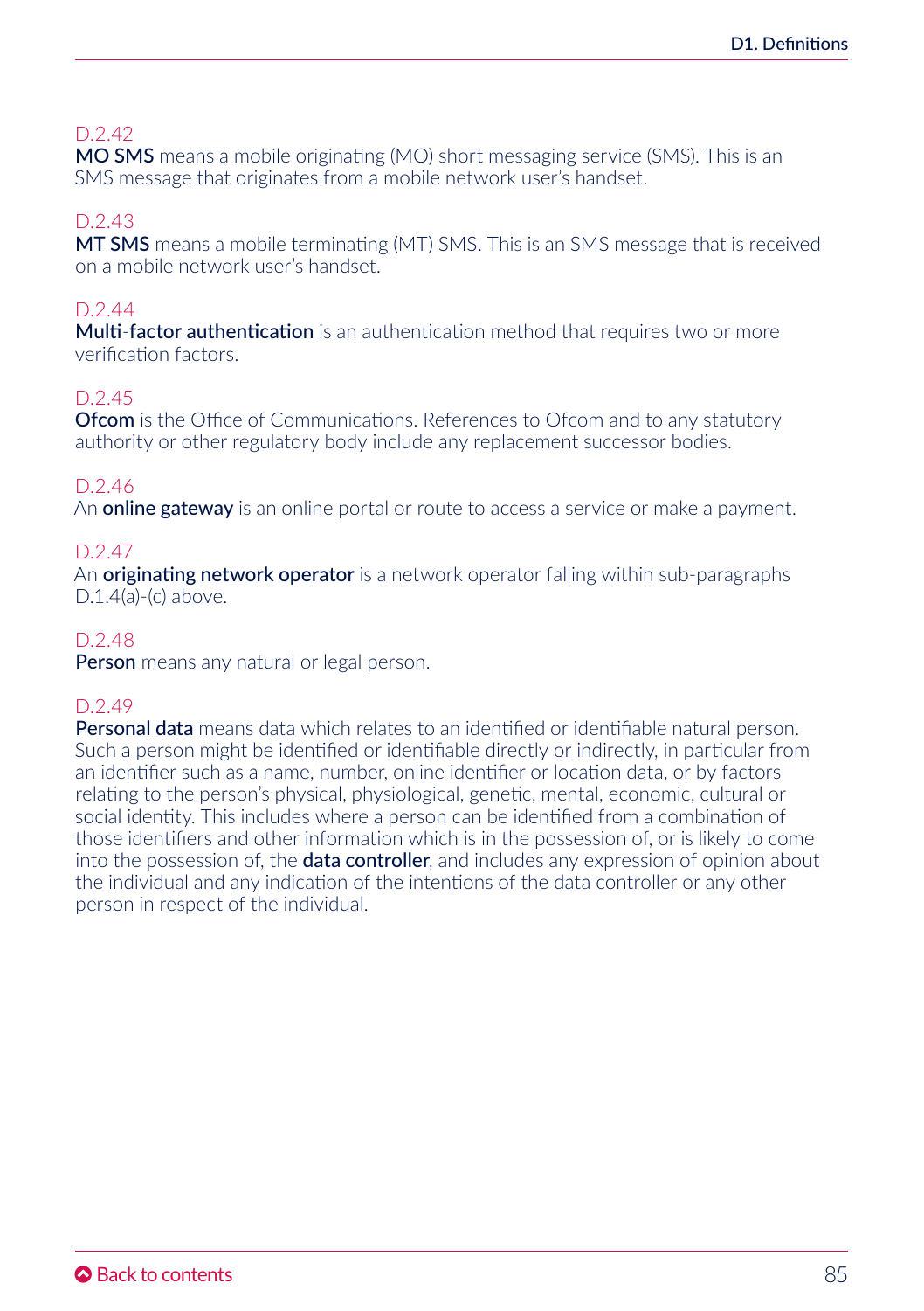D.2.42
**MO SMS** means a mobile originating (MO) short messaging service (SMS). This is an SMS message that originates from a mobile network user's handset.

D.2.43
**MT SMS** means a mobile terminating (MT) SMS. This is an SMS message that is received on a mobile network user's handset.

D.2.44
**Multi-factor authentication** is an authentication method that requires two or more verification factors.

D.2.45
**Ofcom** is the Office of Communications. References to Ofcom and to any statutory authority or other regulatory body include any replacement successor bodies.

D.2.46
An **online gateway** is an online portal or route to access a service or make a payment.

D.2.47
An **originating network operator** is a network operator falling within sub-paragraphs D.1.4(a)-(c) above.

D.2.48
**Person** means any natural or legal person.

D.2.49
**Personal data** means data which relates to an identified or identifiable natural person. Such a person might be identified or identifiable directly or indirectly, in particular from an identifier such as a name, number, online identifier or location data, or by factors relating to the person's physical, physiological, genetic, mental, economic, cultural or social identity. This includes where a person can be identified from a combination of those identifiers and other information which is in the possession of, or is likely to come into the possession of, the **data controller**, and includes any expression of opinion about the individual and any indication of the intentions of the data controller or any other person in respect of the individual.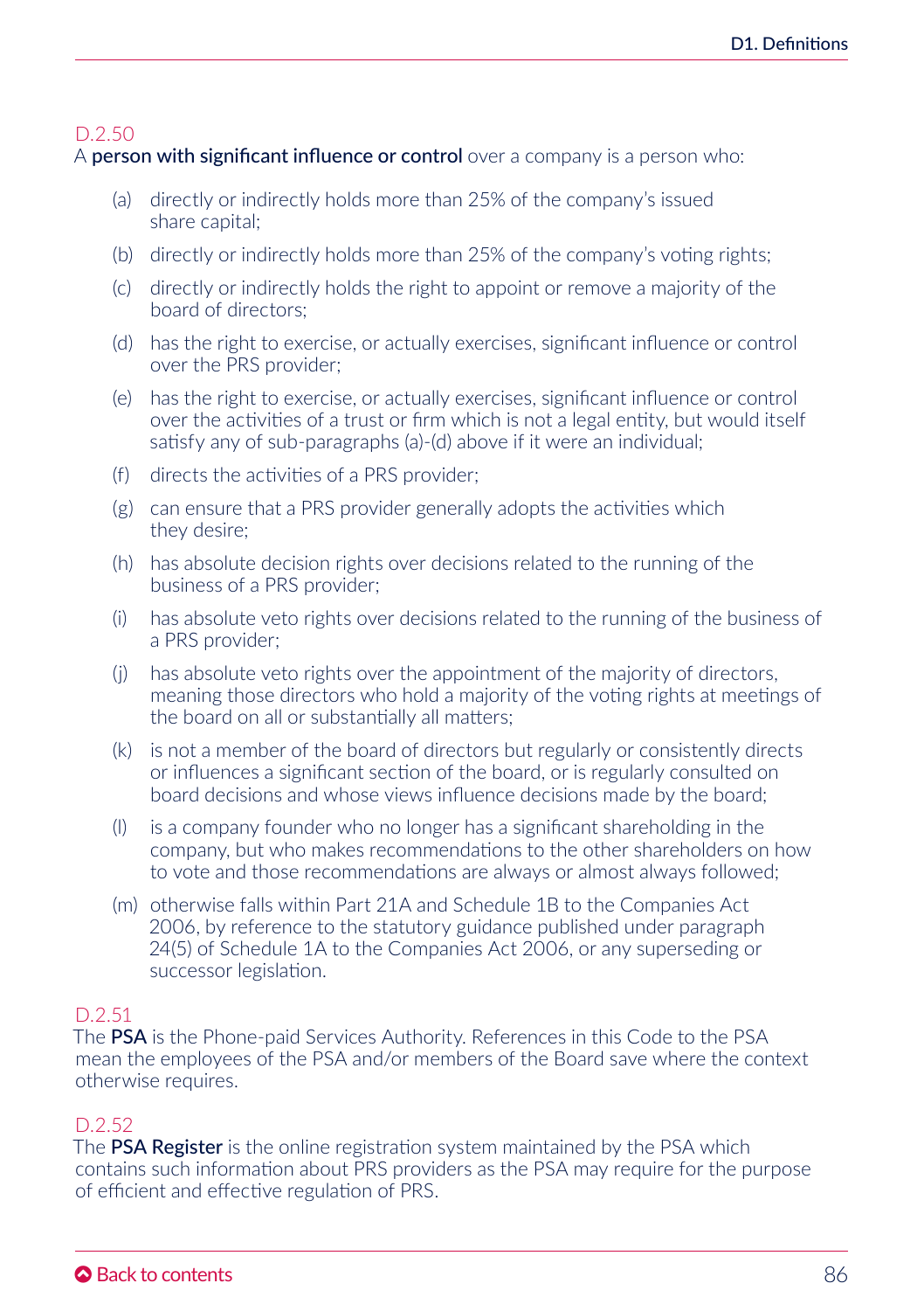D.2.50

A **person with significant influence or control** over a company is a person who:

- (a) directly or indirectly holds more than 25% of the company's issued share capital;
- (b) directly or indirectly holds more than 25% of the company's voting rights;
- (c) directly or indirectly holds the right to appoint or remove a majority of the board of directors;
- (d) has the right to exercise, or actually exercises, significant influence or control over the PRS provider;
- (e) has the right to exercise, or actually exercises, significant influence or control over the activities of a trust or firm which is not a legal entity, but would itself satisfy any of sub-paragraphs (a)-(d) above if it were an individual;
- (f) directs the activities of a PRS provider;
- (g) can ensure that a PRS provider generally adopts the activities which they desire;
- (h) has absolute decision rights over decisions related to the running of the business of a PRS provider;
- (i) has absolute veto rights over decisions related to the running of the business of a PRS provider;
- (j) has absolute veto rights over the appointment of the majority of directors, meaning those directors who hold a majority of the voting rights at meetings of the board on all or substantially all matters;
- (k) is not a member of the board of directors but regularly or consistently directs or influences a significant section of the board, or is regularly consulted on board decisions and whose views influence decisions made by the board;
- (l) is a company founder who no longer has a significant shareholding in the company, but who makes recommendations to the other shareholders on how to vote and those recommendations are always or almost always followed;
- (m) otherwise falls within Part 21A and Schedule 1B to the Companies Act 2006, by reference to the statutory guidance published under paragraph 24(5) of Schedule 1A to the Companies Act 2006, or any superseding or successor legislation.

D.2.51

The **PSA** is the Phone-paid Services Authority. References in this Code to the PSA mean the employees of the PSA and/or members of the Board save where the context otherwise requires.

D.2.52

The **PSA Register** is the online registration system maintained by the PSA which contains such information about PRS providers as the PSA may require for the purpose of efficient and effective regulation of PRS.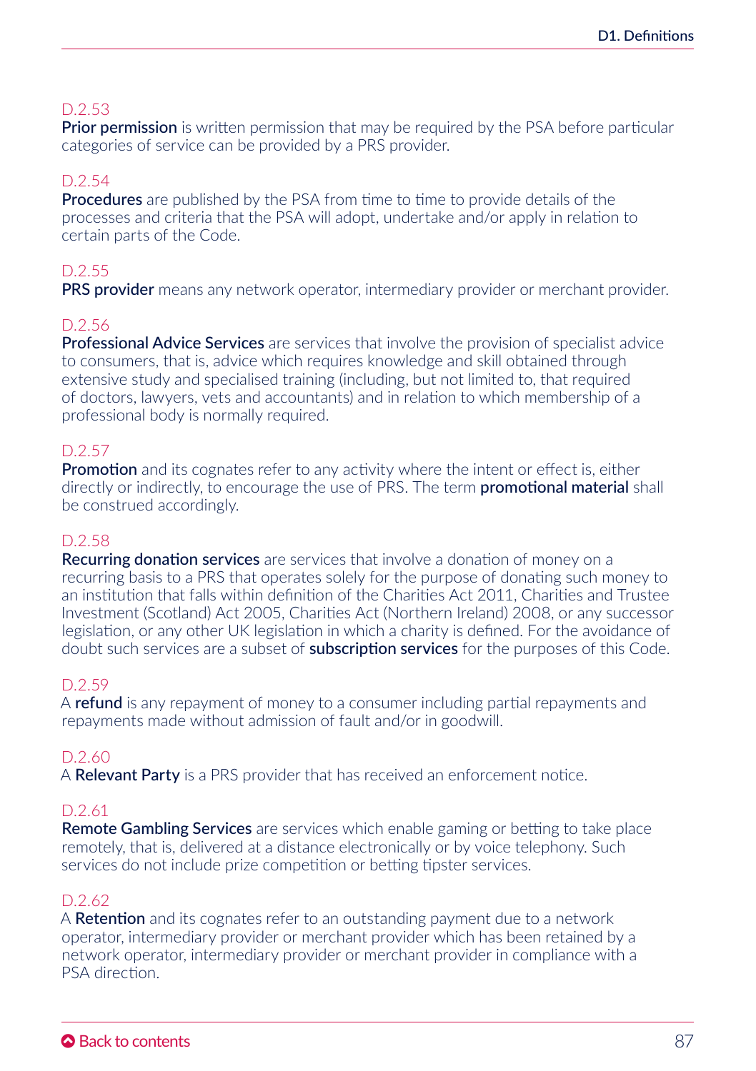D.2.53
**Prior permission** is written permission that may be required by the PSA before particular categories of service can be provided by a PRS provider.

D.2.54
**Procedures** are published by the PSA from time to time to provide details of the processes and criteria that the PSA will adopt, undertake and/or apply in relation to certain parts of the Code.

D.2.55
**PRS provider** means any network operator, intermediary provider or merchant provider.

D.2.56
**Professional Advice Services** are services that involve the provision of specialist advice to consumers, that is, advice which requires knowledge and skill obtained through extensive study and specialised training (including, but not limited to, that required of doctors, lawyers, vets and accountants) and in relation to which membership of a professional body is normally required.

D.2.57
**Promotion** and its cognates refer to any activity where the intent or effect is, either directly or indirectly, to encourage the use of PRS. The term **promotional material** shall be construed accordingly.

D.2.58
**Recurring donation services** are services that involve a donation of money on a recurring basis to a PRS that operates solely for the purpose of donating such money to an institution that falls within definition of the Charities Act 2011, Charities and Trustee Investment (Scotland) Act 2005, Charities Act (Northern Ireland) 2008, or any successor legislation, or any other UK legislation in which a charity is defined. For the avoidance of doubt such services are a subset of **subscription services** for the purposes of this Code.

D.2.59
A **refund** is any repayment of money to a consumer including partial repayments and repayments made without admission of fault and/or in goodwill.

D.2.60
A **Relevant Party** is a PRS provider that has received an enforcement notice.

D.2.61
**Remote Gambling Services** are services which enable gaming or betting to take place remotely, that is, delivered at a distance electronically or by voice telephony. Such services do not include prize competition or betting tipster services.

D.2.62
A **Retention** and its cognates refer to an outstanding payment due to a network operator, intermediary provider or merchant provider which has been retained by a network operator, intermediary provider or merchant provider in compliance with a PSA direction.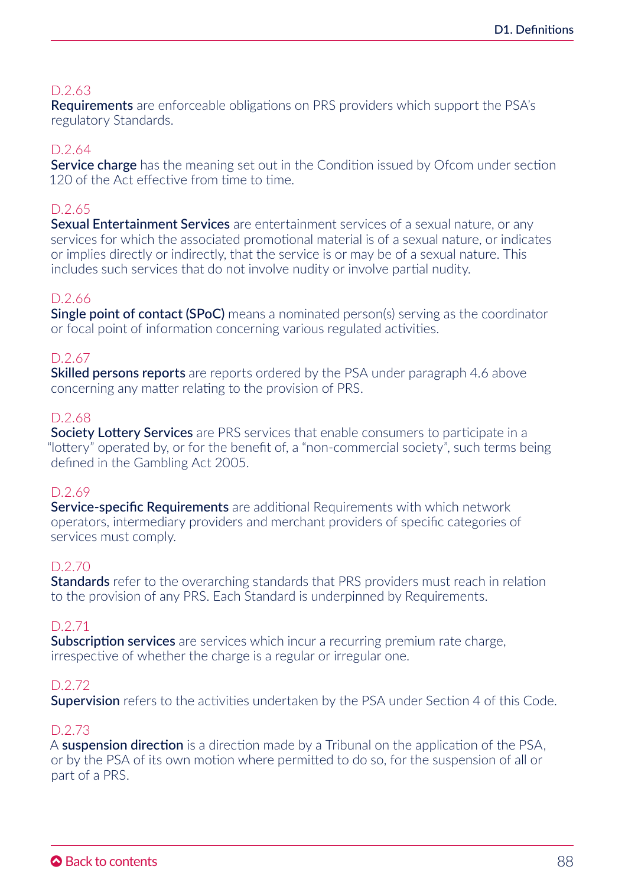D.2.63
**Requirements** are enforceable obligations on PRS providers which support the PSA's regulatory Standards.

D.2.64
**Service charge** has the meaning set out in the Condition issued by Ofcom under section 120 of the Act effective from time to time.

D.2.65
**Sexual Entertainment Services** are entertainment services of a sexual nature, or any services for which the associated promotional material is of a sexual nature, or indicates or implies directly or indirectly, that the service is or may be of a sexual nature. This includes such services that do not involve nudity or involve partial nudity.

D.2.66
**Single point of contact (SPoC)** means a nominated person(s) serving as the coordinator or focal point of information concerning various regulated activities.

D.2.67
**Skilled persons reports** are reports ordered by the PSA under paragraph 4.6 above concerning any matter relating to the provision of PRS.

D.2.68
**Society Lottery Services** are PRS services that enable consumers to participate in a "lottery" operated by, or for the benefit of, a "non-commercial society", such terms being defined in the Gambling Act 2005.

D.2.69
**Service-specific Requirements** are additional Requirements with which network operators, intermediary providers and merchant providers of specific categories of services must comply.

D.2.70
**Standards** refer to the overarching standards that PRS providers must reach in relation to the provision of any PRS. Each Standard is underpinned by Requirements.

D.2.71
**Subscription services** are services which incur a recurring premium rate charge, irrespective of whether the charge is a regular or irregular one.

D.2.72
**Supervision** refers to the activities undertaken by the PSA under Section 4 of this Code.

D.2.73
A **suspension direction** is a direction made by a Tribunal on the application of the PSA, or by the PSA of its own motion where permitted to do so, for the suspension of all or part of a PRS.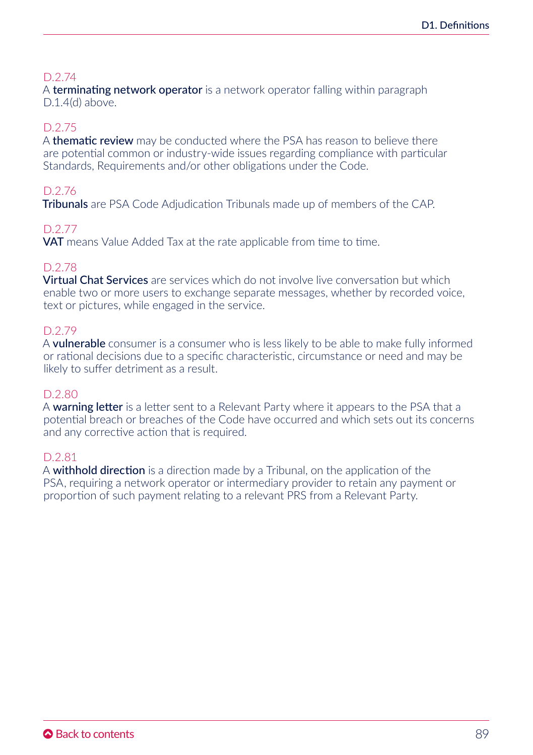D.2.74

A **terminating network operator** is a network operator falling within paragraph D.1.4(d) above.

D.2.75

A **thematic review** may be conducted where the PSA has reason to believe there are potential common or industry-wide issues regarding compliance with particular Standards, Requirements and/or other obligations under the Code.

D.2.76

**Tribunals** are PSA Code Adjudication Tribunals made up of members of the CAP.

D.2.77

**VAT** means Value Added Tax at the rate applicable from time to time.

D.2.78

**Virtual Chat Services** are services which do not involve live conversation but which enable two or more users to exchange separate messages, whether by recorded voice, text or pictures, while engaged in the service.

D.2.79

A **vulnerable** consumer is a consumer who is less likely to be able to make fully informed or rational decisions due to a specific characteristic, circumstance or need and may be likely to suffer detriment as a result.

D.2.80

A **warning letter** is a letter sent to a Relevant Party where it appears to the PSA that a potential breach or breaches of the Code have occurred and which sets out its concerns and any corrective action that is required.

D.2.81

A **withhold direction** is a direction made by a Tribunal, on the application of the PSA, requiring a network operator or intermediary provider to retain any payment or proportion of such payment relating to a relevant PRS from a Relevant Party.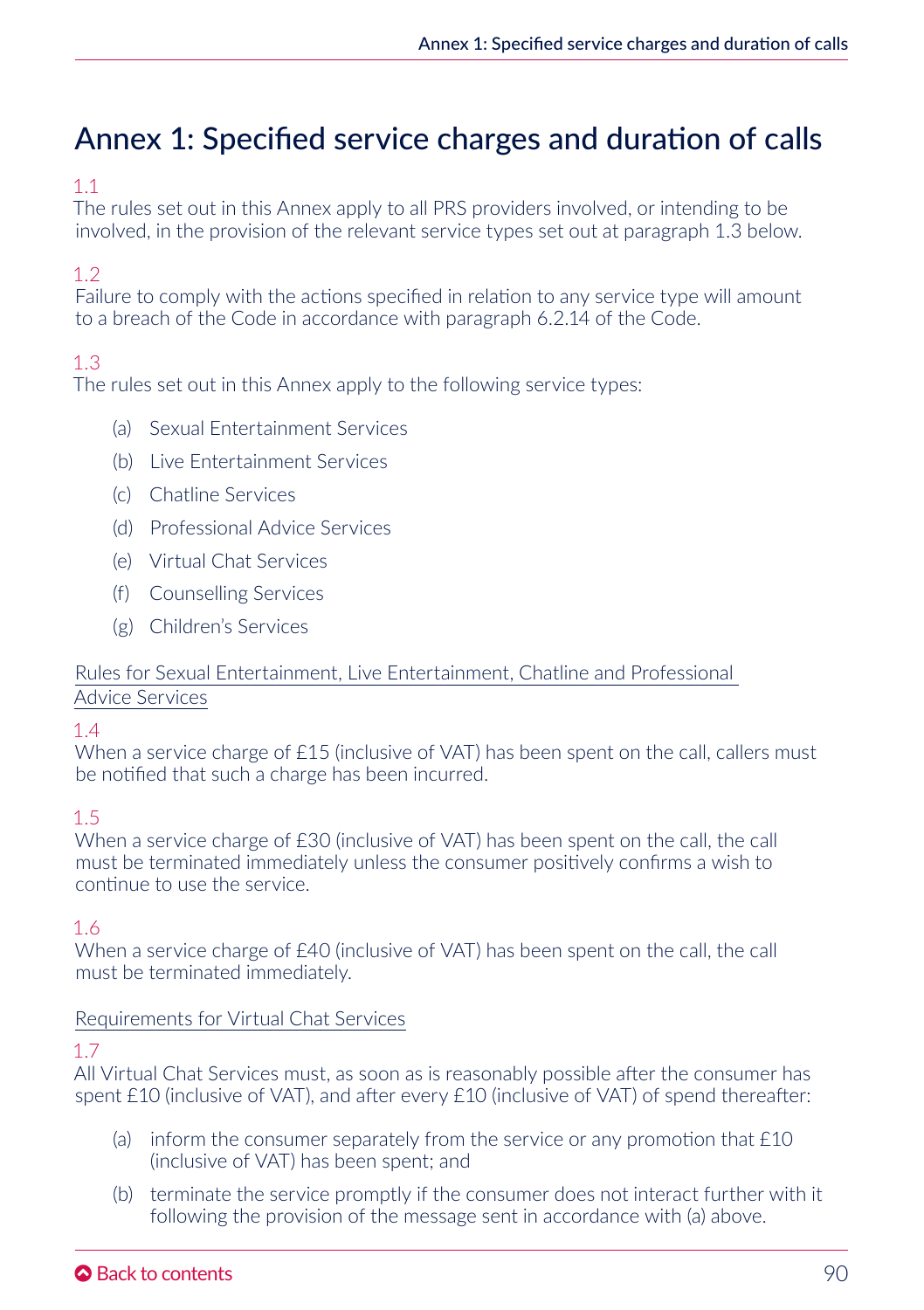# Annex 1: Specified service charges and duration of calls

1.1
The rules set out in this Annex apply to all PRS providers involved, or intending to be involved, in the provision of the relevant service types set out at paragraph 1.3 below.

1.2
Failure to comply with the actions specified in relation to any service type will amount to a breach of the Code in accordance with paragraph 6.2.14 of the Code.

1.3
The rules set out in this Annex apply to the following service types:

(a) Sexual Entertainment Services

(b) Live Entertainment Services

(c) Chatline Services

(d) Professional Advice Services

(e) Virtual Chat Services

(f) Counselling Services

(g) Children's Services

Rules for Sexual Entertainment, Live Entertainment, Chatline and Professional Advice Services

1.4
When a service charge of £15 (inclusive of VAT) has been spent on the call, callers must be notified that such a charge has been incurred.

1.5
When a service charge of £30 (inclusive of VAT) has been spent on the call, the call must be terminated immediately unless the consumer positively confirms a wish to continue to use the service.

1.6
When a service charge of £40 (inclusive of VAT) has been spent on the call, the call must be terminated immediately.

Requirements for Virtual Chat Services

1.7
All Virtual Chat Services must, as soon as is reasonably possible after the consumer has spent £10 (inclusive of VAT), and after every £10 (inclusive of VAT) of spend thereafter:

(a) inform the consumer separately from the service or any promotion that £10 (inclusive of VAT) has been spent; and

(b) terminate the service promptly if the consumer does not interact further with it following the provision of the message sent in accordance with (a) above.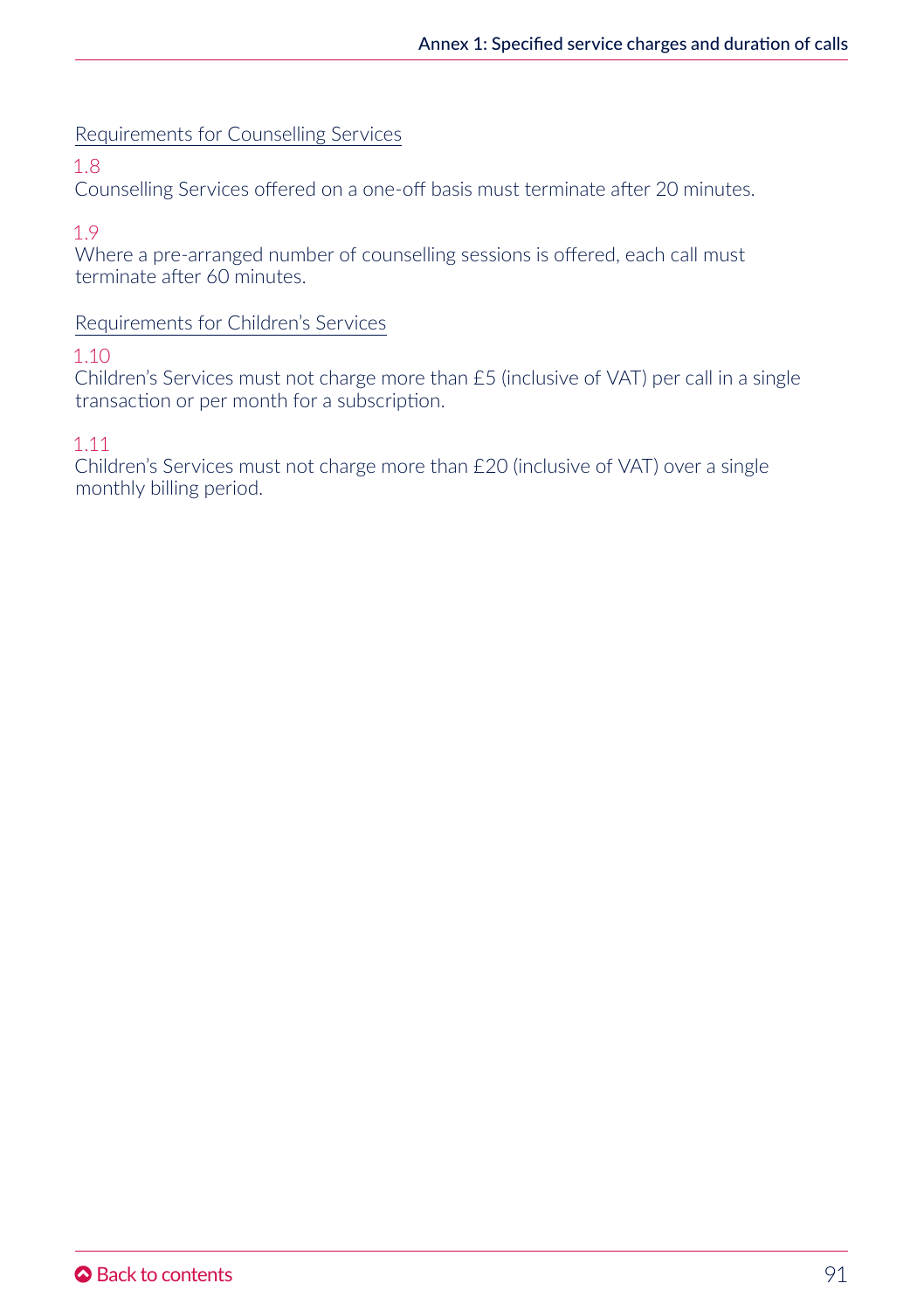Requirements for Counselling Services

1.8
Counselling Services offered on a one-off basis must terminate after 20 minutes.

1.9
Where a pre-arranged number of counselling sessions is offered, each call must terminate after 60 minutes.

Requirements for Children's Services

1.10
Children's Services must not charge more than £5 (inclusive of VAT) per call in a single transaction or per month for a subscription.

1.11
Children's Services must not charge more than £20 (inclusive of VAT) over a single monthly billing period.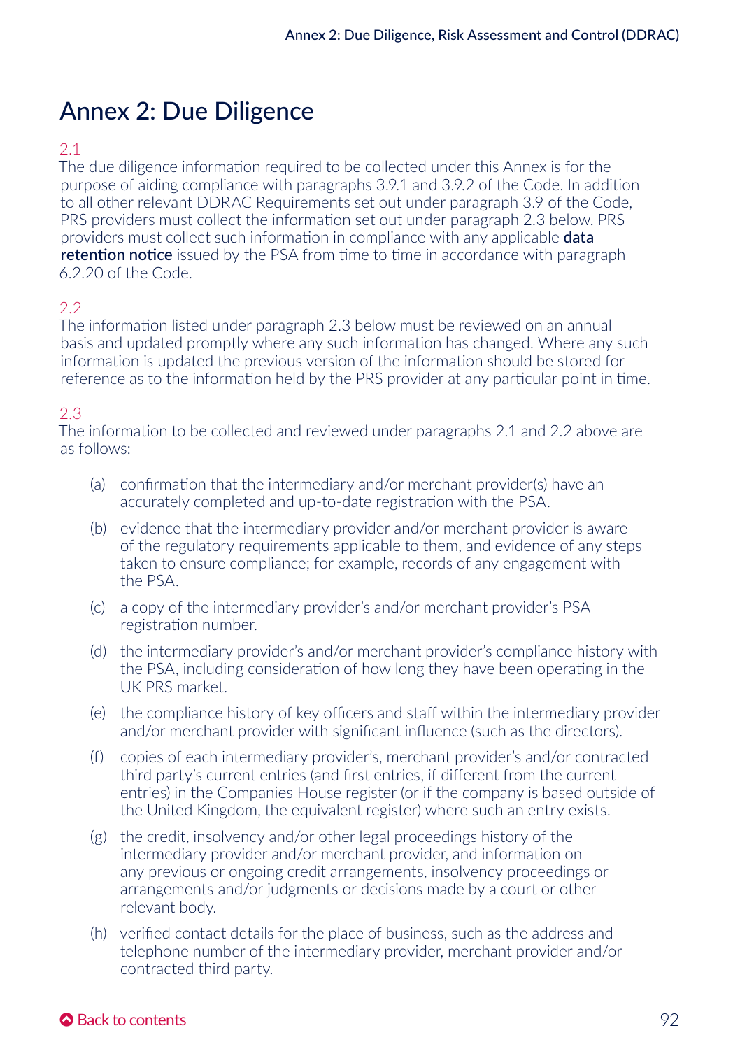# Annex 2: Due Diligence

2.1
The due diligence information required to be collected under this Annex is for the purpose of aiding compliance with paragraphs 3.9.1 and 3.9.2 of the Code. In addition to all other relevant DDRAC Requirements set out under paragraph 3.9 of the Code, PRS providers must collect the information set out under paragraph 2.3 below. PRS providers must collect such information in compliance with any applicable **data retention notice** issued by the PSA from time to time in accordance with paragraph 6.2.20 of the Code.

2.2
The information listed under paragraph 2.3 below must be reviewed on an annual basis and updated promptly where any such information has changed. Where any such information is updated the previous version of the information should be stored for reference as to the information held by the PRS provider at any particular point in time.

2.3
The information to be collected and reviewed under paragraphs 2.1 and 2.2 above are as follows:

(a) confirmation that the intermediary and/or merchant provider(s) have an accurately completed and up-to-date registration with the PSA.

(b) evidence that the intermediary provider and/or merchant provider is aware of the regulatory requirements applicable to them, and evidence of any steps taken to ensure compliance; for example, records of any engagement with the PSA.

(c) a copy of the intermediary provider's and/or merchant provider's PSA registration number.

(d) the intermediary provider's and/or merchant provider's compliance history with the PSA, including consideration of how long they have been operating in the UK PRS market.

(e) the compliance history of key officers and staff within the intermediary provider and/or merchant provider with significant influence (such as the directors).

(f) copies of each intermediary provider's, merchant provider's and/or contracted third party's current entries (and first entries, if different from the current entries) in the Companies House register (or if the company is based outside of the United Kingdom, the equivalent register) where such an entry exists.

(g) the credit, insolvency and/or other legal proceedings history of the intermediary provider and/or merchant provider, and information on any previous or ongoing credit arrangements, insolvency proceedings or arrangements and/or judgments or decisions made by a court or other relevant body.

(h) verified contact details for the place of business, such as the address and telephone number of the intermediary provider, merchant provider and/or contracted third party.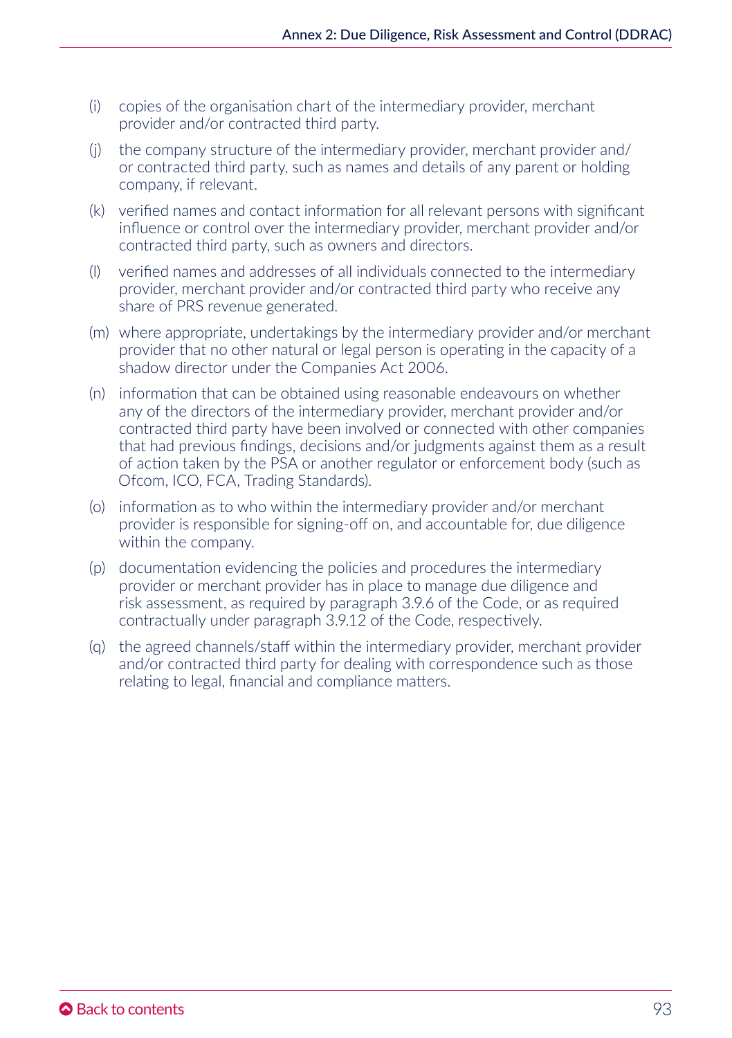(i) copies of the organisation chart of the intermediary provider, merchant provider and/or contracted third party.

(j) the company structure of the intermediary provider, merchant provider and/or contracted third party, such as names and details of any parent or holding company, if relevant.

(k) verified names and contact information for all relevant persons with significant influence or control over the intermediary provider, merchant provider and/or contracted third party, such as owners and directors.

(l) verified names and addresses of all individuals connected to the intermediary provider, merchant provider and/or contracted third party who receive any share of PRS revenue generated.

(m) where appropriate, undertakings by the intermediary provider and/or merchant provider that no other natural or legal person is operating in the capacity of a shadow director under the Companies Act 2006.

(n) information that can be obtained using reasonable endeavours on whether any of the directors of the intermediary provider, merchant provider and/or contracted third party have been involved or connected with other companies that had previous findings, decisions and/or judgments against them as a result of action taken by the PSA or another regulator or enforcement body (such as Ofcom, ICO, FCA, Trading Standards).

(o) information as to who within the intermediary provider and/or merchant provider is responsible for signing-off on, and accountable for, due diligence within the company.

(p) documentation evidencing the policies and procedures the intermediary provider or merchant provider has in place to manage due diligence and risk assessment, as required by paragraph 3.9.6 of the Code, or as required contractually under paragraph 3.9.12 of the Code, respectively.

(q) the agreed channels/staff within the intermediary provider, merchant provider and/or contracted third party for dealing with correspondence such as those relating to legal, financial and compliance matters.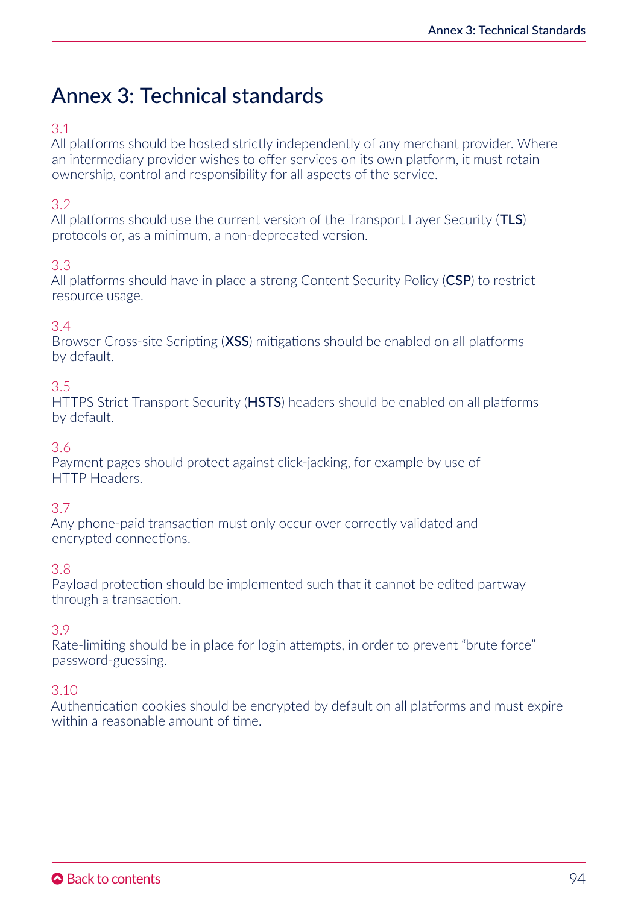# Annex 3: Technical standards

3.1
All platforms should be hosted strictly independently of any merchant provider. Where an intermediary provider wishes to offer services on its own platform, it must retain ownership, control and responsibility for all aspects of the service.

3.2
All platforms should use the current version of the Transport Layer Security (**TLS**) protocols or, as a minimum, a non-deprecated version.

3.3
All platforms should have in place a strong Content Security Policy (**CSP**) to restrict resource usage.

3.4
Browser Cross-site Scripting (**XSS**) mitigations should be enabled on all platforms by default.

3.5
HTTPS Strict Transport Security (**HSTS**) headers should be enabled on all platforms by default.

3.6
Payment pages should protect against click-jacking, for example by use of HTTP Headers.

3.7
Any phone-paid transaction must only occur over correctly validated and encrypted connections.

3.8
Payload protection should be implemented such that it cannot be edited partway through a transaction.

3.9
Rate-limiting should be in place for login attempts, in order to prevent "brute force" password-guessing.

3.10
Authentication cookies should be encrypted by default on all platforms and must expire within a reasonable amount of time.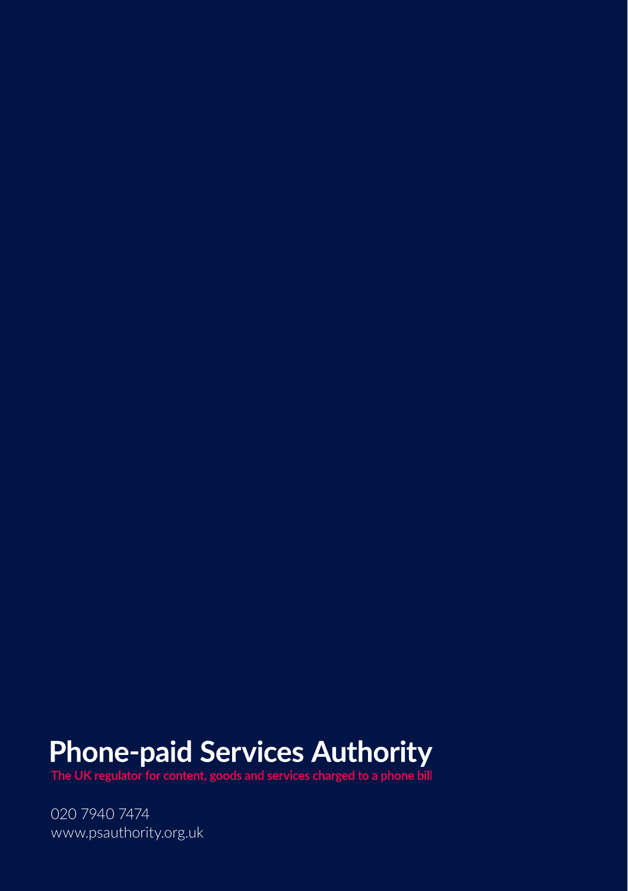# Phone-paid Services Authority

**The UK regulator for content, goods and services charged to a phone bill**

020 7940 7474
www.psauthority.org.uk